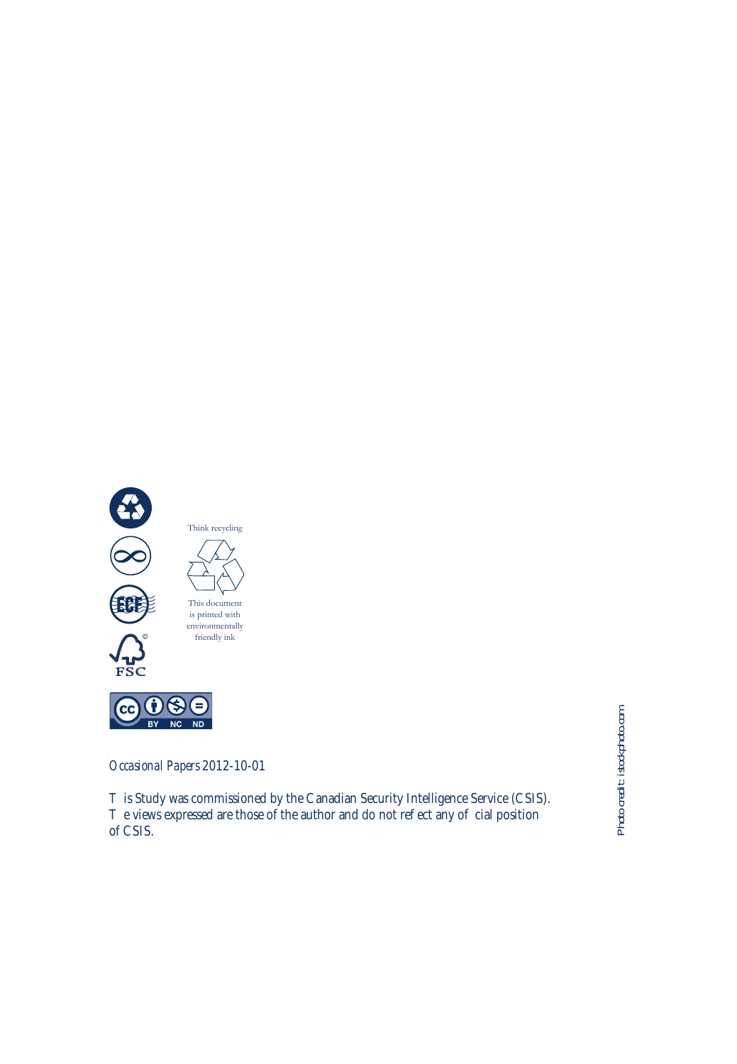Think recycling

This document is printed with environmentally friendly ink

*Occasional Papers* 2012-10-01

T is Study was commissioned by the Canadian Security Intelligence Service (CSIS). T e views expressed are those of the author and do not ref ect any of cial position of CSIS.

Photo credit: istockphoto.com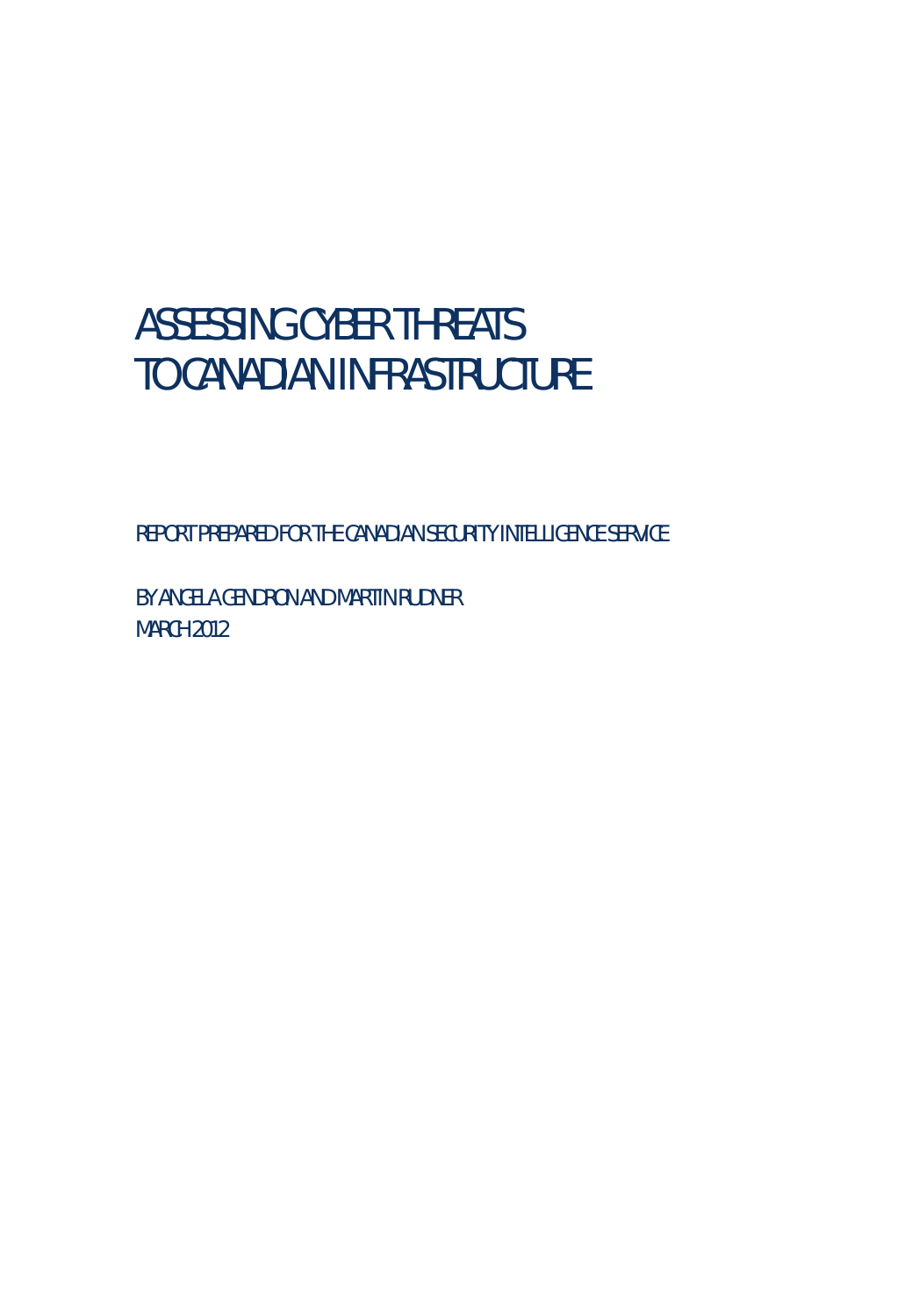# ASSESSING CYBER THREATS TO CANADIAN INFRASTRUCTURE

REPORT PREPARED FOR THE CANADIAN SECURITY INTELLIGENCE SERVICE

BY ANGELA GENDRON AND MARTIN RUDNER

MARCH 2012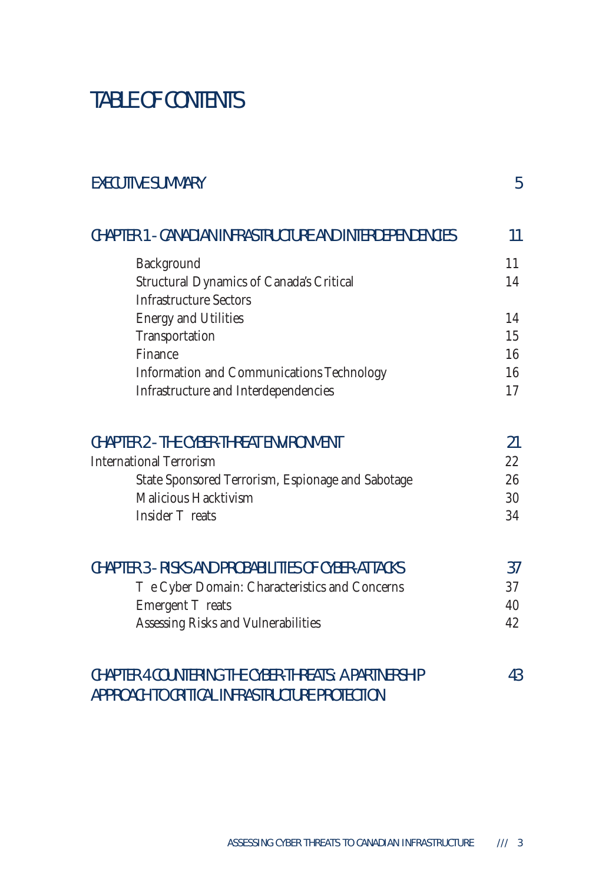# TABLE OF CONTENTS

| | |
|---|---|
| EXECUTIVE SUMMARY | 5 |
| CHAPTER 1 - CANADIAN INFRASTRUCTURE AND INTERDEPENDENCIES | 11 |
| Background | 11 |
| Structural Dynamics of Canada's Critical Infrastructure Sectors | 14 |
| Energy and Utilities | 14 |
| Transportation | 15 |
| Finance | 16 |
| Information and Communications Technology | 16 |
| Infrastructure and Interdependencies | 17 |
| CHAPTER 2 - THE CYBER-THREAT ENVIRONMENT | 21 |
| International Terrorism | 22 |
| State Sponsored Terrorism, Espionage and Sabotage | 26 |
| Malicious Hacktivism | 30 |
| Insider T reats | 34 |
| CHAPTER 3 - RISKS AND PROBABILITIES OF CYBER-ATTACKS | 37 |
| T e Cyber Domain: Characteristics and Concerns | 37 |
| Emergent T reats | 40 |
| Assessing Risks and Vulnerabilities | 42 |
| CHAPTER 4 COUNTERING THE CYBER-THREATS: A PARTNERSHIP APPROACH TO CRITICAL INFRASTRUCTURE PROTECTION | 43 |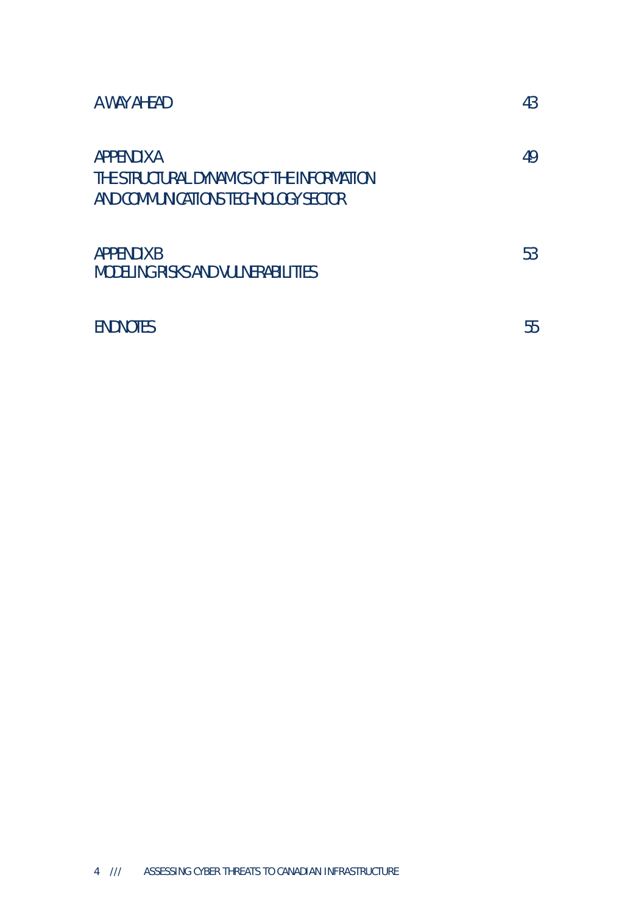A WAY AHEAD 43

APPENDIX A 49
THE STRUCTURAL DYNAMICS OF THE INFORMATION AND COMMUNICATIONS TECHNOLOGY SECTOR

APPENDIX B 53
MODELING RISKS AND VULNERABILITIES

ENDNOTES 55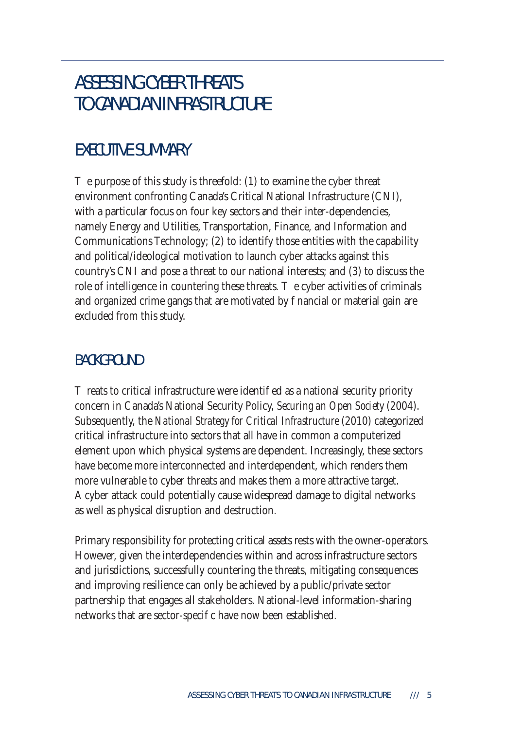# ASSESSING CYBER THREATS TO CANADIAN INFRASTRUCTURE

## EXECUTIVE SUMMARY

The purpose of this study is threefold: (1) to examine the cyber threat environment confronting Canada's Critical National Infrastructure (CNI), with a particular focus on four key sectors and their inter-dependencies, namely Energy and Utilities, Transportation, Finance, and Information and Communications Technology; (2) to identify those entities with the capability and political/ideological motivation to launch cyber attacks against this country's CNI and pose a threat to our national interests; and (3) to discuss the role of intelligence in countering these threats. The cyber activities of criminals and organized crime gangs that are motivated by financial or material gain are excluded from this study.

## BACKGROUND

Threats to critical infrastructure were identified as a national security priority concern in Canada's National Security Policy, *Securing an Open Society* (2004). Subsequently, the *National Strategy for Critical Infrastructure* (2010) categorized critical infrastructure into sectors that all have in common a computerized element upon which physical systems are dependent. Increasingly, these sectors have become more interconnected and interdependent, which renders them more vulnerable to cyber threats and makes them a more attractive target. A cyber attack could potentially cause widespread damage to digital networks as well as physical disruption and destruction.

Primary responsibility for protecting critical assets rests with the owner-operators. However, given the interdependencies within and across infrastructure sectors and jurisdictions, successfully countering the threats, mitigating consequences and improving resilience can only be achieved by a public/private sector partnership that engages all stakeholders. National-level information-sharing networks that are sector-specific have now been established.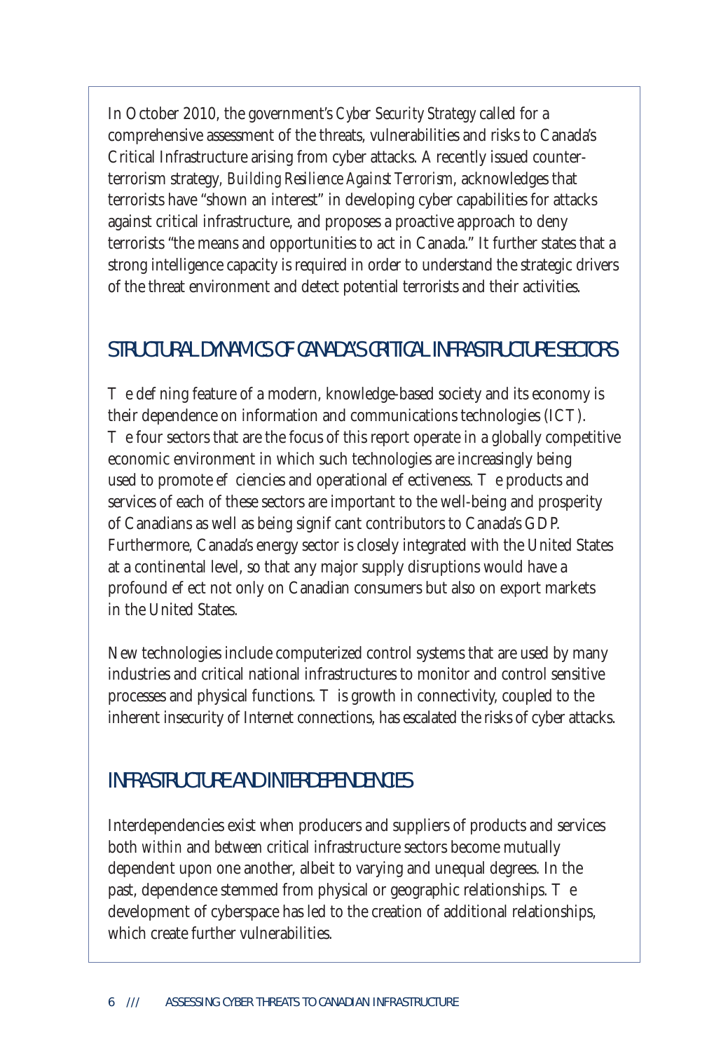In October 2010, the government's *Cyber Security Strategy* called for a comprehensive assessment of the threats, vulnerabilities and risks to Canada's Critical Infrastructure arising from cyber attacks. A recently issued counter-terrorism strategy, *Building Resilience Against Terrorism*, acknowledges that terrorists have "shown an interest" in developing cyber capabilities for attacks against critical infrastructure, and proposes a proactive approach to deny terrorists "the means and opportunities to act in Canada." It further states that a strong intelligence capacity is required in order to understand the strategic drivers of the threat environment and detect potential terrorists and their activities.

## STRUCTURAL DYNAMICS OF CANADA'S CRITICAL INFRASTRUCTURE SECTORS

The defining feature of a modern, knowledge-based society and its economy is their dependence on information and communications technologies (ICT). The four sectors that are the focus of this report operate in a globally competitive economic environment in which such technologies are increasingly being used to promote efficiencies and operational effectiveness. The products and services of each of these sectors are important to the well-being and prosperity of Canadians as well as being significant contributors to Canada's GDP. Furthermore, Canada's energy sector is closely integrated with the United States at a continental level, so that any major supply disruptions would have a profound effect not only on Canadian consumers but also on export markets in the United States.

New technologies include computerized control systems that are used by many industries and critical national infrastructures to monitor and control sensitive processes and physical functions. This growth in connectivity, coupled to the inherent insecurity of Internet connections, has escalated the risks of cyber attacks.

## INFRASTRUCTURE AND INTERDEPENDENCIES

Interdependencies exist when producers and suppliers of products and services both *within* and *between* critical infrastructure sectors become mutually dependent upon one another, albeit to varying and unequal degrees. In the past, dependence stemmed from physical or geographic relationships. The development of cyberspace has led to the creation of additional relationships, which create further vulnerabilities.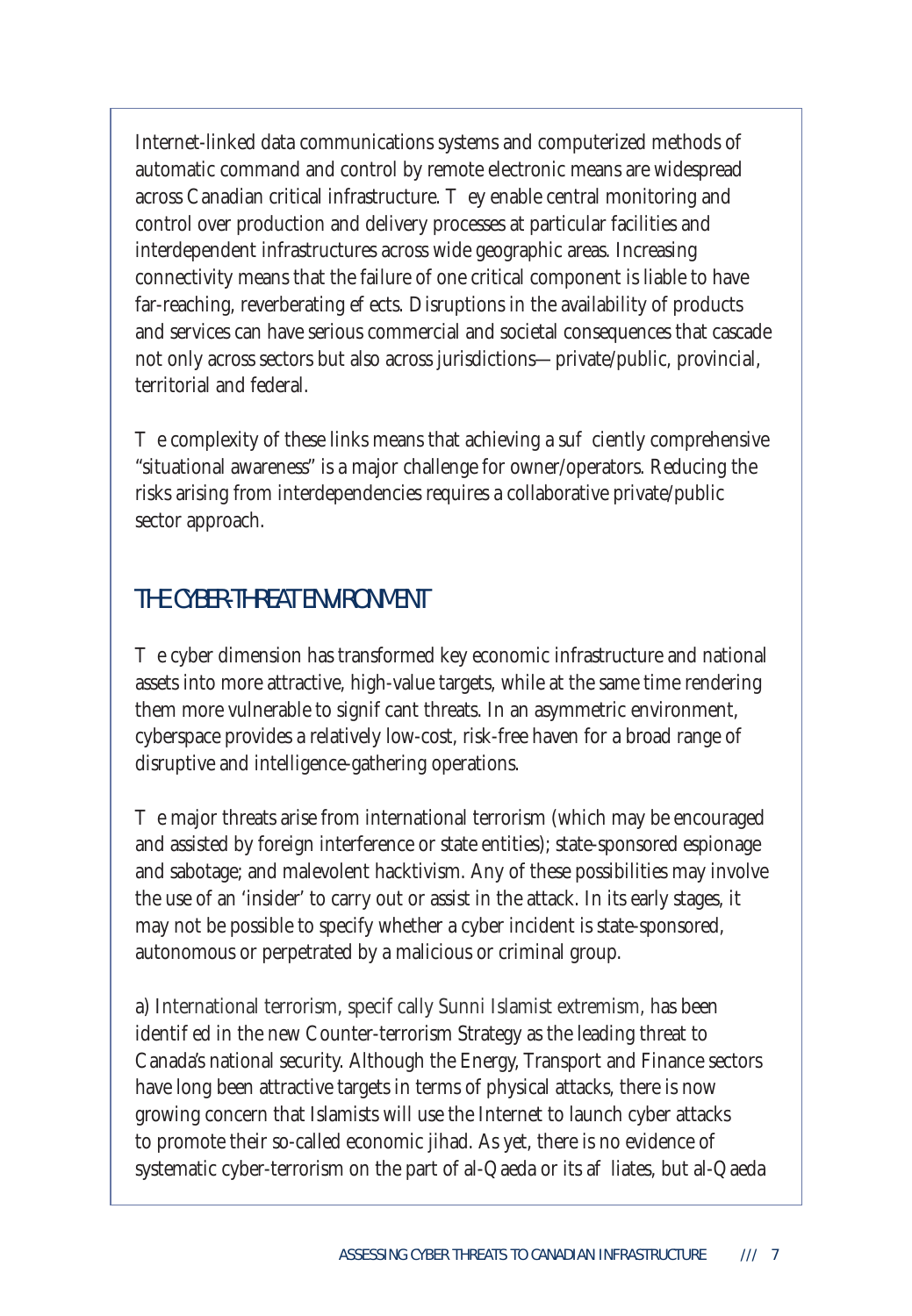Internet-linked data communications systems and computerized methods of automatic command and control by remote electronic means are widespread across Canadian critical infrastructure. They enable central monitoring and control over production and delivery processes at particular facilities and interdependent infrastructures across wide geographic areas. Increasing connectivity means that the failure of one critical component is liable to have far-reaching, reverberating effects. Disruptions in the availability of products and services can have serious commercial and societal consequences that cascade not only across sectors but also across jurisdictions—private/public, provincial, territorial and federal.

The complexity of these links means that achieving a sufficiently comprehensive "situational awareness" is a major challenge for owner/operators. Reducing the risks arising from interdependencies requires a collaborative private/public sector approach.

## THE CYBER-THREAT ENVIRONMENT

The cyber dimension has transformed key economic infrastructure and national assets into more attractive, high-value targets, while at the same time rendering them more vulnerable to significant threats. In an asymmetric environment, cyberspace provides a relatively low-cost, risk-free haven for a broad range of disruptive and intelligence-gathering operations.

The major threats arise from international terrorism (which may be encouraged and assisted by foreign interference or state entities); state-sponsored espionage and sabotage; and malevolent hacktivism. Any of these possibilities may involve the use of an 'insider' to carry out or assist in the attack. In its early stages, it may not be possible to specify whether a cyber incident is state-sponsored, autonomous or perpetrated by a malicious or criminal group.

a) International terrorism, specifically Sunni Islamist extremism, has been identified in the new Counter-terrorism Strategy as the leading threat to Canada's national security. Although the Energy, Transport and Finance sectors have long been attractive targets in terms of physical attacks, there is now growing concern that Islamists will use the Internet to launch cyber attacks to promote their so-called economic jihad. As yet, there is no evidence of systematic cyber-terrorism on the part of al-Qaeda or its affliates, but al-Qaeda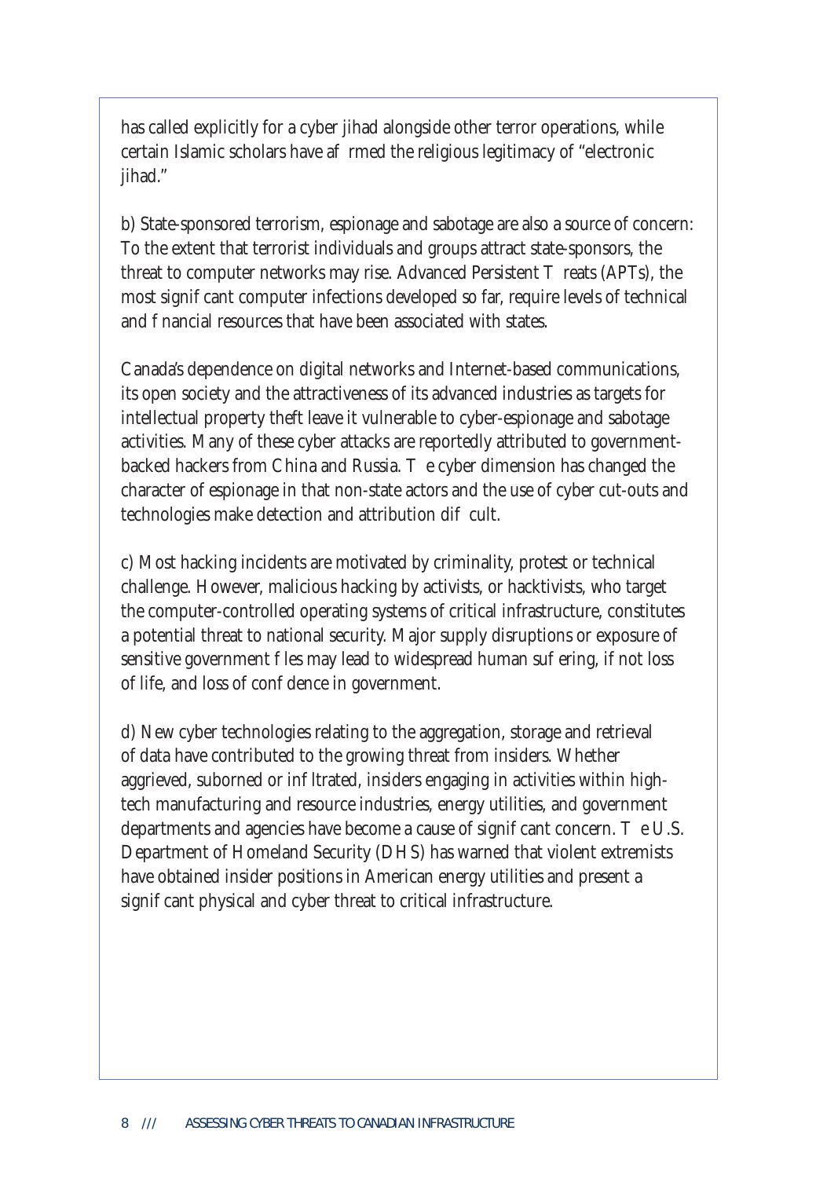has called explicitly for a cyber jihad alongside other terror operations, while certain Islamic scholars have affirmed the religious legitimacy of "electronic jihad."

b) State-sponsored terrorism, espionage and sabotage are also a source of concern: To the extent that terrorist individuals and groups attract state-sponsors, the threat to computer networks may rise. Advanced Persistent Threats (APTs), the most significant computer infections developed so far, require levels of technical and financial resources that have been associated with states.

Canada's dependence on digital networks and Internet-based communications, its open society and the attractiveness of its advanced industries as targets for intellectual property theft leave it vulnerable to cyber-espionage and sabotage activities. Many of these cyber attacks are reportedly attributed to government-backed hackers from China and Russia. The cyber dimension has changed the character of espionage in that non-state actors and the use of cyber cut-outs and technologies make detection and attribution difficult.

c) Most hacking incidents are motivated by criminality, protest or technical challenge. However, malicious hacking by activists, or hacktivists, who target the computer-controlled operating systems of critical infrastructure, constitutes a potential threat to national security. Major supply disruptions or exposure of sensitive government files may lead to widespread human suffering, if not loss of life, and loss of confidence in government.

d) New cyber technologies relating to the aggregation, storage and retrieval of data have contributed to the growing threat from insiders. Whether aggrieved, suborned or infiltrated, insiders engaging in activities within high-tech manufacturing and resource industries, energy utilities, and government departments and agencies have become a cause of significant concern. The U.S. Department of Homeland Security (DHS) has warned that violent extremists have obtained insider positions in American energy utilities and present a significant physical and cyber threat to critical infrastructure.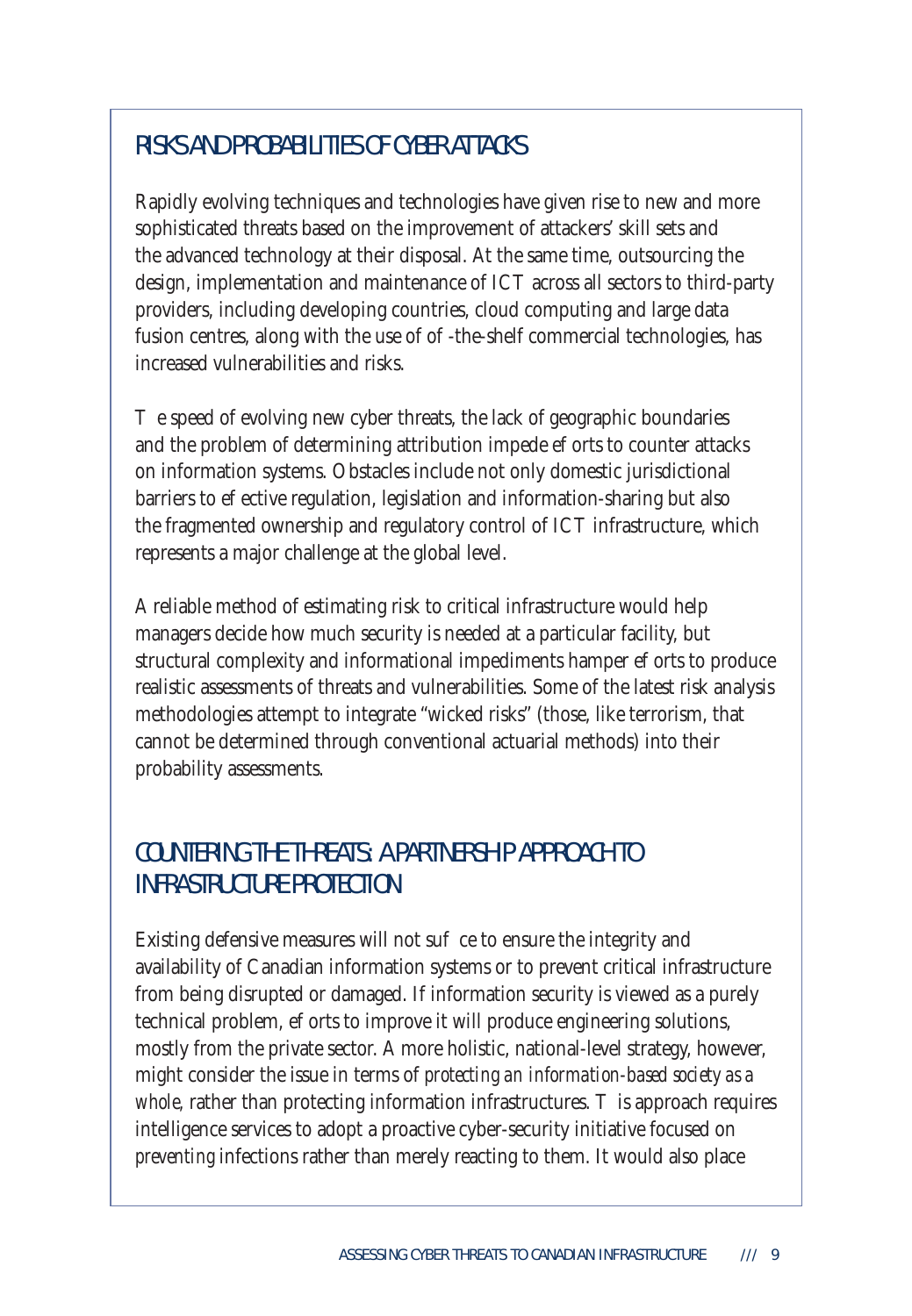## RISKS AND PROBABILITIES OF CYBER ATTACKS

Rapidly evolving techniques and technologies have given rise to new and more sophisticated threats based on the improvement of attackers' skill sets and the advanced technology at their disposal. At the same time, outsourcing the design, implementation and maintenance of ICT across all sectors to third-party providers, including developing countries, cloud computing and large data fusion centres, along with the use of off-the-shelf commercial technologies, has increased vulnerabilities and risks.

The speed of evolving new cyber threats, the lack of geographic boundaries and the problem of determining attribution impede efforts to counter attacks on information systems. Obstacles include not only domestic jurisdictional barriers to effective regulation, legislation and information-sharing but also the fragmented ownership and regulatory control of ICT infrastructure, which represents a major challenge at the global level.

A reliable method of estimating risk to critical infrastructure would help managers decide how much security is needed at a particular facility, but structural complexity and informational impediments hamper efforts to produce realistic assessments of threats and vulnerabilities. Some of the latest risk analysis methodologies attempt to integrate "wicked risks" (those, like terrorism, that cannot be determined through conventional actuarial methods) into their probability assessments.

## COUNTERING THE THREATS: A PARTNERSHIP APPROACH TO INFRASTRUCTURE PROTECTION

Existing defensive measures will not suffice to ensure the integrity and availability of Canadian information systems or to prevent critical infrastructure from being disrupted or damaged. If information security is viewed as a purely technical problem, efforts to improve it will produce engineering solutions, mostly from the private sector. A more holistic, national-level strategy, however, might consider the issue in terms of *protecting an information-based society as a whole*, rather than protecting information infrastructures. This approach requires intelligence services to adopt a proactive cyber-security initiative focused on *preventing* infections rather than merely reacting to them. It would also place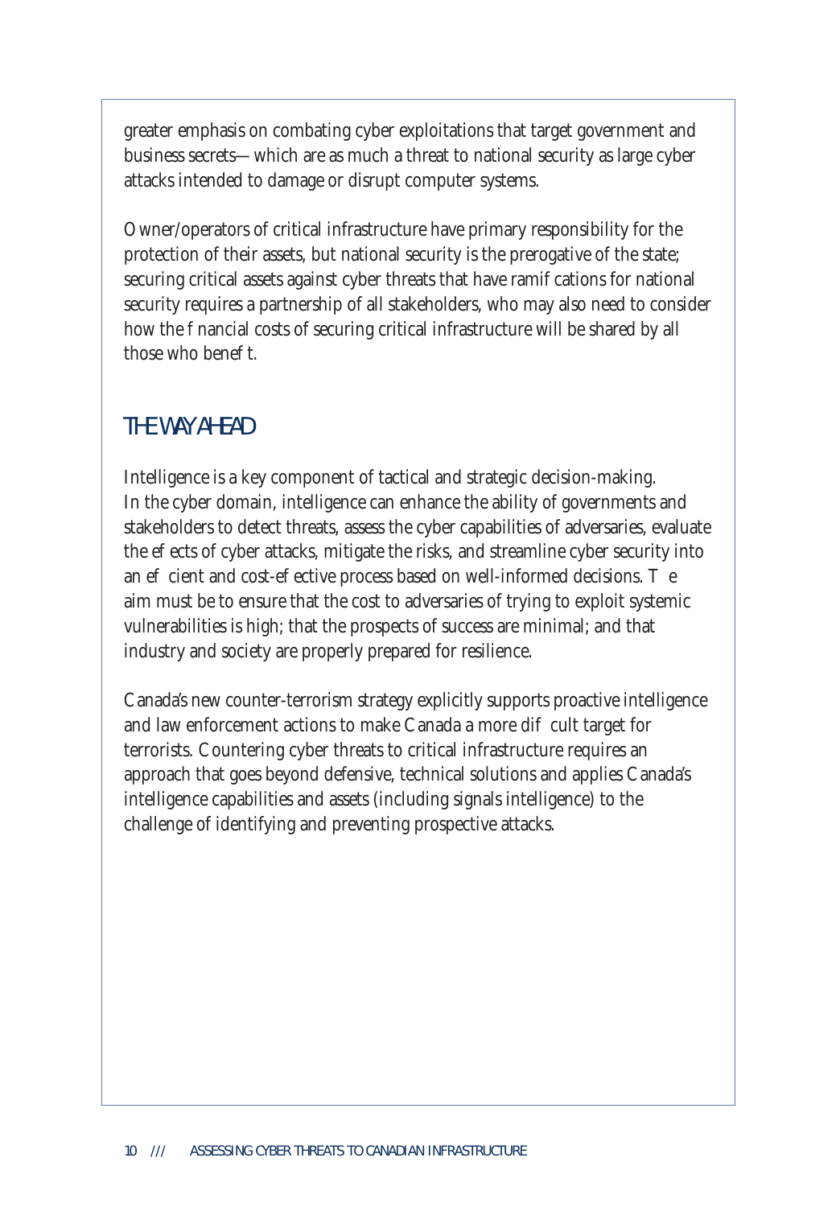greater emphasis on combating cyber exploitations that target government and business secrets—which are as much a threat to national security as large cyber attacks intended to damage or disrupt computer systems.

Owner/operators of critical infrastructure have primary responsibility for the protection of their assets, but national security is the prerogative of the state; securing critical assets against cyber threats that have ramifications for national security requires a partnership of all stakeholders, who may also need to consider how the financial costs of securing critical infrastructure will be shared by all those who benefit.

## THE WAY AHEAD

Intelligence is a key component of tactical and strategic decision-making. In the cyber domain, intelligence can enhance the ability of governments and stakeholders to detect threats, assess the cyber capabilities of adversaries, evaluate the effects of cyber attacks, mitigate the risks, and streamline cyber security into an efficient and cost-effective process based on well-informed decisions. The aim must be to ensure that the cost to adversaries of trying to exploit systemic vulnerabilities is high; that the prospects of success are minimal; and that industry and society are properly prepared for resilience.

Canada's new counter-terrorism strategy explicitly supports proactive intelligence and law enforcement actions to make Canada a more difficult target for terrorists. Countering cyber threats to critical infrastructure requires an approach that goes beyond defensive, technical solutions and applies Canada's intelligence capabilities and assets (including signals intelligence) to the challenge of identifying and preventing prospective attacks.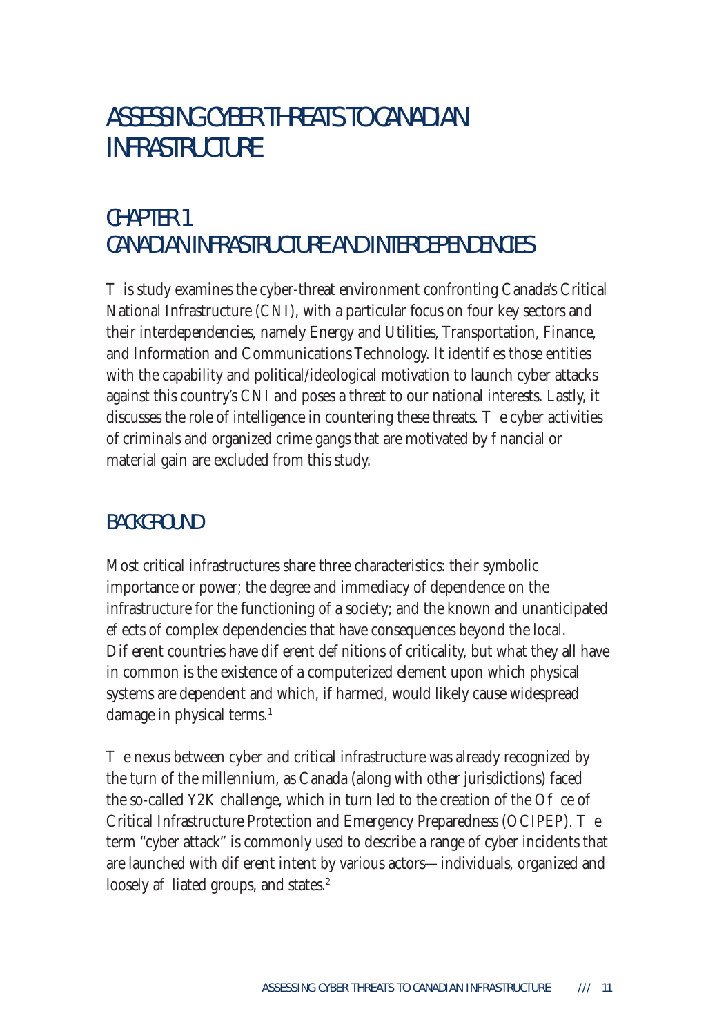# ASSESSING CYBER THREATS TO CANADIAN INFRASTRUCTURE

## CHAPTER 1
## CANADIAN INFRASTRUCTURE AND INTERDEPENDENCIES

This study examines the cyber-threat environment confronting Canada's Critical National Infrastructure (CNI), with a particular focus on four key sectors and their interdependencies, namely Energy and Utilities, Transportation, Finance, and Information and Communications Technology. It identifies those entities with the capability and political/ideological motivation to launch cyber attacks against this country's CNI and poses a threat to our national interests. Lastly, it discusses the role of intelligence in countering these threats. The cyber activities of criminals and organized crime gangs that are motivated by financial or material gain are excluded from this study.

### BACKGROUND

Most critical infrastructures share three characteristics: their symbolic importance or power; the degree and immediacy of dependence on the infrastructure for the functioning of a society; and the known and unanticipated effects of complex dependencies that have consequences beyond the local. Different countries have different definitions of criticality, but what they all have in common is the existence of a computerized element upon which physical systems are dependent and which, if harmed, would likely cause widespread damage in physical terms.[1]

The nexus between cyber and critical infrastructure was already recognized by the turn of the millennium, as Canada (along with other jurisdictions) faced the so-called Y2K challenge, which in turn led to the creation of the Office of Critical Infrastructure Protection and Emergency Preparedness (OCIPEP). The term "cyber attack" is commonly used to describe a range of cyber incidents that are launched with different intent by various actors—individuals, organized and loosely affiliated groups, and states.[2]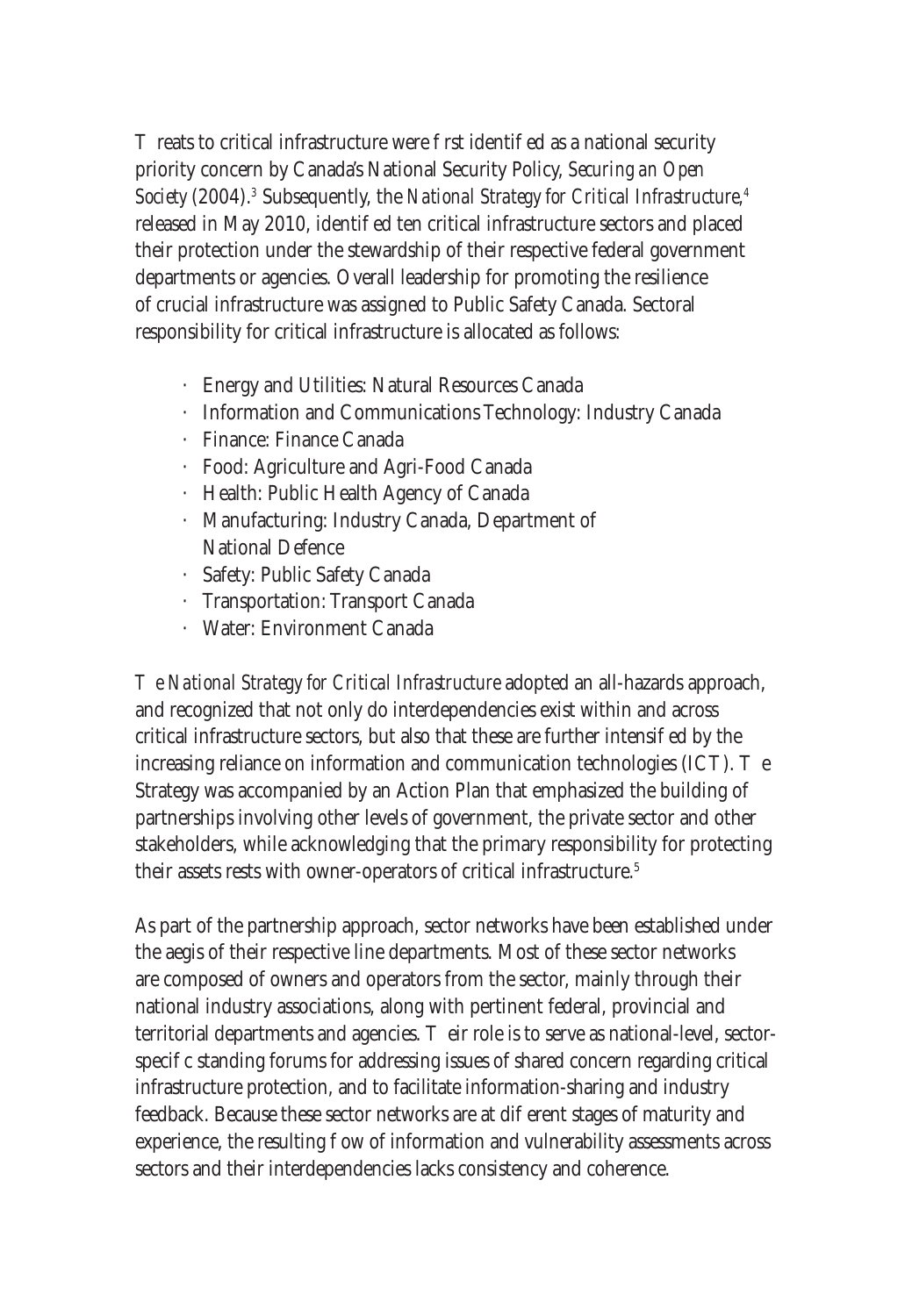Threats to critical infrastructure were first identified as a national security priority concern by Canada's National Security Policy, *Securing an Open Society* (2004).[3] Subsequently, the *National Strategy for Critical Infrastructure*,[4] released in May 2010, identified ten critical infrastructure sectors and placed their protection under the stewardship of their respective federal government departments or agencies. Overall leadership for promoting the resilience of crucial infrastructure was assigned to Public Safety Canada. Sectoral responsibility for critical infrastructure is allocated as follows:

- Energy and Utilities: Natural Resources Canada
- Information and Communications Technology: Industry Canada
- Finance: Finance Canada
- Food: Agriculture and Agri-Food Canada
- Health: Public Health Agency of Canada
- Manufacturing: Industry Canada, Department of National Defence
- Safety: Public Safety Canada
- Transportation: Transport Canada
- Water: Environment Canada

The *National Strategy for Critical Infrastructure* adopted an all-hazards approach, and recognized that not only do interdependencies exist within and across critical infrastructure sectors, but also that these are further intensified by the increasing reliance on information and communication technologies (ICT). The Strategy was accompanied by an Action Plan that emphasized the building of partnerships involving other levels of government, the private sector and other stakeholders, while acknowledging that the primary responsibility for protecting their assets rests with owner-operators of critical infrastructure.[5]

As part of the partnership approach, sector networks have been established under the aegis of their respective line departments. Most of these sector networks are composed of owners and operators from the sector, mainly through their national industry associations, along with pertinent federal, provincial and territorial departments and agencies. Their role is to serve as national-level, sector-specific standing forums for addressing issues of shared concern regarding critical infrastructure protection, and to facilitate information-sharing and industry feedback. Because these sector networks are at different stages of maturity and experience, the resulting flow of information and vulnerability assessments across sectors and their interdependencies lacks consistency and coherence.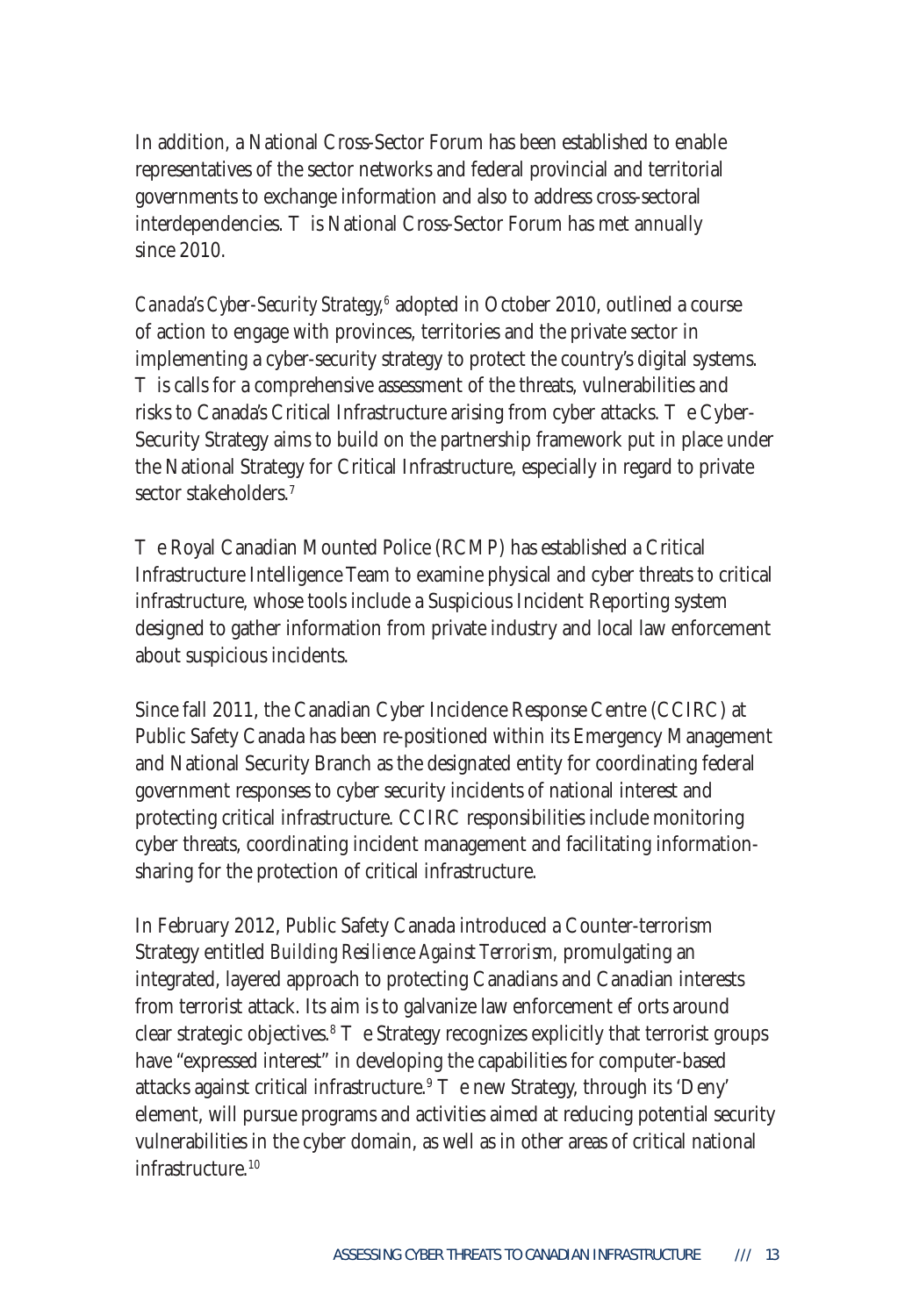In addition, a National Cross-Sector Forum has been established to enable representatives of the sector networks and federal provincial and territorial governments to exchange information and also to address cross-sectoral interdependencies. This National Cross-Sector Forum has met annually since 2010.

*Canada's Cyber-Security Strategy*,[6] adopted in October 2010, outlined a course of action to engage with provinces, territories and the private sector in implementing a cyber-security strategy to protect the country's digital systems. This calls for a comprehensive assessment of the threats, vulnerabilities and risks to Canada's Critical Infrastructure arising from cyber attacks. The Cyber-Security Strategy aims to build on the partnership framework put in place under the National Strategy for Critical Infrastructure, especially in regard to private sector stakeholders.[7]

The Royal Canadian Mounted Police (RCMP) has established a Critical Infrastructure Intelligence Team to examine physical and cyber threats to critical infrastructure, whose tools include a Suspicious Incident Reporting system designed to gather information from private industry and local law enforcement about suspicious incidents.

Since fall 2011, the Canadian Cyber Incidence Response Centre (CCIRC) at Public Safety Canada has been re-positioned within its Emergency Management and National Security Branch as the designated entity for coordinating federal government responses to cyber security incidents of national interest and protecting critical infrastructure. CCIRC responsibilities include monitoring cyber threats, coordinating incident management and facilitating information-sharing for the protection of critical infrastructure.

In February 2012, Public Safety Canada introduced a Counter-terrorism Strategy entitled *Building Resilience Against Terrorism*, promulgating an integrated, layered approach to protecting Canadians and Canadian interests from terrorist attack. Its aim is to galvanize law enforcement efforts around clear strategic objectives.[8] The Strategy recognizes explicitly that terrorist groups have "expressed interest" in developing the capabilities for computer-based attacks against critical infrastructure.[9] The new Strategy, through its 'Deny' element, will pursue programs and activities aimed at reducing potential security vulnerabilities in the cyber domain, as well as in other areas of critical national infrastructure.[10]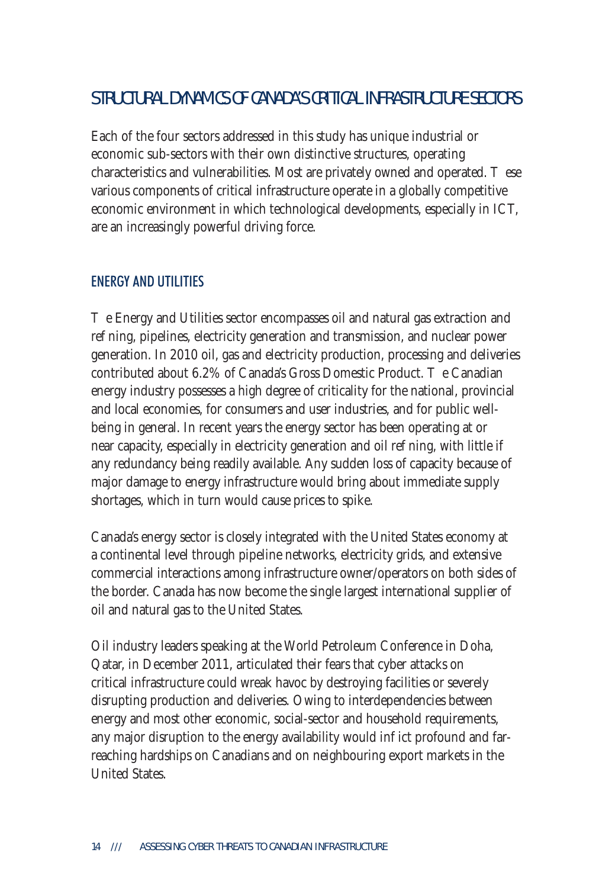# STRUCTURAL DYNAMICS OF CANADA'S CRITICAL INFRASTRUCTURE SECTORS

Each of the four sectors addressed in this study has unique industrial or economic sub-sectors with their own distinctive structures, operating characteristics and vulnerabilities. Most are privately owned and operated. These various components of critical infrastructure operate in a globally competitive economic environment in which technological developments, especially in ICT, are an increasingly powerful driving force.

## ENERGY AND UTILITIES

The Energy and Utilities sector encompasses oil and natural gas extraction and refining, pipelines, electricity generation and transmission, and nuclear power generation. In 2010 oil, gas and electricity production, processing and deliveries contributed about 6.2% of Canada's Gross Domestic Product. The Canadian energy industry possesses a high degree of criticality for the national, provincial and local economies, for consumers and user industries, and for public well-being in general. In recent years the energy sector has been operating at or near capacity, especially in electricity generation and oil refining, with little if any redundancy being readily available. Any sudden loss of capacity because of major damage to energy infrastructure would bring about immediate supply shortages, which in turn would cause prices to spike.

Canada's energy sector is closely integrated with the United States economy at a continental level through pipeline networks, electricity grids, and extensive commercial interactions among infrastructure owner/operators on both sides of the border. Canada has now become the single largest international supplier of oil and natural gas to the United States.

Oil industry leaders speaking at the World Petroleum Conference in Doha, Qatar, in December 2011, articulated their fears that cyber attacks on critical infrastructure could wreak havoc by destroying facilities or severely disrupting production and deliveries. Owing to interdependencies between energy and most other economic, social-sector and household requirements, any major disruption to the energy availability would inflict profound and far-reaching hardships on Canadians and on neighbouring export markets in the United States.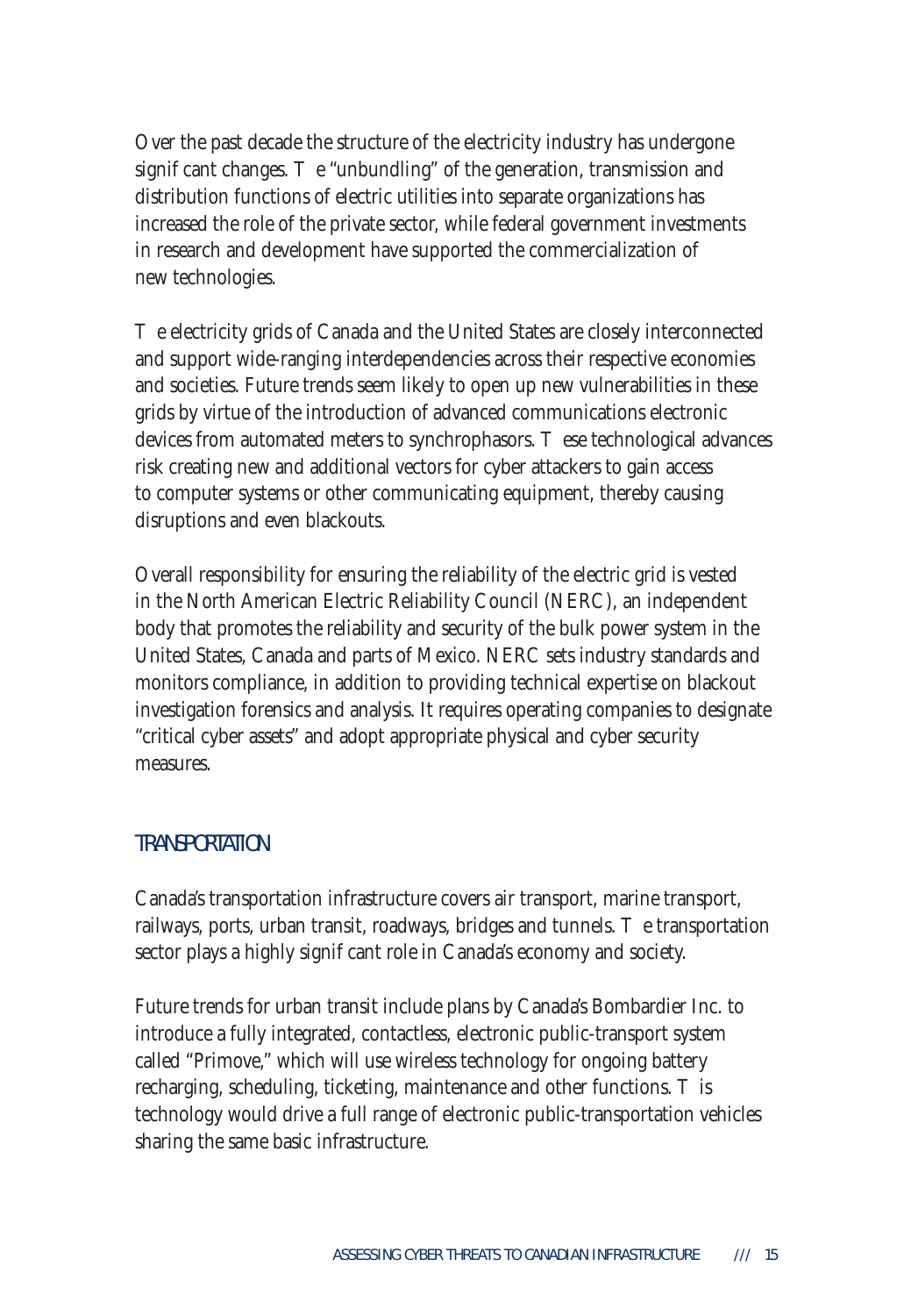Over the past decade the structure of the electricity industry has undergone signif cant changes. T e "unbundling" of the generation, transmission and distribution functions of electric utilities into separate organizations has increased the role of the private sector, while federal government investments in research and development have supported the commercialization of new technologies.

T e electricity grids of Canada and the United States are closely interconnected and support wide-ranging interdependencies across their respective economies and societies. Future trends seem likely to open up new vulnerabilities in these grids by virtue of the introduction of advanced communications electronic devices from automated meters to synchrophasors. T ese technological advances risk creating new and additional vectors for cyber attackers to gain access to computer systems or other communicating equipment, thereby causing disruptions and even blackouts.

Overall responsibility for ensuring the reliability of the electric grid is vested in the North American Electric Reliability Council (NERC), an independent body that promotes the reliability and security of the bulk power system in the United States, Canada and parts of Mexico. NERC sets industry standards and monitors compliance, in addition to providing technical expertise on blackout investigation forensics and analysis. It requires operating companies to designate "critical cyber assets" and adopt appropriate physical and cyber security measures.

## TRANSPORTATION

Canada's transportation infrastructure covers air transport, marine transport, railways, ports, urban transit, roadways, bridges and tunnels. T e transportation sector plays a highly signif cant role in Canada's economy and society.

Future trends for urban transit include plans by Canada's Bombardier Inc. to introduce a fully integrated, contactless, electronic public-transport system called "Primove," which will use wireless technology for ongoing battery recharging, scheduling, ticketing, maintenance and other functions. T is technology would drive a full range of electronic public-transportation vehicles sharing the same basic infrastructure.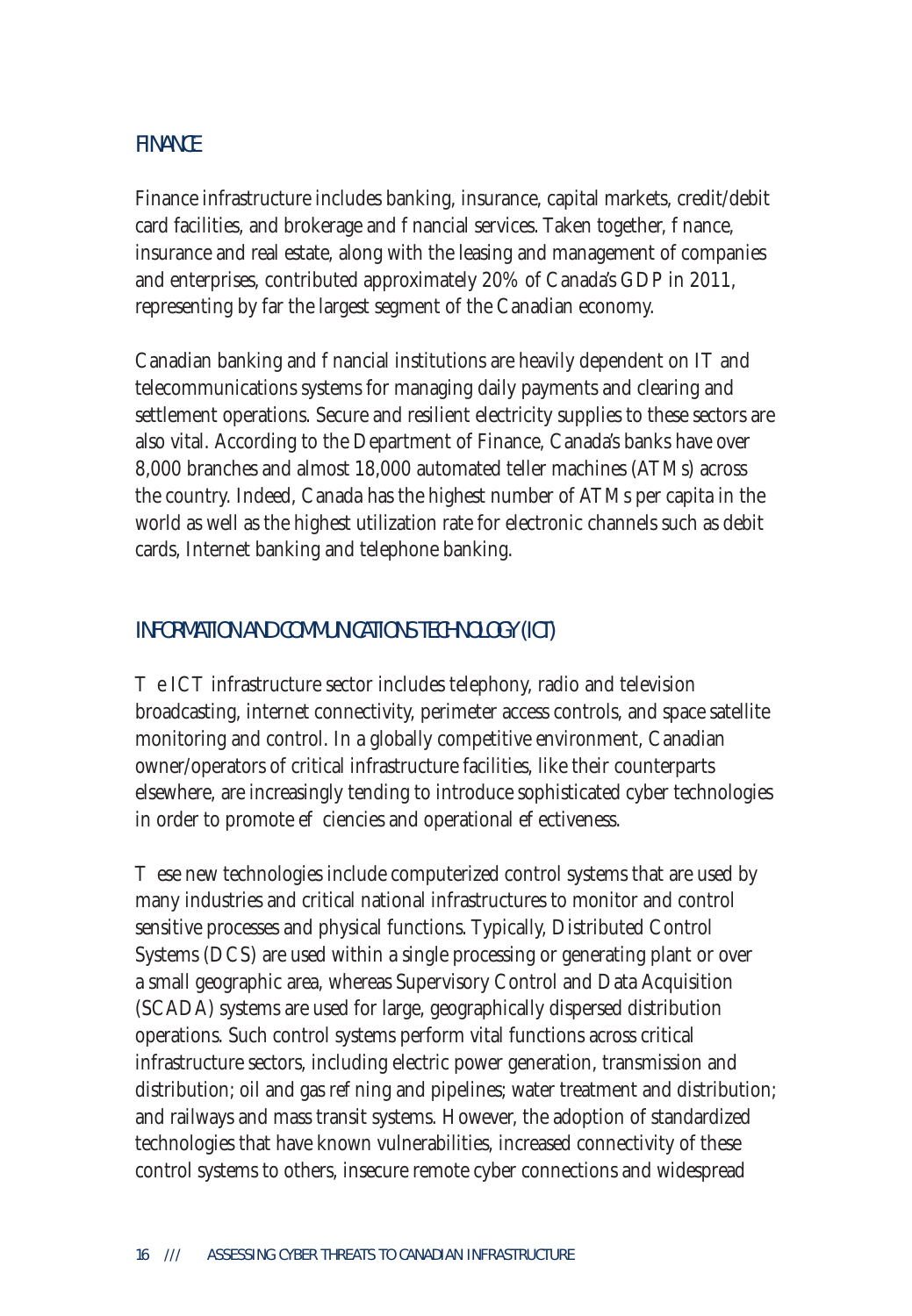## FINANCE

Finance infrastructure includes banking, insurance, capital markets, credit/debit card facilities, and brokerage and financial services. Taken together, finance, insurance and real estate, along with the leasing and management of companies and enterprises, contributed approximately 20% of Canada's GDP in 2011, representing by far the largest segment of the Canadian economy.

Canadian banking and financial institutions are heavily dependent on IT and telecommunications systems for managing daily payments and clearing and settlement operations. Secure and resilient electricity supplies to these sectors are also vital. According to the Department of Finance, Canada's banks have over 8,000 branches and almost 18,000 automated teller machines (ATMs) across the country. Indeed, Canada has the highest number of ATMs per capita in the world as well as the highest utilization rate for electronic channels such as debit cards, Internet banking and telephone banking.

## INFORMATION AND COMMUNICATIONS TECHNOLOGY (ICT)

The ICT infrastructure sector includes telephony, radio and television broadcasting, internet connectivity, perimeter access controls, and space satellite monitoring and control. In a globally competitive environment, Canadian owner/operators of critical infrastructure facilities, like their counterparts elsewhere, are increasingly tending to introduce sophisticated cyber technologies in order to promote efficiencies and operational effectiveness.

These new technologies include computerized control systems that are used by many industries and critical national infrastructures to monitor and control sensitive processes and physical functions. Typically, Distributed Control Systems (DCS) are used within a single processing or generating plant or over a small geographic area, whereas Supervisory Control and Data Acquisition (SCADA) systems are used for large, geographically dispersed distribution operations. Such control systems perform vital functions across critical infrastructure sectors, including electric power generation, transmission and distribution; oil and gas refining and pipelines; water treatment and distribution; and railways and mass transit systems. However, the adoption of standardized technologies that have known vulnerabilities, increased connectivity of these control systems to others, insecure remote cyber connections and widespread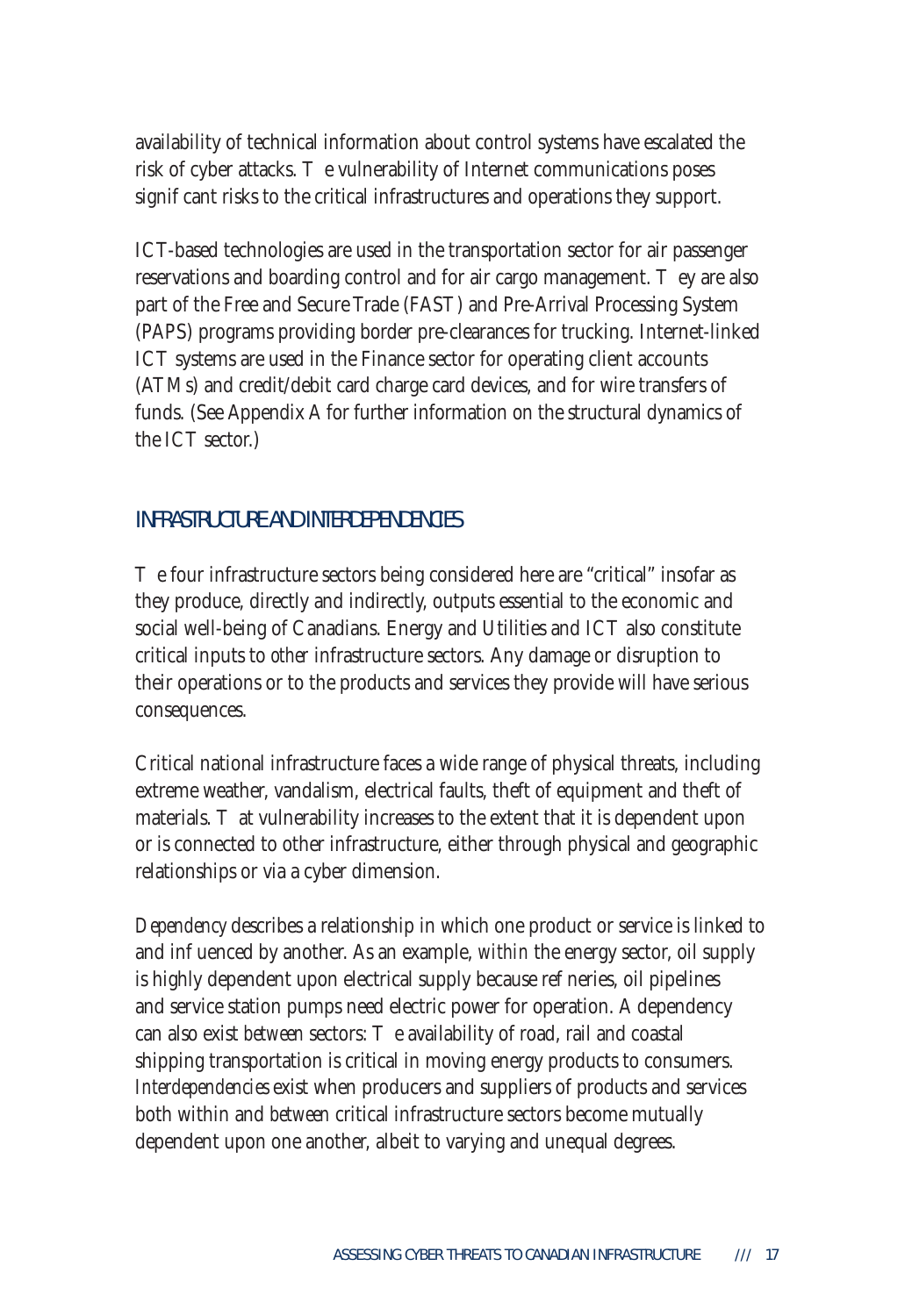availability of technical information about control systems have escalated the risk of cyber attacks. The vulnerability of Internet communications poses significant risks to the critical infrastructures and operations they support.

ICT-based technologies are used in the transportation sector for air passenger reservations and boarding control and for air cargo management. They are also part of the Free and Secure Trade (FAST) and Pre-Arrival Processing System (PAPS) programs providing border pre-clearances for trucking. Internet-linked ICT systems are used in the Finance sector for operating client accounts (ATMs) and credit/debit card charge card devices, and for wire transfers of funds. (See Appendix A for further information on the structural dynamics of the ICT sector.)

## INFRASTRUCTURE AND INTERDEPENDENCIES

The four infrastructure sectors being considered here are "critical" insofar as they produce, directly and indirectly, outputs essential to the economic and social well-being of Canadians. Energy and Utilities and ICT also constitute critical inputs to *other* infrastructure sectors. Any damage or disruption to their operations or to the products and services they provide will have serious consequences.

Critical national infrastructure faces a wide range of physical threats, including extreme weather, vandalism, electrical faults, theft of equipment and theft of materials. That vulnerability increases to the extent that it is dependent upon or is connected to other infrastructure, either through physical and geographic relationships or via a cyber dimension.

*Dependency* describes a relationship in which one product or service is linked to and influenced by another. As an example, *within* the energy sector, oil supply is highly dependent upon electrical supply because refineries, oil pipelines and service station pumps need electric power for operation. A dependency can also exist *between* sectors: The availability of road, rail and coastal shipping transportation is critical in moving energy products to consumers. *Interdependencies* exist when producers and suppliers of products and services both within and *between* critical infrastructure sectors become mutually dependent upon one another, albeit to varying and unequal degrees.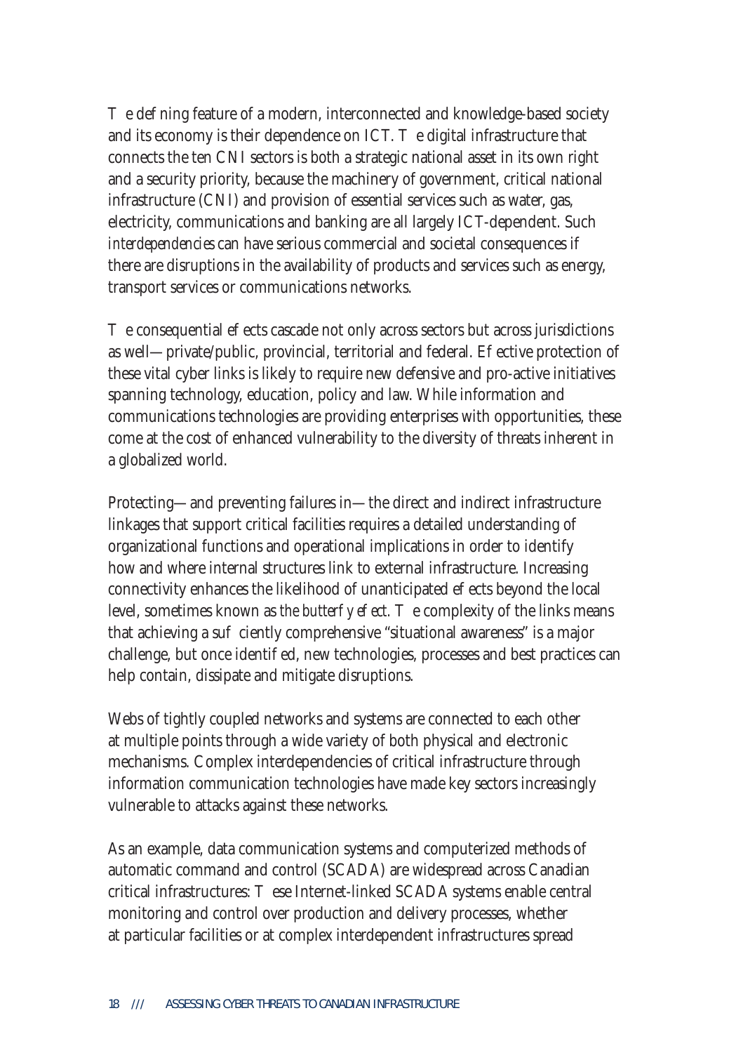The defining feature of a modern, interconnected and knowledge-based society and its economy is their dependence on ICT. The digital infrastructure that connects the ten CNI sectors is both a strategic national asset in its own right and a security priority, because the machinery of government, critical national infrastructure (CNI) and provision of essential services such as water, gas, electricity, communications and banking are all largely ICT-dependent. Such *interdependencies* can have serious commercial and societal consequences if there are disruptions in the availability of products and services such as energy, transport services or communications networks.

The consequential effects cascade not only across sectors but across jurisdictions as well—private/public, provincial, territorial and federal. Effective protection of these vital cyber links is likely to require new defensive and pro-active initiatives spanning technology, education, policy and law. While information and communications technologies are providing enterprises with opportunities, these come at the cost of enhanced vulnerability to the diversity of threats inherent in a globalized world.

Protecting—and preventing failures in—the direct and indirect infrastructure linkages that support critical facilities requires a detailed understanding of organizational functions and operational implications in order to identify how and where internal structures link to external infrastructure. Increasing connectivity enhances the likelihood of unanticipated effects beyond the local level, sometimes known as *the butterfly effect*. The complexity of the links means that achieving a sufficiently comprehensive "situational awareness" is a major challenge, but once identified, new technologies, processes and best practices can help contain, dissipate and mitigate disruptions.

Webs of tightly coupled networks and systems are connected to each other at multiple points through a wide variety of both physical and electronic mechanisms. Complex interdependencies of critical infrastructure through information communication technologies have made key sectors increasingly vulnerable to attacks against these networks.

As an example, data communication systems and computerized methods of automatic command and control (SCADA) are widespread across Canadian critical infrastructures: These Internet-linked SCADA systems enable central monitoring and control over production and delivery processes, whether at particular facilities or at complex interdependent infrastructures spread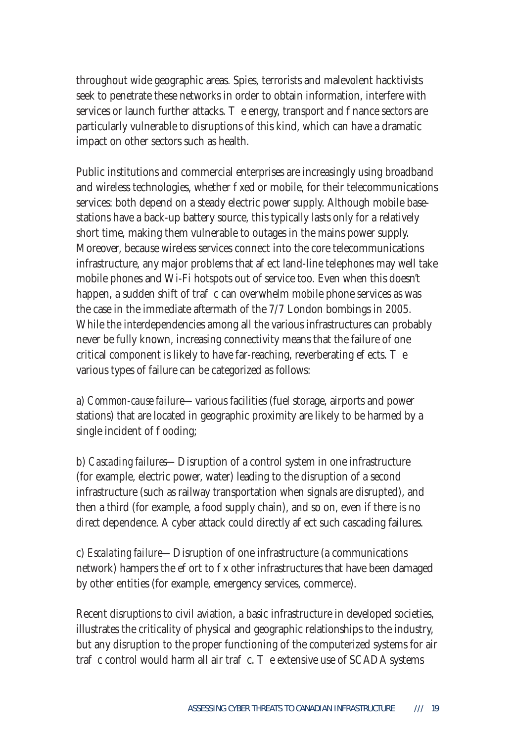throughout wide geographic areas. Spies, terrorists and malevolent hacktivists seek to penetrate these networks in order to obtain information, interfere with services or launch further attacks. The energy, transport and finance sectors are particularly vulnerable to disruptions of this kind, which can have a dramatic impact on other sectors such as health.

Public institutions and commercial enterprises are increasingly using broadband and wireless technologies, whether fixed or mobile, for their telecommunications services: both depend on a steady electric power supply. Although mobile base-stations have a back-up battery source, this typically lasts only for a relatively short time, making them vulnerable to outages in the mains power supply. Moreover, because wireless services connect into the core telecommunications infrastructure, any major problems that affect land-line telephones may well take mobile phones and Wi-Fi hotspots out of service too. Even when this doesn't happen, a sudden shift of traffic can overwhelm mobile phone services as was the case in the immediate aftermath of the 7/7 London bombings in 2005. While the interdependencies among all the various infrastructures can probably never be fully known, increasing connectivity means that the failure of one critical component is likely to have far-reaching, reverberating effects. The various types of failure can be categorized as follows:

a) *Common-cause failure*— various facilities (fuel storage, airports and power stations) that are located in geographic proximity are likely to be harmed by a single incident of flooding;

b) *Cascading failures*— Disruption of a control system in one infrastructure (for example, electric power, water) leading to the disruption of a second infrastructure (such as railway transportation when signals are disrupted), and then a third (for example, a food supply chain), and so on, even if there is no *direct* dependence. A cyber attack could directly affect such cascading failures.

c) *Escalating failure*— Disruption of one infrastructure (a communications network) hampers the effort to fix other infrastructures that have been damaged by other entities (for example, emergency services, commerce).

Recent disruptions to civil aviation, a basic infrastructure in developed societies, illustrates the criticality of physical and geographic relationships to the industry, but any disruption to the proper functioning of the computerized systems for air traffic control would harm all air traffic. The extensive use of SCADA systems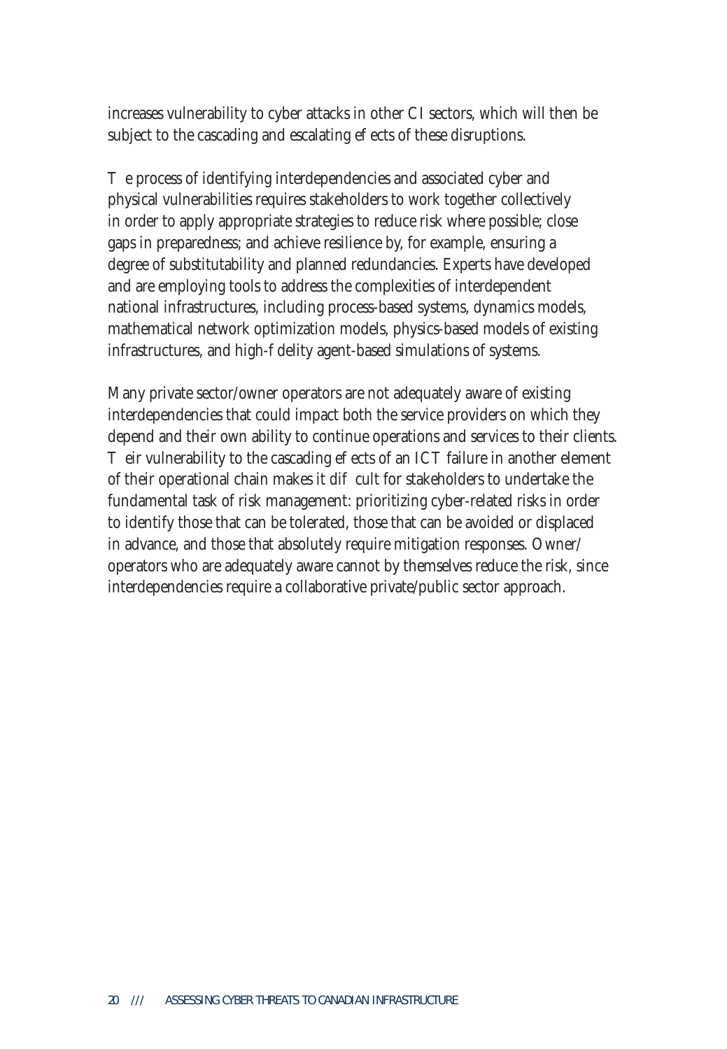increases vulnerability to cyber attacks in other CI sectors, which will then be subject to the cascading and escalating effects of these disruptions.

The process of identifying interdependencies and associated cyber and physical vulnerabilities requires stakeholders to work together collectively in order to apply appropriate strategies to reduce risk where possible; close gaps in preparedness; and achieve resilience by, for example, ensuring a degree of substitutability and planned redundancies. Experts have developed and are employing tools to address the complexities of interdependent national infrastructures, including process-based systems, dynamics models, mathematical network optimization models, physics-based models of existing infrastructures, and high-fidelity agent-based simulations of systems.

Many private sector/owner operators are not adequately aware of existing interdependencies that could impact both the service providers on which they depend and their own ability to continue operations and services to their clients. Their vulnerability to the cascading effects of an ICT failure in another element of their operational chain makes it difficult for stakeholders to undertake the fundamental task of risk management: prioritizing cyber-related risks in order to identify those that can be tolerated, those that can be avoided or displaced in advance, and those that absolutely require mitigation responses. Owner/operators who are adequately aware cannot by themselves reduce the risk, since interdependencies require a collaborative private/public sector approach.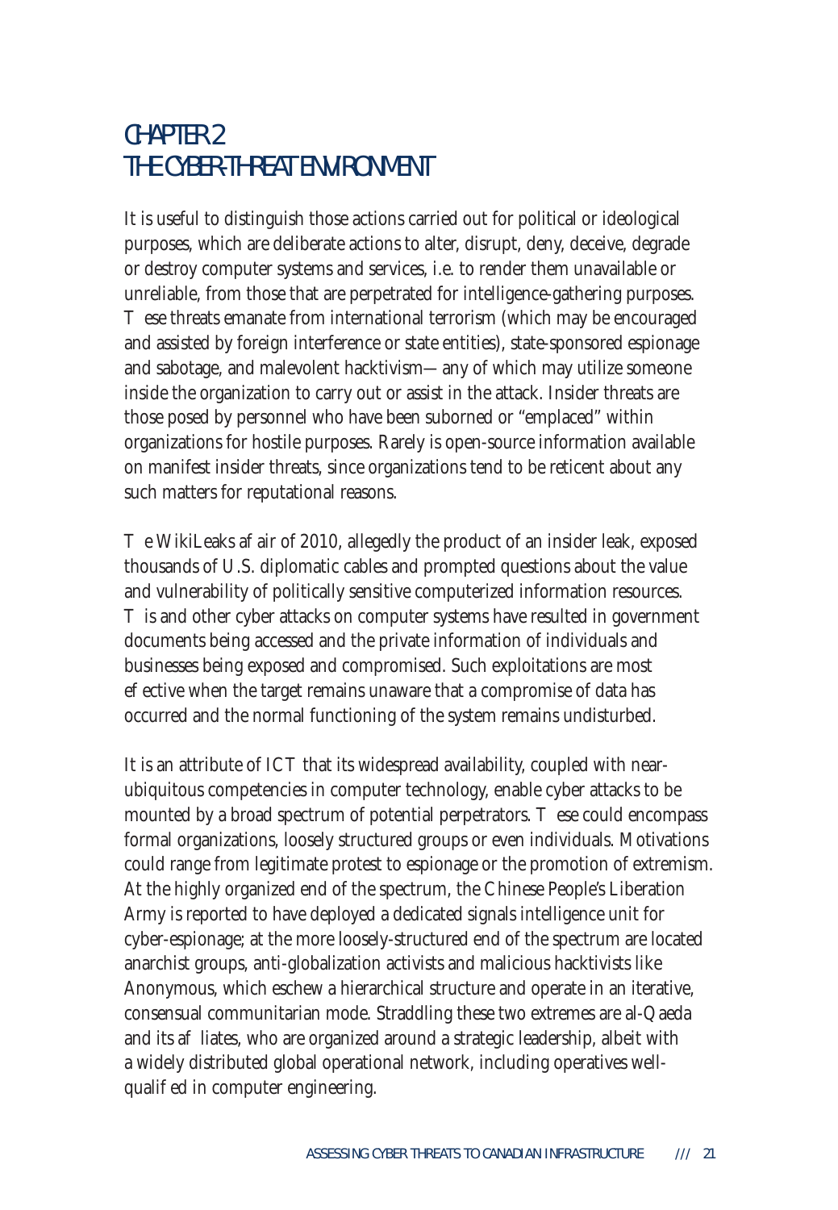# CHAPTER 2
# THE CYBER-THREAT ENVIRONMENT

It is useful to distinguish those actions carried out for political or ideological purposes, which are deliberate actions to alter, disrupt, deny, deceive, degrade or destroy computer systems and services, i.e. to render them unavailable or unreliable, from those that are perpetrated for intelligence-gathering purposes. These threats emanate from international terrorism (which may be encouraged and assisted by foreign interference or state entities), state-sponsored espionage and sabotage, and malevolent hacktivism—any of which may utilize someone inside the organization to carry out or assist in the attack. Insider threats are those posed by personnel who have been suborned or "emplaced" within organizations for hostile purposes. Rarely is open-source information available on manifest insider threats, since organizations tend to be reticent about any such matters for reputational reasons.

The WikiLeaks affair of 2010, allegedly the product of an insider leak, exposed thousands of U.S. diplomatic cables and prompted questions about the value and vulnerability of politically sensitive computerized information resources. This and other cyber attacks on computer systems have resulted in government documents being accessed and the private information of individuals and businesses being exposed and compromised. Such exploitations are most effective when the target remains unaware that a compromise of data has occurred and the normal functioning of the system remains undisturbed.

It is an attribute of ICT that its widespread availability, coupled with near-ubiquitous competencies in computer technology, enable cyber attacks to be mounted by a broad spectrum of potential perpetrators. These could encompass formal organizations, loosely structured groups or even individuals. Motivations could range from legitimate protest to espionage or the promotion of extremism. At the highly organized end of the spectrum, the Chinese People's Liberation Army is reported to have deployed a dedicated signals intelligence unit for cyber-espionage; at the more loosely-structured end of the spectrum are located anarchist groups, anti-globalization activists and malicious hacktivists like Anonymous, which eschew a hierarchical structure and operate in an iterative, consensual communitarian mode. Straddling these two extremes are al-Qaeda and its affiliates, who are organized around a strategic leadership, albeit with a widely distributed global operational network, including operatives well-qualified in computer engineering.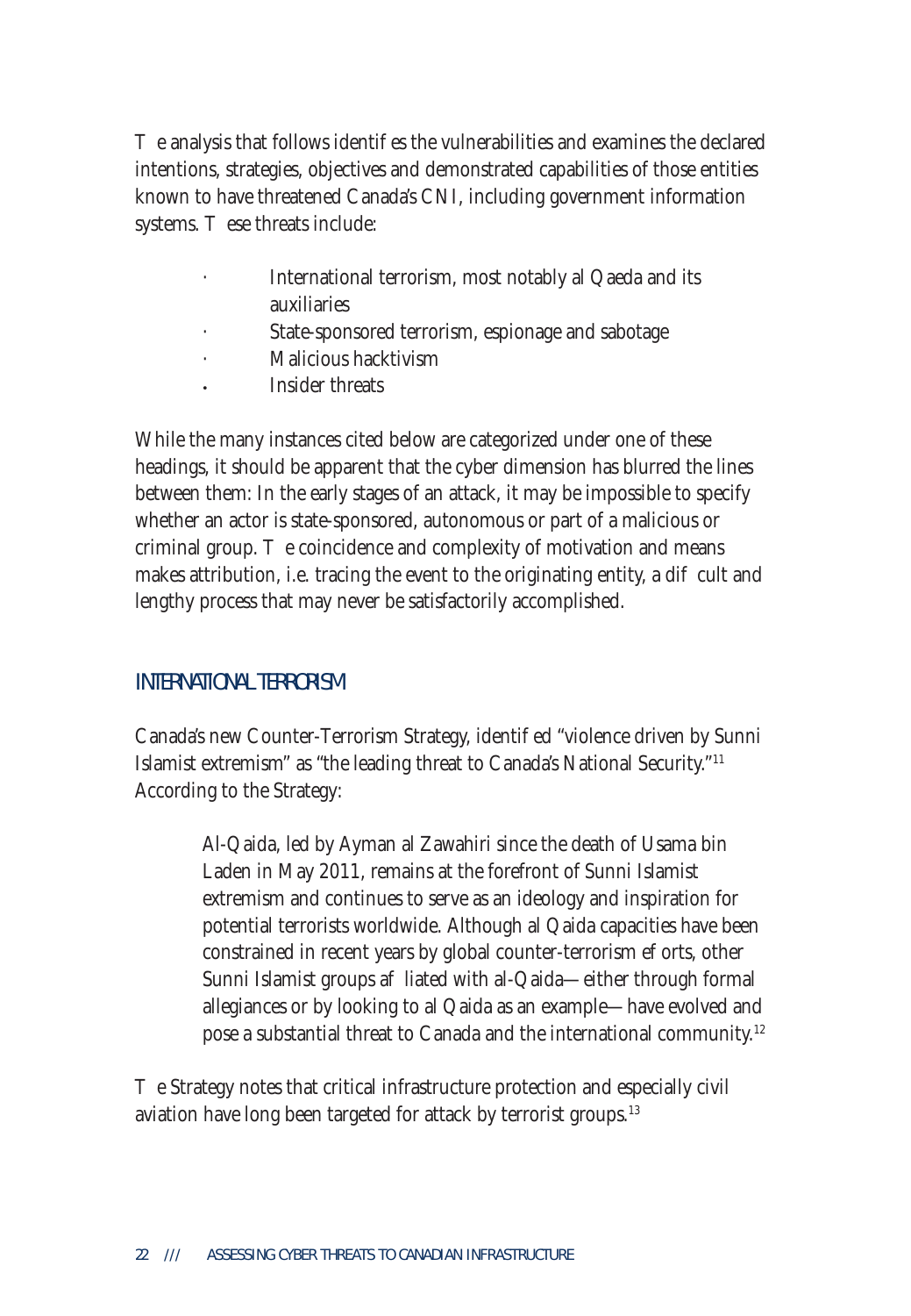The analysis that follows identifies the vulnerabilities and examines the declared intentions, strategies, objectives and demonstrated capabilities of those entities known to have threatened Canada's CNI, including government information systems. These threats include:

- International terrorism, most notably al Qaeda and its auxiliaries
- State-sponsored terrorism, espionage and sabotage
- Malicious hacktivism
- Insider threats

While the many instances cited below are categorized under one of these headings, it should be apparent that the cyber dimension has blurred the lines between them: In the early stages of an attack, it may be impossible to specify whether an actor is state-sponsored, autonomous or part of a malicious or criminal group. The coincidence and complexity of motivation and means makes attribution, i.e. tracing the event to the originating entity, a difficult and lengthy process that may never be satisfactorily accomplished.

## INTERNATIONAL TERRORISM

Canada's new Counter-Terrorism Strategy, identified "violence driven by Sunni Islamist extremism" as "the leading threat to Canada's National Security."[11] According to the Strategy:

> Al-Qaida, led by Ayman al Zawahiri since the death of Usama bin Laden in May 2011, remains at the forefront of Sunni Islamist extremism and continues to serve as an ideology and inspiration for potential terrorists worldwide. Although al Qaida capacities have been constrained in recent years by global counter-terrorism efforts, other Sunni Islamist groups affliated with al-Qaida—either through formal allegiances or by looking to al Qaida as an example—have evolved and pose a substantial threat to Canada and the international community.[12]

The Strategy notes that critical infrastructure protection and especially civil aviation have long been targeted for attack by terrorist groups.[13]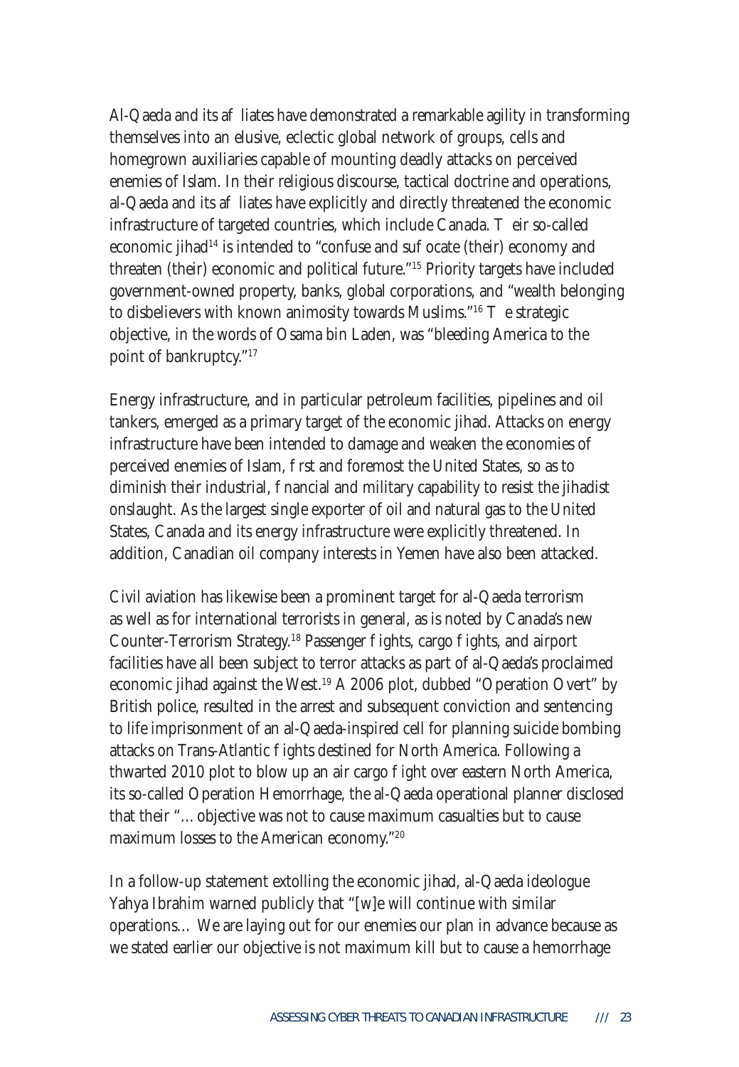Al-Qaeda and its affiliates have demonstrated a remarkable agility in transforming themselves into an elusive, eclectic global network of groups, cells and homegrown auxiliaries capable of mounting deadly attacks on perceived enemies of Islam. In their religious discourse, tactical doctrine and operations, al-Qaeda and its affiliates have explicitly and directly threatened the economic infrastructure of targeted countries, which include Canada. Their so-called economic jihad[14] is intended to "confuse and suffocate (their) economy and threaten (their) economic and political future."[15] Priority targets have included government-owned property, banks, global corporations, and "wealth belonging to disbelievers with known animosity towards Muslims."[16] The strategic objective, in the words of Osama bin Laden, was "bleeding America to the point of bankruptcy."[17]

Energy infrastructure, and in particular petroleum facilities, pipelines and oil tankers, emerged as a primary target of the economic jihad. Attacks on energy infrastructure have been intended to damage and weaken the economies of perceived enemies of Islam, first and foremost the United States, so as to diminish their industrial, financial and military capability to resist the jihadist onslaught. As the largest single exporter of oil and natural gas to the United States, Canada and its energy infrastructure were explicitly threatened. In addition, Canadian oil company interests in Yemen have also been attacked.

Civil aviation has likewise been a prominent target for al-Qaeda terrorism as well as for international terrorists in general, as is noted by Canada's new Counter-Terrorism Strategy.[18] Passenger flights, cargo flights, and airport facilities have all been subject to terror attacks as part of al-Qaeda's proclaimed economic jihad against the West.[19] A 2006 plot, dubbed "Operation Overt" by British police, resulted in the arrest and subsequent conviction and sentencing to life imprisonment of an al-Qaeda-inspired cell for planning suicide bombing attacks on Trans-Atlantic flights destined for North America. Following a thwarted 2010 plot to blow up an air cargo flight over eastern North America, its so-called Operation Hemorrhage, the al-Qaeda operational planner disclosed that their "…objective was not to cause maximum casualties but to cause maximum losses to the American economy."[20]

In a follow-up statement extolling the economic jihad, al-Qaeda ideologue Yahya Ibrahim warned publicly that "[w]e will continue with similar operations… We are laying out for our enemies our plan in advance because as we stated earlier our objective is not maximum kill but to cause a hemorrhage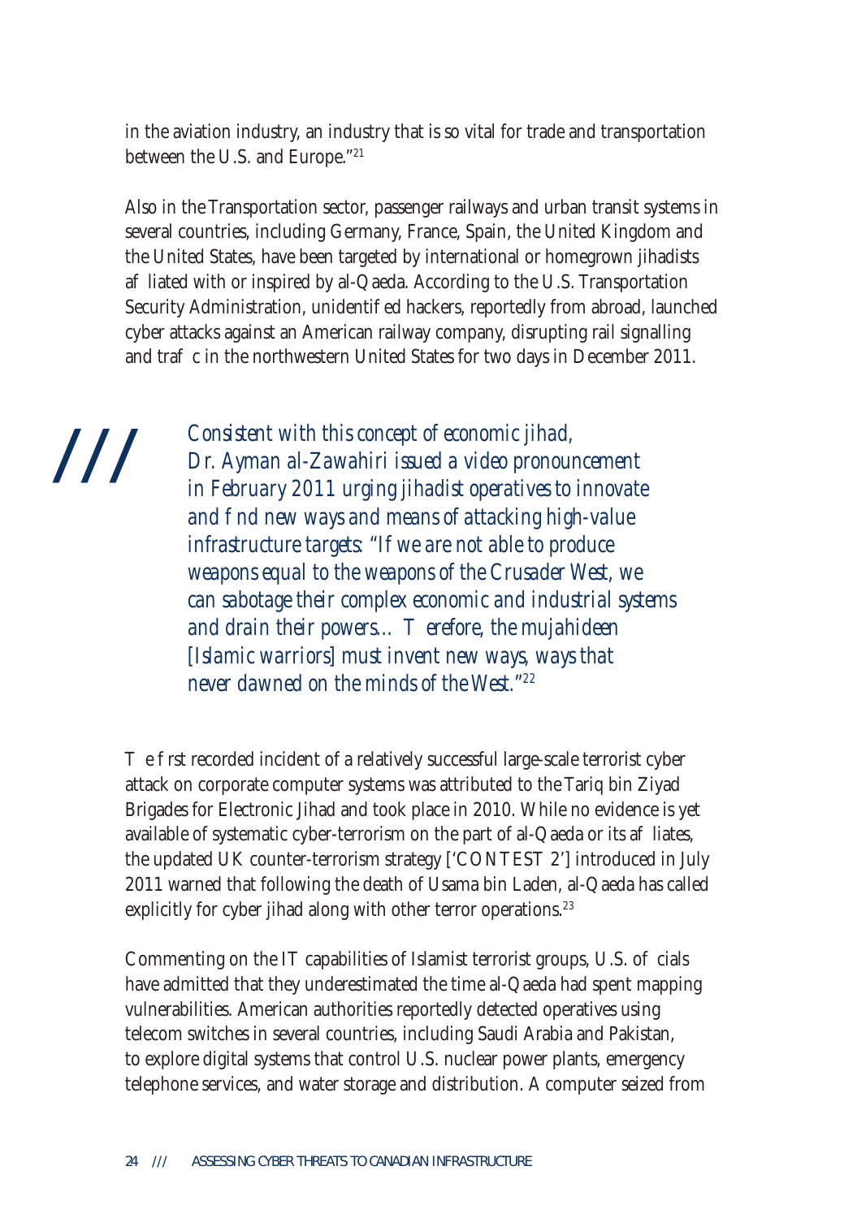in the aviation industry, an industry that is so vital for trade and transportation between the U.S. and Europe."[21]

Also in the Transportation sector, passenger railways and urban transit systems in several countries, including Germany, France, Spain, the United Kingdom and the United States, have been targeted by international or homegrown jihadists affliated with or inspired by al-Qaeda. According to the U.S. Transportation Security Administration, unidentifed hackers, reportedly from abroad, launched cyber attacks against an American railway company, disrupting rail signalling and traffc in the northwestern United States for two days in December 2011.

> *Consistent with this concept of economic jihad, Dr. Ayman al-Zawahiri issued a video pronouncement in February 2011 urging jihadist operatives to innovate and fnd new ways and means of attacking high-value infrastructure targets: "If we are not able to produce weapons equal to the weapons of the Crusader West, we can sabotage their complex economic and industrial systems and drain their powers... Therefore, the mujahideen [Islamic warriors] must invent new ways, ways that never dawned on the minds of the West."*[22]

The frst recorded incident of a relatively successful large-scale terrorist cyber attack on corporate computer systems was attributed to the Tariq bin Ziyad Brigades for Electronic Jihad and took place in 2010. While no evidence is yet available of systematic cyber-terrorism on the part of al-Qaeda or its affliates, the updated UK counter-terrorism strategy ['CONTEST 2'] introduced in July 2011 warned that following the death of Usama bin Laden, al-Qaeda has called explicitly for cyber jihad along with other terror operations.[23]

Commenting on the IT capabilities of Islamist terrorist groups, U.S. offcials have admitted that they underestimated the time al-Qaeda had spent mapping vulnerabilities. American authorities reportedly detected operatives using telecom switches in several countries, including Saudi Arabia and Pakistan, to explore digital systems that control U.S. nuclear power plants, emergency telephone services, and water storage and distribution. A computer seized from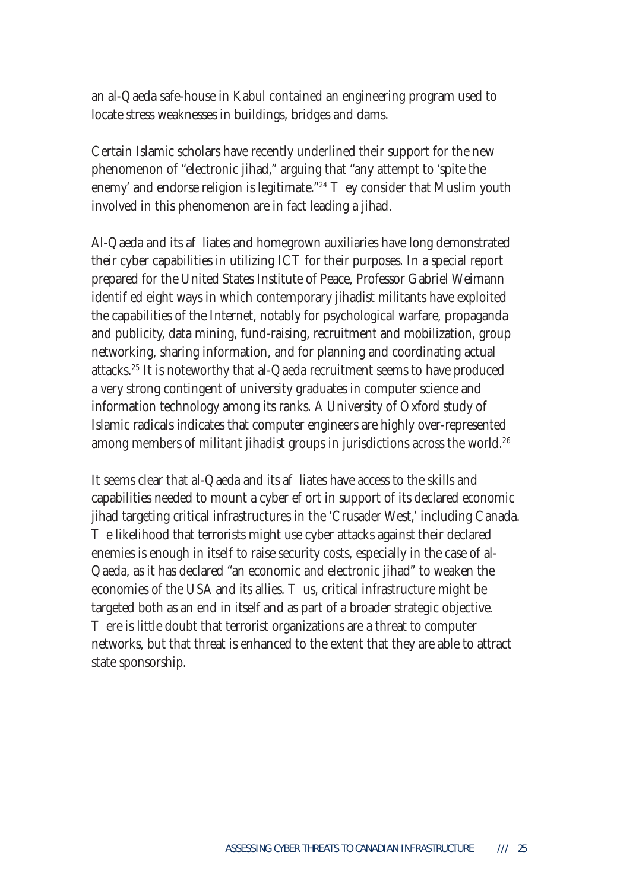an al-Qaeda safe-house in Kabul contained an engineering program used to locate stress weaknesses in buildings, bridges and dams.

Certain Islamic scholars have recently underlined their support for the new phenomenon of "electronic jihad," arguing that "any attempt to 'spite the enemy' and endorse religion is legitimate."[24] They consider that Muslim youth involved in this phenomenon are in fact leading a jihad.

Al-Qaeda and its affiliates and homegrown auxiliaries have long demonstrated their cyber capabilities in utilizing ICT for their purposes. In a special report prepared for the United States Institute of Peace, Professor Gabriel Weimann identified eight ways in which contemporary jihadist militants have exploited the capabilities of the Internet, notably for psychological warfare, propaganda and publicity, data mining, fund-raising, recruitment and mobilization, group networking, sharing information, and for planning and coordinating actual attacks.[25] It is noteworthy that al-Qaeda recruitment seems to have produced a very strong contingent of university graduates in computer science and information technology among its ranks. A University of Oxford study of Islamic radicals indicates that computer engineers are highly over-represented among members of militant jihadist groups in jurisdictions across the world.[26]

It seems clear that al-Qaeda and its affiliates have access to the skills and capabilities needed to mount a cyber effort in support of its declared economic jihad targeting critical infrastructures in the 'Crusader West,' including Canada. The likelihood that terrorists might use cyber attacks against their declared enemies is enough in itself to raise security costs, especially in the case of al-Qaeda, as it has declared "an economic and electronic jihad" to weaken the economies of the USA and its allies. Thus, critical infrastructure might be targeted both as an end in itself and as part of a broader strategic objective. There is little doubt that terrorist organizations are a threat to computer networks, but that threat is enhanced to the extent that they are able to attract state sponsorship.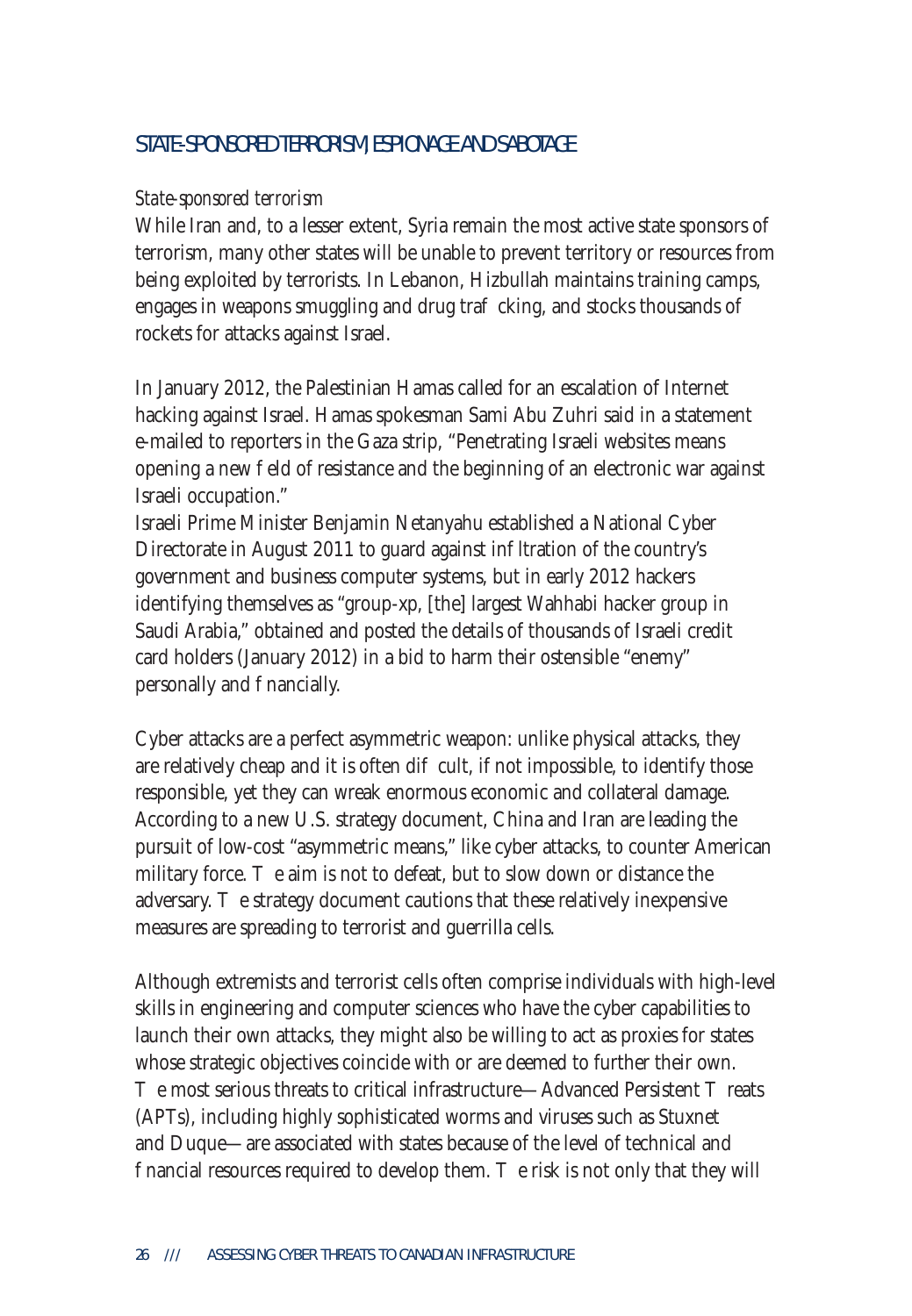## STATE-SPONSORED TERRORISM, ESPIONAGE AND SABOTAGE

*State-sponsored terrorism*

While Iran and, to a lesser extent, Syria remain the most active state sponsors of terrorism, many other states will be unable to prevent territory or resources from being exploited by terrorists. In Lebanon, Hizbullah maintains training camps, engages in weapons smuggling and drug trafficking, and stocks thousands of rockets for attacks against Israel.

In January 2012, the Palestinian Hamas called for an escalation of Internet hacking against Israel. Hamas spokesman Sami Abu Zuhri said in a statement e-mailed to reporters in the Gaza strip, "Penetrating Israeli websites means opening a new field of resistance and the beginning of an electronic war against Israeli occupation."

Israeli Prime Minister Benjamin Netanyahu established a National Cyber Directorate in August 2011 to guard against infiltration of the country's government and business computer systems, but in early 2012 hackers identifying themselves as "group-xp, [the] largest Wahhabi hacker group in Saudi Arabia," obtained and posted the details of thousands of Israeli credit card holders (January 2012) in a bid to harm their ostensible "enemy" personally and financially.

Cyber attacks are a perfect asymmetric weapon: unlike physical attacks, they are relatively cheap and it is often difficult, if not impossible, to identify those responsible, yet they can wreak enormous economic and collateral damage. According to a new U.S. strategy document, China and Iran are leading the pursuit of low-cost "asymmetric means," like cyber attacks, to counter American military force. The aim is not to defeat, but to slow down or distance the adversary. The strategy document cautions that these relatively inexpensive measures are spreading to terrorist and guerrilla cells.

Although extremists and terrorist cells often comprise individuals with high-level skills in engineering and computer sciences who have the cyber capabilities to launch their own attacks, they might also be willing to act as proxies for states whose strategic objectives coincide with or are deemed to further their own. The most serious threats to critical infrastructure—Advanced Persistent Threats (APTs), including highly sophisticated worms and viruses such as Stuxnet and Duque—are associated with states because of the level of technical and financial resources required to develop them. The risk is not only that they will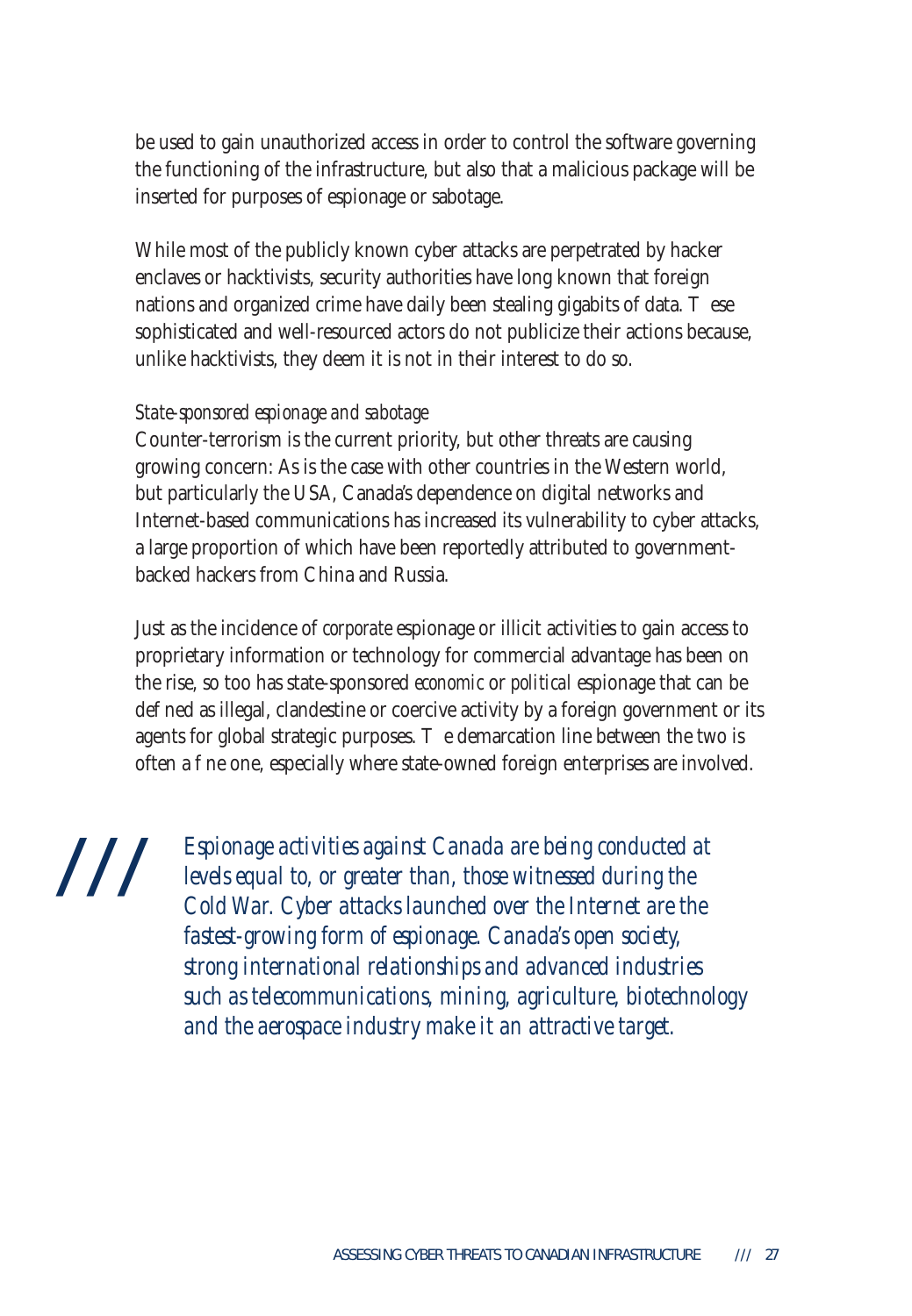be used to gain unauthorized access in order to control the software governing the functioning of the infrastructure, but also that a malicious package will be inserted for purposes of espionage or sabotage.

While most of the publicly known cyber attacks are perpetrated by hacker enclaves or hacktivists, security authorities have long known that foreign nations and organized crime have daily been stealing gigabits of data. These sophisticated and well-resourced actors do not publicize their actions because, unlike hacktivists, they deem it is not in their interest to do so.

*State-sponsored espionage and sabotage*

Counter-terrorism is the current priority, but other threats are causing growing concern: As is the case with other countries in the Western world, but particularly the USA, Canada's dependence on digital networks and Internet-based communications has increased its vulnerability to cyber attacks, a large proportion of which have been reportedly attributed to government-backed hackers from China and Russia.

Just as the incidence of *corporate* espionage or illicit activities to gain access to proprietary information or technology for commercial advantage has been on the rise, so too has state-sponsored *economic* or *political* espionage that can be defined as illegal, clandestine or coercive activity by a foreign government or its agents for global strategic purposes. The demarcation line between the two is often a fine one, especially where state-owned foreign enterprises are involved.

> *Espionage activities against Canada are being conducted at levels equal to, or greater than, those witnessed during the Cold War. Cyber attacks launched over the Internet are the fastest-growing form of espionage. Canada's open society, strong international relationships and advanced industries such as telecommunications, mining, agriculture, biotechnology and the aerospace industry make it an attractive target.*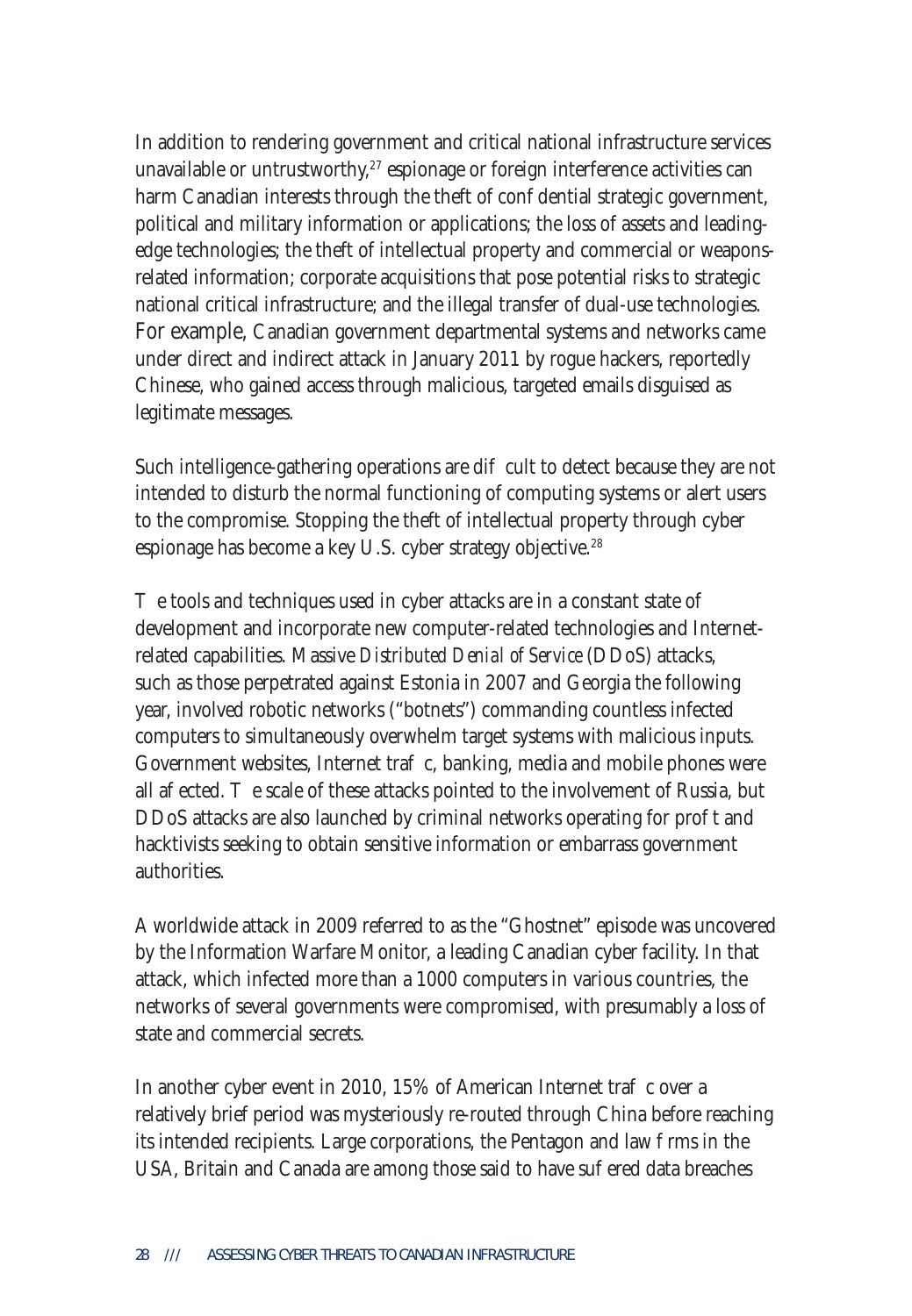In addition to rendering government and critical national infrastructure services unavailable or untrustworthy,[27] espionage or foreign interference activities can harm Canadian interests through the theft of confidential strategic government, political and military information or applications; the loss of assets and leading-edge technologies; the theft of intellectual property and commercial or weapons-related information; corporate acquisitions that pose potential risks to strategic national critical infrastructure; and the illegal transfer of dual-use technologies. For example, Canadian government departmental systems and networks came under direct and indirect attack in January 2011 by rogue hackers, reportedly Chinese, who gained access through malicious, targeted emails disguised as legitimate messages.

Such intelligence-gathering operations are difficult to detect because they are not intended to disturb the normal functioning of computing systems or alert users to the compromise. Stopping the theft of intellectual property through cyber espionage has become a key U.S. cyber strategy objective.[28]

The tools and techniques used in cyber attacks are in a constant state of development and incorporate new computer-related technologies and Internet-related capabilities. Massive *Distributed Denial of Service* (DDoS) attacks, such as those perpetrated against Estonia in 2007 and Georgia the following year, involved robotic networks ("botnets") commanding countless infected computers to simultaneously overwhelm target systems with malicious inputs. Government websites, Internet traffic, banking, media and mobile phones were all affected. The scale of these attacks pointed to the involvement of Russia, but DDoS attacks are also launched by criminal networks operating for profit and hacktivists seeking to obtain sensitive information or embarrass government authorities.

A worldwide attack in 2009 referred to as the "Ghostnet" episode was uncovered by the Information Warfare Monitor, a leading Canadian cyber facility. In that attack, which infected more than a 1000 computers in various countries, the networks of several governments were compromised, with presumably a loss of state and commercial secrets.

In another cyber event in 2010, 15% of American Internet traffic over a relatively brief period was mysteriously re-routed through China before reaching its intended recipients. Large corporations, the Pentagon and law firms in the USA, Britain and Canada are among those said to have suffered data breaches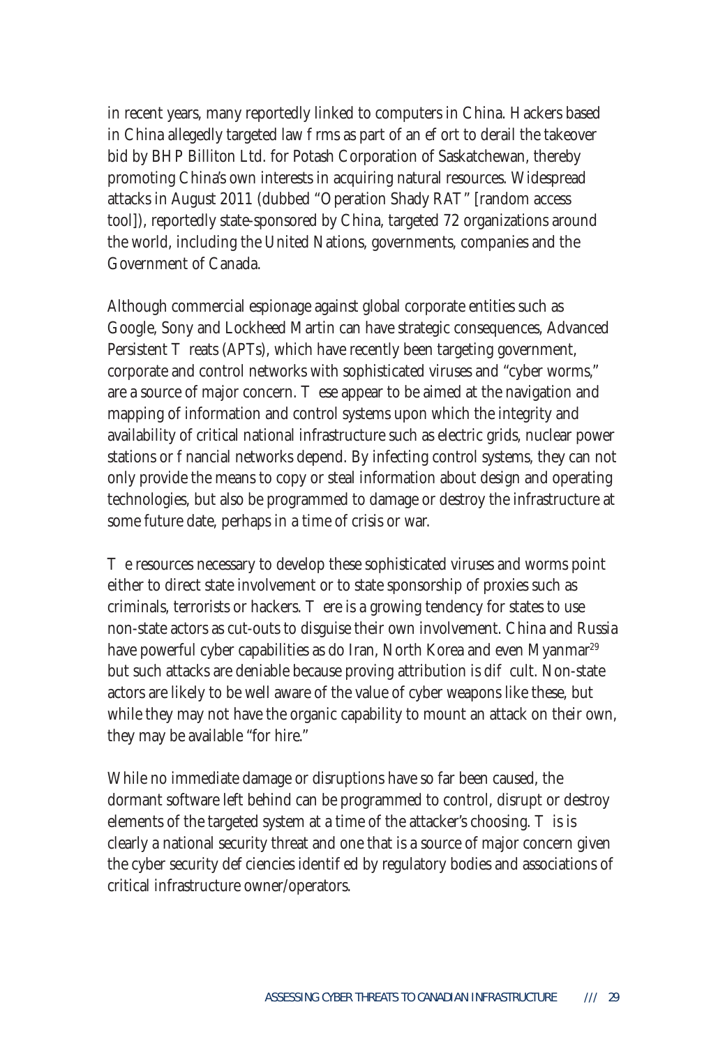in recent years, many reportedly linked to computers in China. Hackers based in China allegedly targeted law firms as part of an effort to derail the takeover bid by BHP Billiton Ltd. for Potash Corporation of Saskatchewan, thereby promoting China's own interests in acquiring natural resources. Widespread attacks in August 2011 (dubbed "Operation Shady RAT" [random access tool]), reportedly state-sponsored by China, targeted 72 organizations around the world, including the United Nations, governments, companies and the Government of Canada.

Although commercial espionage against global corporate entities such as Google, Sony and Lockheed Martin can have strategic consequences, Advanced Persistent Threats (APTs), which have recently been targeting government, corporate and control networks with sophisticated viruses and "cyber worms," are a source of major concern. These appear to be aimed at the navigation and mapping of information and control systems upon which the integrity and availability of critical national infrastructure such as electric grids, nuclear power stations or financial networks depend. By infecting control systems, they can not only provide the means to copy or steal information about design and operating technologies, but also be programmed to damage or destroy the infrastructure at some future date, perhaps in a time of crisis or war.

The resources necessary to develop these sophisticated viruses and worms point either to direct state involvement or to state sponsorship of proxies such as criminals, terrorists or hackers. There is a growing tendency for states to use non-state actors as cut-outs to disguise their own involvement. China and Russia have powerful cyber capabilities as do Iran, North Korea and even Myanmar[29] but such attacks are deniable because proving attribution is difficult. Non-state actors are likely to be well aware of the value of cyber weapons like these, but while they may not have the organic capability to mount an attack on their own, they may be available "for hire."

While no immediate damage or disruptions have so far been caused, the dormant software left behind can be programmed to control, disrupt or destroy elements of the targeted system at a time of the attacker's choosing. This is clearly a national security threat and one that is a source of major concern given the cyber security deficiencies identified by regulatory bodies and associations of critical infrastructure owner/operators.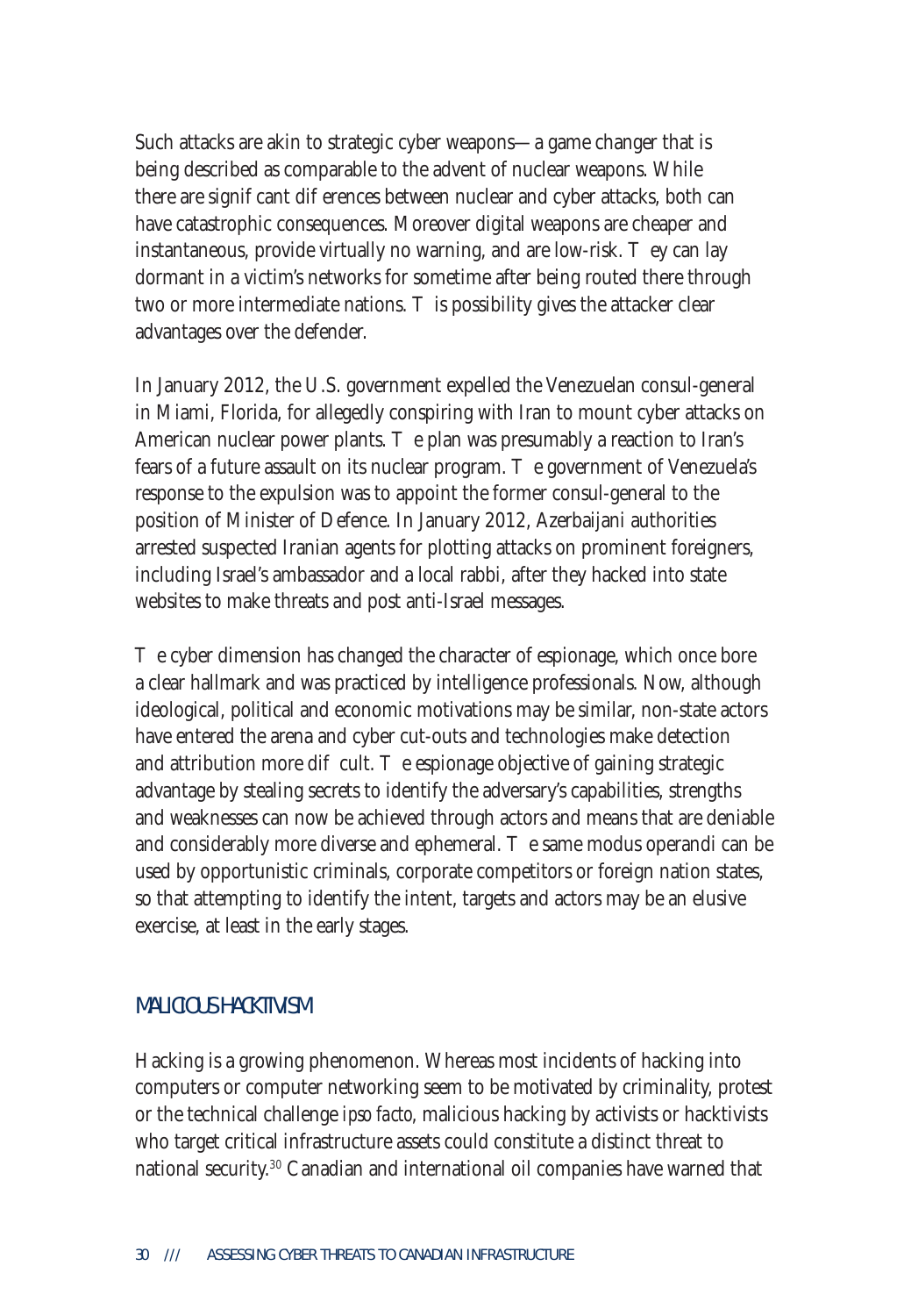Such attacks are akin to strategic cyber weapons—a game changer that is being described as comparable to the advent of nuclear weapons. While there are significant differences between nuclear and cyber attacks, both can have catastrophic consequences. Moreover digital weapons are cheaper and instantaneous, provide virtually no warning, and are low-risk. They can lay dormant in a victim's networks for sometime after being routed there through two or more intermediate nations. This possibility gives the attacker clear advantages over the defender.

In January 2012, the U.S. government expelled the Venezuelan consul-general in Miami, Florida, for allegedly conspiring with Iran to mount cyber attacks on American nuclear power plants. The plan was presumably a reaction to Iran's fears of a future assault on its nuclear program. The government of Venezuela's response to the expulsion was to appoint the former consul-general to the position of Minister of Defence. In January 2012, Azerbaijani authorities arrested suspected Iranian agents for plotting attacks on prominent foreigners, including Israel's ambassador and a local rabbi, after they hacked into state websites to make threats and post anti-Israel messages.

The cyber dimension has changed the character of espionage, which once bore a clear hallmark and was practiced by intelligence professionals. Now, although ideological, political and economic motivations may be similar, non-state actors have entered the arena and cyber cut-outs and technologies make detection and attribution more difficult. The espionage objective of gaining strategic advantage by stealing secrets to identify the adversary's capabilities, strengths and weaknesses can now be achieved through actors and means that are deniable and considerably more diverse and ephemeral. The same modus operandi can be used by opportunistic criminals, corporate competitors or foreign nation states, so that attempting to identify the intent, targets and actors may be an elusive exercise, at least in the early stages.

## MALICIOUS HACKTIVISM

Hacking is a growing phenomenon. Whereas most incidents of hacking into computers or computer networking seem to be motivated by criminality, protest or the technical challenge *ipso facto*, malicious hacking by activists or hacktivists who target critical infrastructure assets could constitute a distinct threat to national security.[30] Canadian and international oil companies have warned that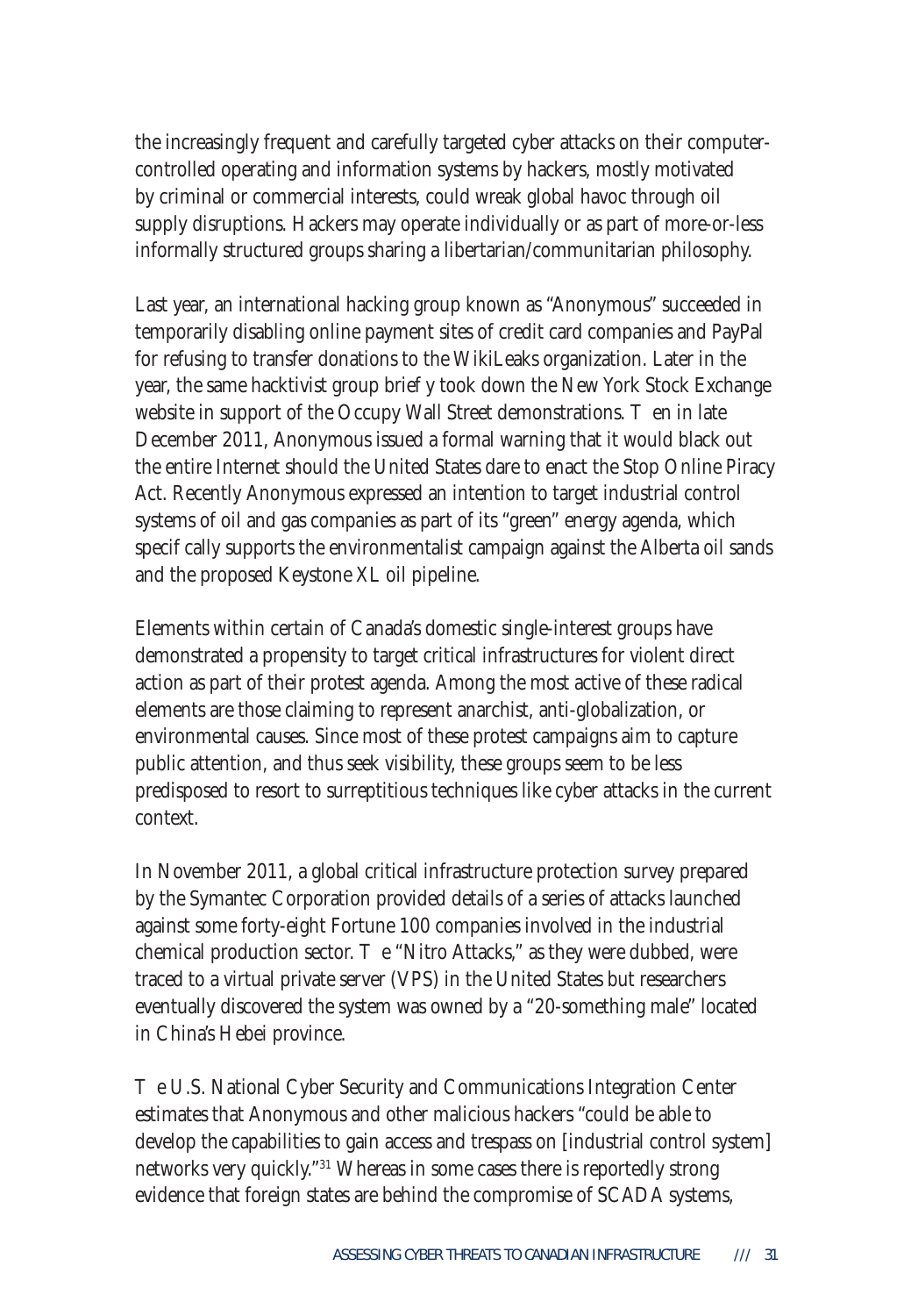the increasingly frequent and carefully targeted cyber attacks on their computer-controlled operating and information systems by hackers, mostly motivated by criminal or commercial interests, could wreak global havoc through oil supply disruptions. Hackers may operate individually or as part of more-or-less informally structured groups sharing a libertarian/communitarian philosophy.

Last year, an international hacking group known as "Anonymous" succeeded in temporarily disabling online payment sites of credit card companies and PayPal for refusing to transfer donations to the WikiLeaks organization. Later in the year, the same hacktivist group brief y took down the New York Stock Exchange website in support of the Occupy Wall Street demonstrations. T en in late December 2011, Anonymous issued a formal warning that it would black out the entire Internet should the United States dare to enact the Stop Online Piracy Act. Recently Anonymous expressed an intention to target industrial control systems of oil and gas companies as part of its "green" energy agenda, which specif cally supports the environmentalist campaign against the Alberta oil sands and the proposed Keystone XL oil pipeline.

Elements within certain of Canada's domestic single-interest groups have demonstrated a propensity to target critical infrastructures for violent direct action as part of their protest agenda. Among the most active of these radical elements are those claiming to represent anarchist, anti-globalization, or environmental causes. Since most of these protest campaigns aim to capture public attention, and thus seek visibility, these groups seem to be less predisposed to resort to surreptitious techniques like cyber attacks in the current context.

In November 2011, a global critical infrastructure protection survey prepared by the Symantec Corporation provided details of a series of attacks launched against some forty-eight Fortune 100 companies involved in the industrial chemical production sector. T e "Nitro Attacks," as they were dubbed, were traced to a virtual private server (VPS) in the United States but researchers eventually discovered the system was owned by a "20-something male" located in China's Hebei province.

T e U.S. National Cyber Security and Communications Integration Center estimates that Anonymous and other malicious hackers "could be able to develop the capabilities to gain access and trespass on [industrial control system] networks very quickly."[31] Whereas in some cases there is reportedly strong evidence that foreign states are behind the compromise of SCADA systems,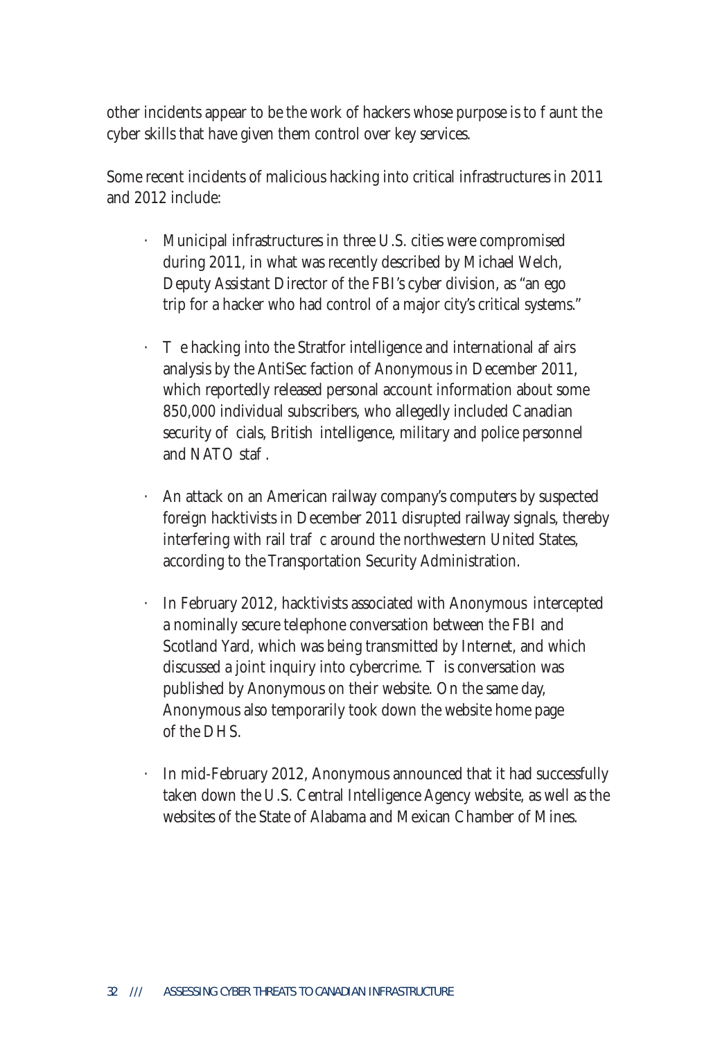other incidents appear to be the work of hackers whose purpose is to f aunt the cyber skills that have given them control over key services.

Some recent incidents of malicious hacking into critical infrastructures in 2011 and 2012 include:

- Municipal infrastructures in three U.S. cities were compromised during 2011, in what was recently described by Michael Welch, Deputy Assistant Director of the FBI's cyber division, as "an ego trip for a hacker who had control of a major city's critical systems."

- T e hacking into the Stratfor intelligence and international af airs analysis by the AntiSec faction of Anonymous in December 2011, which reportedly released personal account information about some 850,000 individual subscribers, who allegedly included Canadian security of cials, British intelligence, military and police personnel and NATO staf .

- An attack on an American railway company's computers by suspected foreign hacktivists in December 2011 disrupted railway signals, thereby interfering with rail traf c around the northwestern United States, according to the Transportation Security Administration.

- In February 2012, hacktivists associated with Anonymous intercepted a nominally secure telephone conversation between the FBI and Scotland Yard, which was being transmitted by Internet, and which discussed a joint inquiry into cybercrime. T is conversation was published by Anonymous on their website. On the same day, Anonymous also temporarily took down the website home page of the DHS.

- In mid-February 2012, Anonymous announced that it had successfully taken down the U.S. Central Intelligence Agency website, as well as the websites of the State of Alabama and Mexican Chamber of Mines.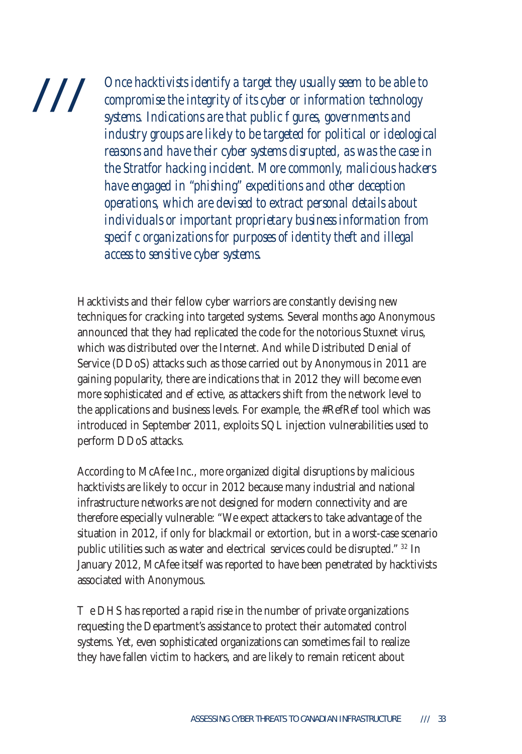*Once hacktivists identify a target they usually seem to be able to compromise the integrity of its cyber or information technology systems. Indications are that public f gures, governments and industry groups are likely to be targeted for political or ideological reasons and have their cyber systems disrupted, as was the case in the Stratfor hacking incident. More commonly, malicious hackers have engaged in "phishing" expeditions and other deception operations, which are devised to extract personal details about individuals or important proprietary business information from specif c organizations for purposes of identity theft and illegal access to sensitive cyber systems.*

Hacktivists and their fellow cyber warriors are constantly devising new techniques for cracking into targeted systems. Several months ago Anonymous announced that they had replicated the code for the notorious Stuxnet virus, which was distributed over the Internet. And while Distributed Denial of Service (DDoS) attacks such as those carried out by Anonymous in 2011 are gaining popularity, there are indications that in 2012 they will become even more sophisticated and ef ective, as attackers shift from the network level to the applications and business levels. For example, the #RefRef tool which was introduced in September 2011, exploits SQL injection vulnerabilities used to perform DDoS attacks.

According to McAfee Inc., more organized digital disruptions by malicious hacktivists are likely to occur in 2012 because many industrial and national infrastructure networks are not designed for modern connectivity and are therefore especially vulnerable: "We expect attackers to take advantage of the situation in 2012, if only for blackmail or extortion, but in a worst-case scenario public utilities such as water and electrical services could be disrupted." [32] In January 2012, McAfee itself was reported to have been penetrated by hacktivists associated with Anonymous.

T e DHS has reported a rapid rise in the number of private organizations requesting the Department's assistance to protect their automated control systems. Yet, even sophisticated organizations can sometimes fail to realize they have fallen victim to hackers, and are likely to remain reticent about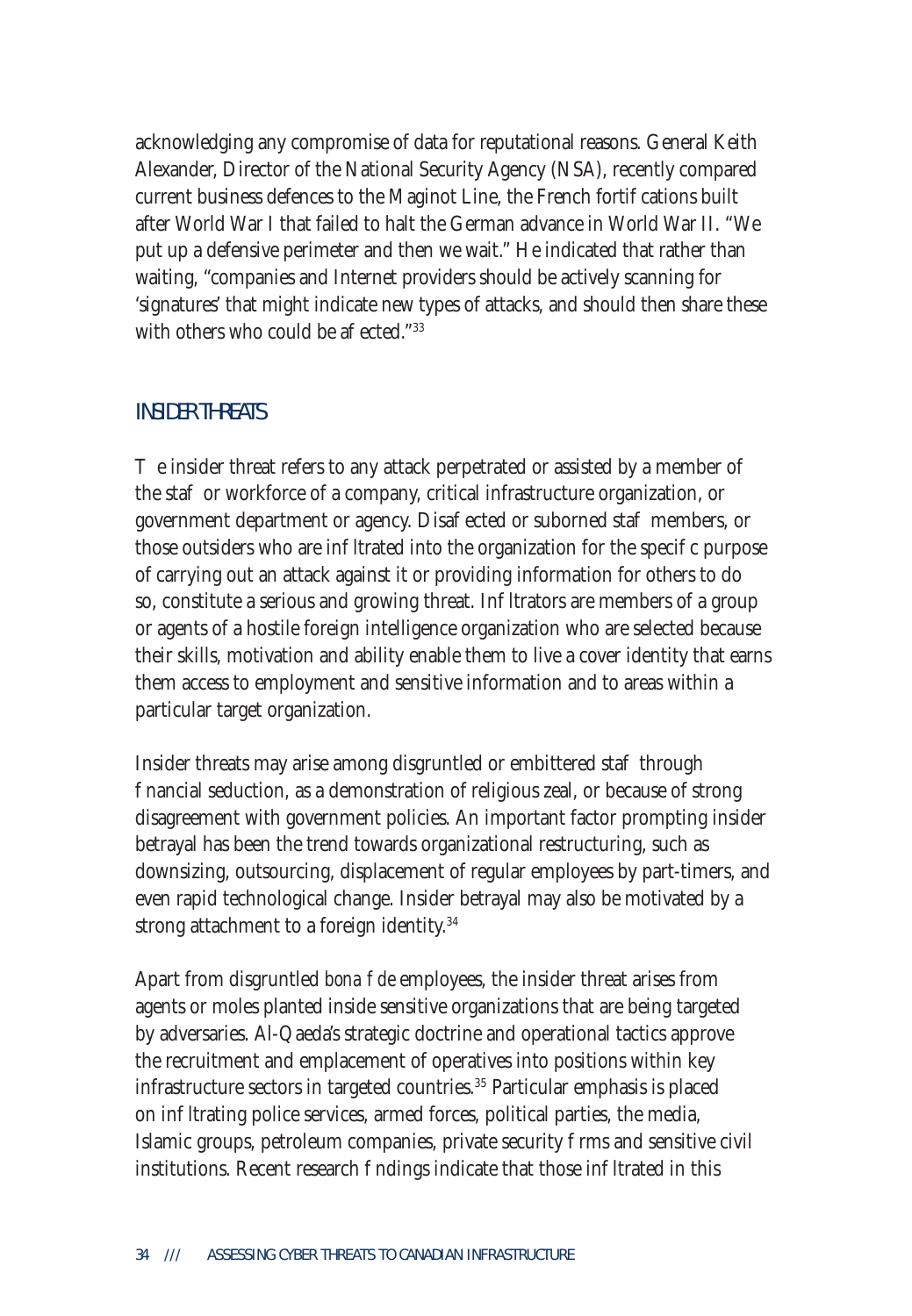acknowledging any compromise of data for reputational reasons. General Keith Alexander, Director of the National Security Agency (NSA), recently compared current business defences to the Maginot Line, the French fortifications built after World War I that failed to halt the German advance in World War II. "We put up a defensive perimeter and then we wait." He indicated that rather than waiting, "companies and Internet providers should be actively scanning for 'signatures' that might indicate new types of attacks, and should then share these with others who could be affected."[33]

## INSIDER THREATS

The insider threat refers to any attack perpetrated or assisted by a member of the staff or workforce of a company, critical infrastructure organization, or government department or agency. Disaffected or suborned staff members, or those outsiders who are infiltrated into the organization for the specific purpose of carrying out an attack against it or providing information for others to do so, constitute a serious and growing threat. Infiltrators are members of a group or agents of a hostile foreign intelligence organization who are selected because their skills, motivation and ability enable them to live a cover identity that earns them access to employment and sensitive information and to areas within a particular target organization.

Insider threats may arise among disgruntled or embittered staff through financial seduction, as a demonstration of religious zeal, or because of strong disagreement with government policies. An important factor prompting insider betrayal has been the trend towards organizational restructuring, such as downsizing, outsourcing, displacement of regular employees by part-timers, and even rapid technological change. Insider betrayal may also be motivated by a strong attachment to a foreign identity.[34]

Apart from disgruntled *bona fide* employees, the insider threat arises from agents or moles planted inside sensitive organizations that are being targeted by adversaries. Al-Qaeda's strategic doctrine and operational tactics approve the recruitment and emplacement of operatives into positions within key infrastructure sectors in targeted countries.[35] Particular emphasis is placed on infiltrating police services, armed forces, political parties, the media, Islamic groups, petroleum companies, private security firms and sensitive civil institutions. Recent research findings indicate that those infiltrated in this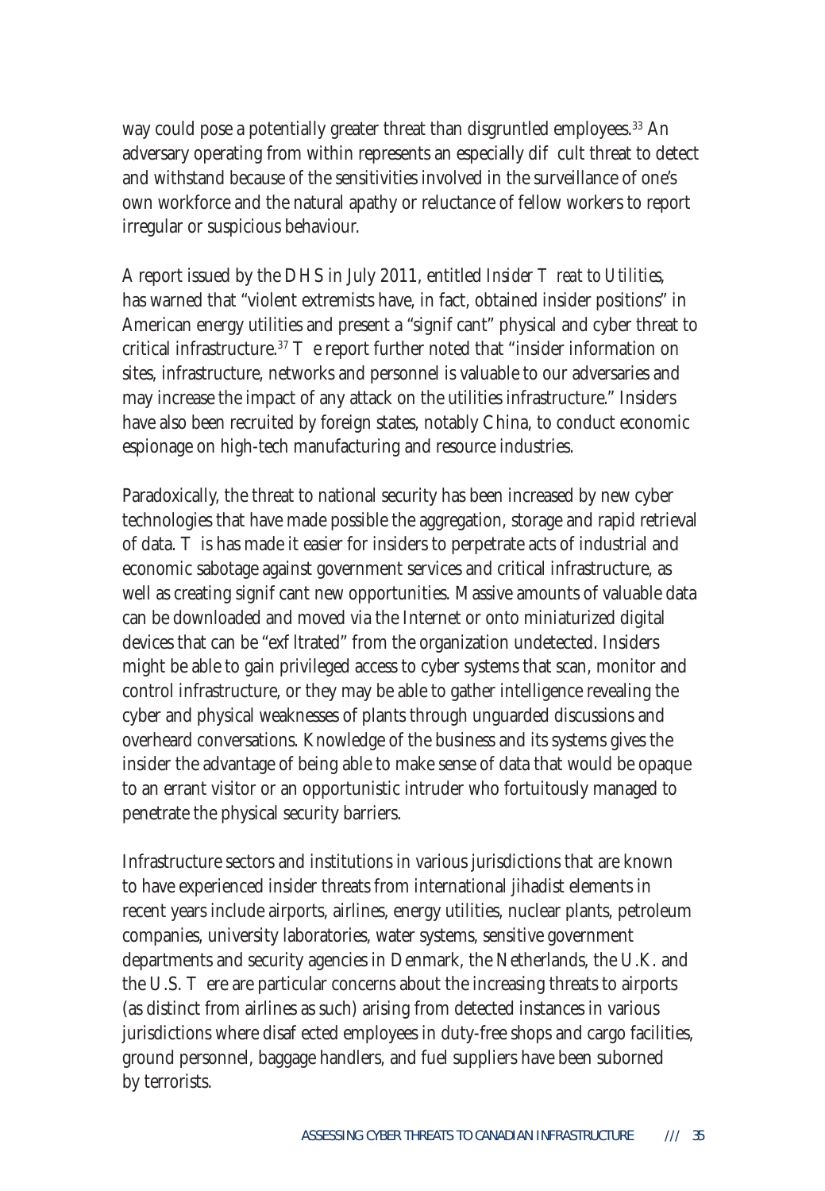way could pose a potentially greater threat than disgruntled employees.[33] An adversary operating from within represents an especially difficult threat to detect and withstand because of the sensitivities involved in the surveillance of one's own workforce and the natural apathy or reluctance of fellow workers to report irregular or suspicious behaviour.

A report issued by the DHS in July 2011, entitled *Insider Threat to Utilities*, has warned that "violent extremists have, in fact, obtained insider positions" in American energy utilities and present a "significant" physical and cyber threat to critical infrastructure.[37] The report further noted that "insider information on sites, infrastructure, networks and personnel is valuable to our adversaries and may increase the impact of any attack on the utilities infrastructure." Insiders have also been recruited by foreign states, notably China, to conduct economic espionage on high-tech manufacturing and resource industries.

Paradoxically, the threat to national security has been increased by new cyber technologies that have made possible the aggregation, storage and rapid retrieval of data. This has made it easier for insiders to perpetrate acts of industrial and economic sabotage against government services and critical infrastructure, as well as creating significant new opportunities. Massive amounts of valuable data can be downloaded and moved via the Internet or onto miniaturized digital devices that can be "exfiltrated" from the organization undetected. Insiders might be able to gain privileged access to cyber systems that scan, monitor and control infrastructure, or they may be able to gather intelligence revealing the cyber and physical weaknesses of plants through unguarded discussions and overheard conversations. Knowledge of the business and its systems gives the insider the advantage of being able to make sense of data that would be opaque to an errant visitor or an opportunistic intruder who fortuitously managed to penetrate the physical security barriers.

Infrastructure sectors and institutions in various jurisdictions that are known to have experienced insider threats from international jihadist elements in recent years include airports, airlines, energy utilities, nuclear plants, petroleum companies, university laboratories, water systems, sensitive government departments and security agencies in Denmark, the Netherlands, the U.K. and the U.S. There are particular concerns about the increasing threats to airports (as distinct from airlines as such) arising from detected instances in various jurisdictions where disaffected employees in duty-free shops and cargo facilities, ground personnel, baggage handlers, and fuel suppliers have been suborned by terrorists.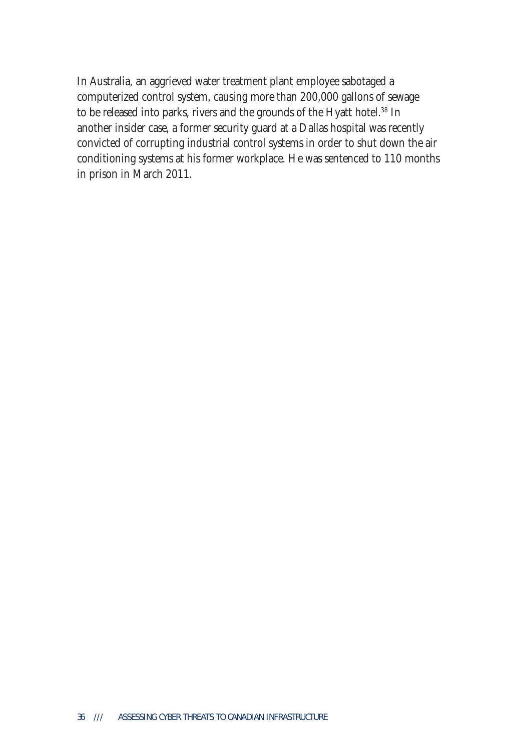In Australia, an aggrieved water treatment plant employee sabotaged a computerized control system, causing more than 200,000 gallons of sewage to be released into parks, rivers and the grounds of the Hyatt hotel.[38] In another insider case, a former security guard at a Dallas hospital was recently convicted of corrupting industrial control systems in order to shut down the air conditioning systems at his former workplace. He was sentenced to 110 months in prison in March 2011.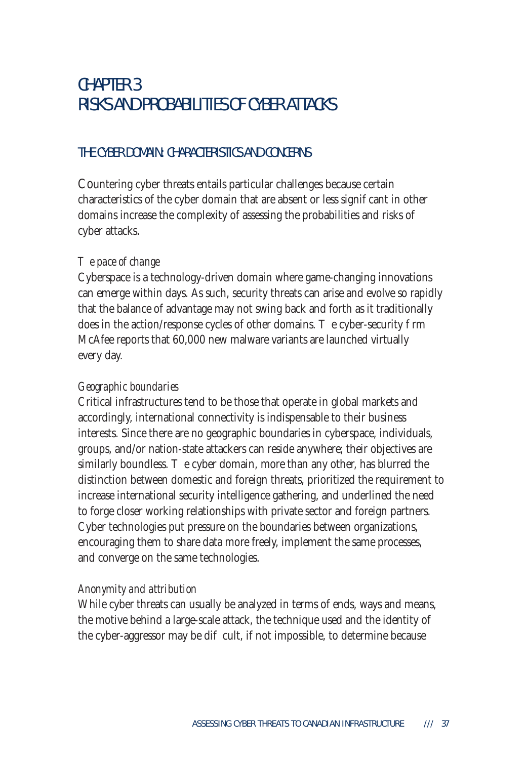# CHAPTER 3
# RISKS AND PROBABILITIES OF CYBER ATTACKS

## THE CYBER DOMAIN: CHARACTERISTICS AND CONCERNS

Countering cyber threats entails particular challenges because certain characteristics of the cyber domain that are absent or less significant in other domains increase the complexity of assessing the probabilities and risks of cyber attacks.

*The pace of change*

Cyberspace is a technology-driven domain where game-changing innovations can emerge within days. As such, security threats can arise and evolve so rapidly that the balance of advantage may not swing back and forth as it traditionally does in the action/response cycles of other domains. The cyber-security firm McAfee reports that 60,000 new malware variants are launched virtually every day.

*Geographic boundaries*

Critical infrastructures tend to be those that operate in global markets and accordingly, international connectivity is indispensable to their business interests. Since there are no geographic boundaries in cyberspace, individuals, groups, and/or nation-state attackers can reside anywhere; their objectives are similarly boundless. The cyber domain, more than any other, has blurred the distinction between domestic and foreign threats, prioritized the requirement to increase international security intelligence gathering, and underlined the need to forge closer working relationships with private sector and foreign partners. Cyber technologies put pressure on the boundaries between organizations, encouraging them to share data more freely, implement the same processes, and converge on the same technologies.

*Anonymity and attribution*

While cyber threats can usually be analyzed in terms of ends, ways and means, the motive behind a large-scale attack, the technique used and the identity of the cyber-aggressor may be difficult, if not impossible, to determine because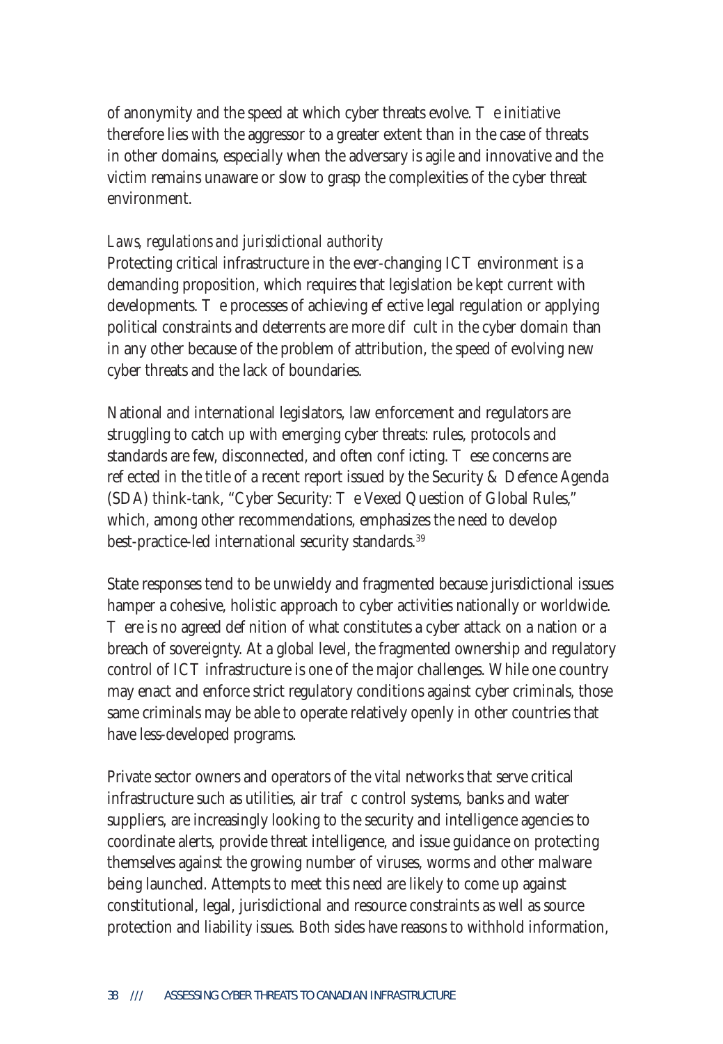of anonymity and the speed at which cyber threats evolve. The initiative therefore lies with the aggressor to a greater extent than in the case of threats in other domains, especially when the adversary is agile and innovative and the victim remains unaware or slow to grasp the complexities of the cyber threat environment.

*Laws, regulations and jurisdictional authority*

Protecting critical infrastructure in the ever-changing ICT environment is a demanding proposition, which requires that legislation be kept current with developments. The processes of achieving effective legal regulation or applying political constraints and deterrents are more difficult in the cyber domain than in any other because of the problem of attribution, the speed of evolving new cyber threats and the lack of boundaries.

National and international legislators, law enforcement and regulators are struggling to catch up with emerging cyber threats: rules, protocols and standards are few, disconnected, and often conflicting. These concerns are reflected in the title of a recent report issued by the Security & Defence Agenda (SDA) think-tank, "Cyber Security: The Vexed Question of Global Rules," which, among other recommendations, emphasizes the need to develop best-practice-led international security standards.[39]

State responses tend to be unwieldy and fragmented because jurisdictional issues hamper a cohesive, holistic approach to cyber activities nationally or worldwide. There is no agreed definition of what constitutes a cyber attack on a nation or a breach of sovereignty. At a global level, the fragmented ownership and regulatory control of ICT infrastructure is one of the major challenges. While one country may enact and enforce strict regulatory conditions against cyber criminals, those same criminals may be able to operate relatively openly in other countries that have less-developed programs.

Private sector owners and operators of the vital networks that serve critical infrastructure such as utilities, air traffic control systems, banks and water suppliers, are increasingly looking to the security and intelligence agencies to coordinate alerts, provide threat intelligence, and issue guidance on protecting themselves against the growing number of viruses, worms and other malware being launched. Attempts to meet this need are likely to come up against constitutional, legal, jurisdictional and resource constraints as well as source protection and liability issues. Both sides have reasons to withhold information,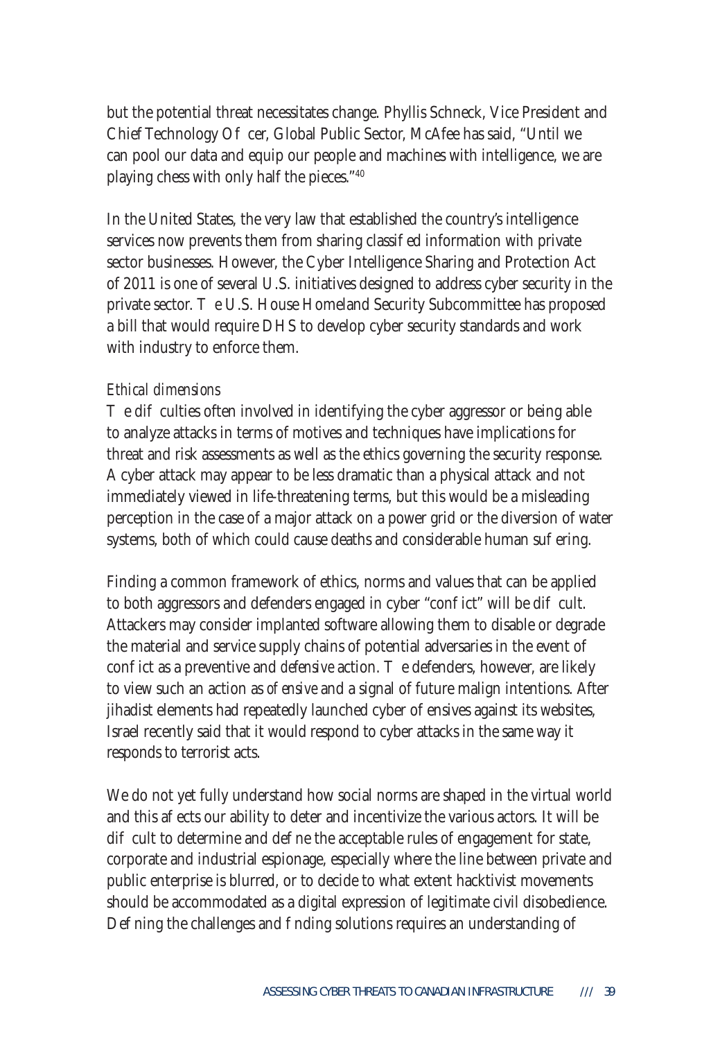but the potential threat necessitates change. Phyllis Schneck, Vice President and Chief Technology Officer, Global Public Sector, McAfee has said, "Until we can pool our data and equip our people and machines with intelligence, we are playing chess with only half the pieces."[40]

In the United States, the very law that established the country's intelligence services now prevents them from sharing classified information with private sector businesses. However, the Cyber Intelligence Sharing and Protection Act of 2011 is one of several U.S. initiatives designed to address cyber security in the private sector. The U.S. House Homeland Security Subcommittee has proposed a bill that would require DHS to develop cyber security standards and work with industry to enforce them.

*Ethical dimensions*

The difficulties often involved in identifying the cyber aggressor or being able to analyze attacks in terms of motives and techniques have implications for threat and risk assessments as well as the ethics governing the security response. A cyber attack may appear to be less dramatic than a physical attack and not immediately viewed in life-threatening terms, but this would be a misleading perception in the case of a major attack on a power grid or the diversion of water systems, both of which could cause deaths and considerable human suffering.

Finding a common framework of ethics, norms and values that can be applied to both aggressors and defenders engaged in cyber "conflict" will be difficult. Attackers may consider implanted software allowing them to disable or degrade the material and service supply chains of potential adversaries in the event of conflict as a preventive and *defensive* action. The defenders, however, are likely to view such an action as *offensive* and a signal of future malign intentions. After jihadist elements had repeatedly launched cyber offensives against its websites, Israel recently said that it would respond to cyber attacks in the same way it responds to terrorist acts.

We do not yet fully understand how social norms are shaped in the virtual world and this affects our ability to deter and incentivize the various actors. It will be difficult to determine and define the acceptable rules of engagement for state, corporate and industrial espionage, especially where the line between private and public enterprise is blurred, or to decide to what extent hacktivist movements should be accommodated as a digital expression of legitimate civil disobedience. Defining the challenges and finding solutions requires an understanding of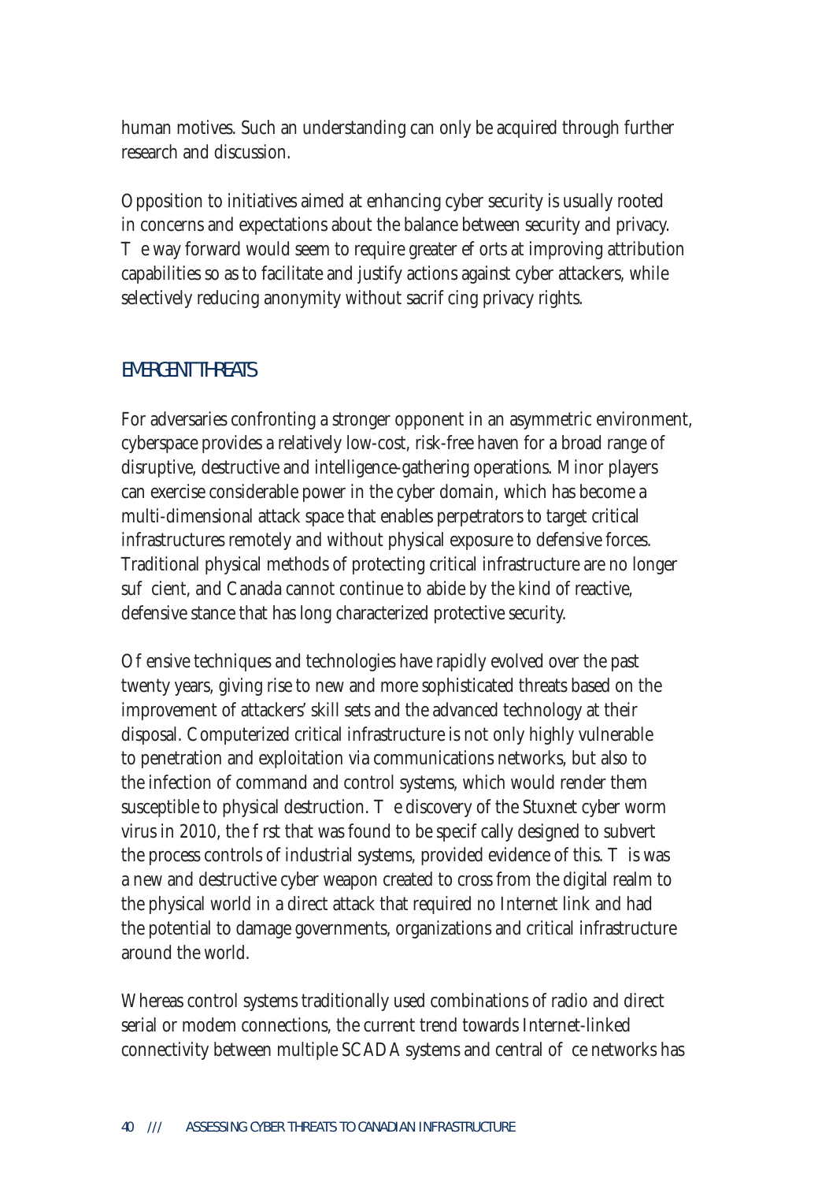human motives. Such an understanding can only be acquired through further research and discussion.

Opposition to initiatives aimed at enhancing cyber security is usually rooted in concerns and expectations about the balance between security and privacy. The way forward would seem to require greater efforts at improving attribution capabilities so as to facilitate and justify actions against cyber attackers, while selectively reducing anonymity without sacrificing privacy rights.

## EMERGENT THREATS

For adversaries confronting a stronger opponent in an asymmetric environment, cyberspace provides a relatively low-cost, risk-free haven for a broad range of disruptive, destructive and intelligence-gathering operations. Minor players can exercise considerable power in the cyber domain, which has become a multi-dimensional attack space that enables perpetrators to target critical infrastructures remotely and without physical exposure to defensive forces. Traditional physical methods of protecting critical infrastructure are no longer sufficient, and Canada cannot continue to abide by the kind of reactive, defensive stance that has long characterized protective security.

Offensive techniques and technologies have rapidly evolved over the past twenty years, giving rise to new and more sophisticated threats based on the improvement of attackers' skill sets and the advanced technology at their disposal. Computerized critical infrastructure is not only highly vulnerable to penetration and exploitation via communications networks, but also to the infection of command and control systems, which would render them susceptible to physical destruction. The discovery of the Stuxnet cyber worm virus in 2010, the first that was found to be specifically designed to subvert the process controls of industrial systems, provided evidence of this. This was a new and destructive cyber weapon created to cross from the digital realm to the physical world in a direct attack that required no Internet link and had the potential to damage governments, organizations and critical infrastructure around the world.

Whereas control systems traditionally used combinations of radio and direct serial or modem connections, the current trend towards Internet-linked connectivity between multiple SCADA systems and central office networks has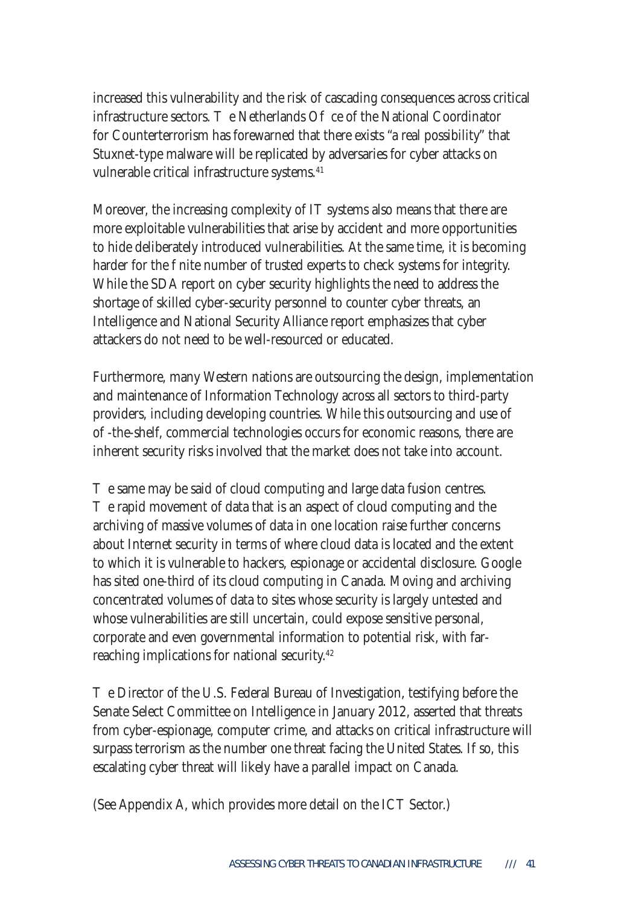increased this vulnerability and the risk of cascading consequences across critical infrastructure sectors. The Netherlands Office of the National Coordinator for Counterterrorism has forewarned that there exists "a real possibility" that Stuxnet-type malware will be replicated by adversaries for cyber attacks on vulnerable critical infrastructure systems.[41]

Moreover, the increasing complexity of IT systems also means that there are more exploitable vulnerabilities that arise by accident and more opportunities to hide deliberately introduced vulnerabilities. At the same time, it is becoming harder for the finite number of trusted experts to check systems for integrity. While the SDA report on cyber security highlights the need to address the shortage of skilled cyber-security personnel to counter cyber threats, an Intelligence and National Security Alliance report emphasizes that cyber attackers do not need to be well-resourced or educated.

Furthermore, many Western nations are outsourcing the design, implementation and maintenance of Information Technology across all sectors to third-party providers, including developing countries. While this outsourcing and use of off-the-shelf, commercial technologies occurs for economic reasons, there are inherent security risks involved that the market does not take into account.

The same may be said of cloud computing and large data fusion centres. The rapid movement of data that is an aspect of cloud computing and the archiving of massive volumes of data in one location raise further concerns about Internet security in terms of where cloud data is located and the extent to which it is vulnerable to hackers, espionage or accidental disclosure. Google has sited one-third of its cloud computing in Canada. Moving and archiving concentrated volumes of data to sites whose security is largely untested and whose vulnerabilities are still uncertain, could expose sensitive personal, corporate and even governmental information to potential risk, with far-reaching implications for national security.[42]

The Director of the U.S. Federal Bureau of Investigation, testifying before the Senate Select Committee on Intelligence in January 2012, asserted that threats from cyber-espionage, computer crime, and attacks on critical infrastructure will surpass terrorism as the number one threat facing the United States. If so, this escalating cyber threat will likely have a parallel impact on Canada.

(See Appendix A, which provides more detail on the ICT Sector.)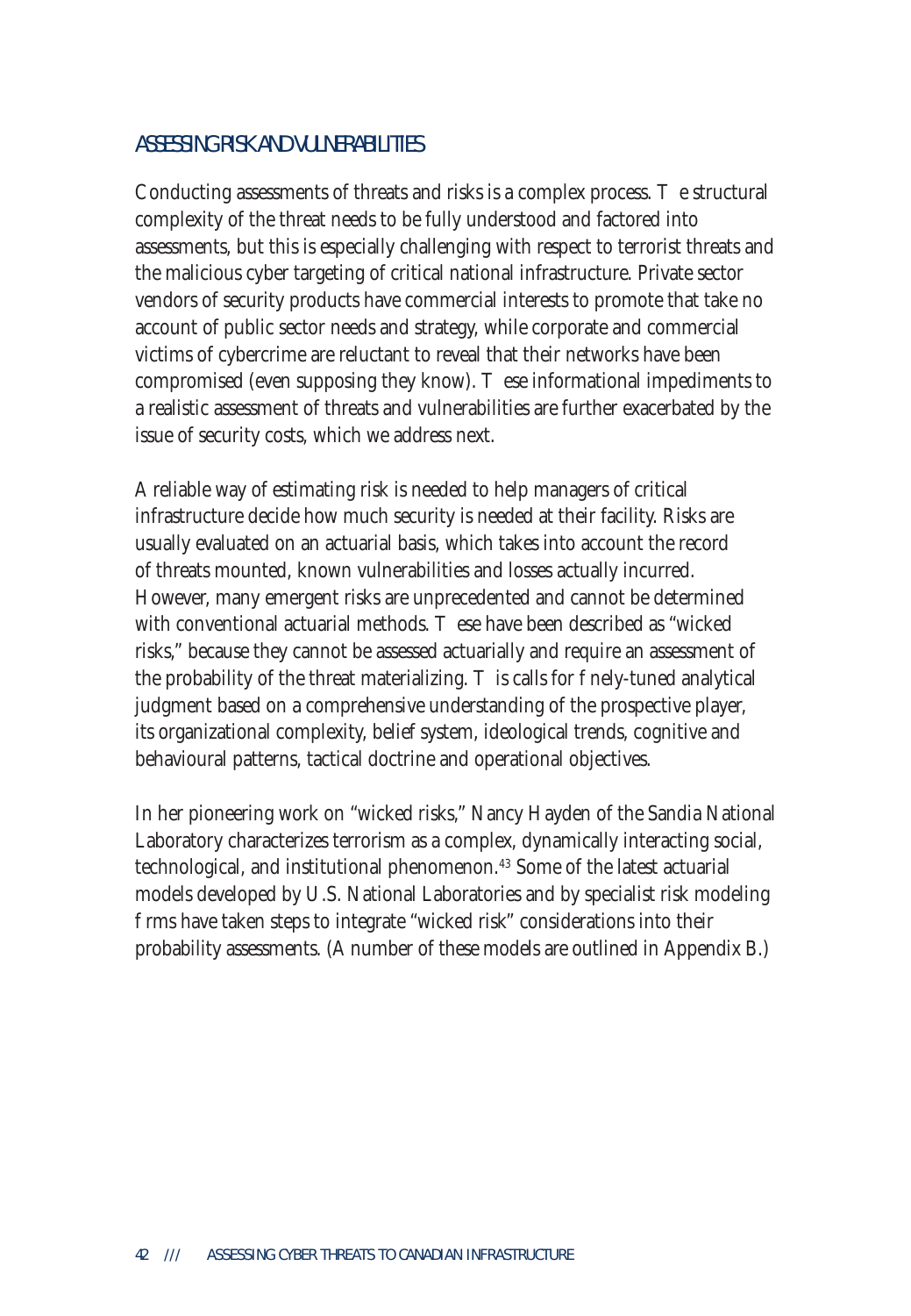## ASSESSING RISK AND VULNERABILITIES

Conducting assessments of threats and risks is a complex process. The structural complexity of the threat needs to be fully understood and factored into assessments, but this is especially challenging with respect to terrorist threats and the malicious cyber targeting of critical national infrastructure. Private sector vendors of security products have commercial interests to promote that take no account of public sector needs and strategy, while corporate and commercial victims of cybercrime are reluctant to reveal that their networks have been compromised (even supposing they know). These informational impediments to a realistic assessment of threats and vulnerabilities are further exacerbated by the issue of security costs, which we address next.

A reliable way of estimating risk is needed to help managers of critical infrastructure decide how much security is needed at their facility. Risks are usually evaluated on an actuarial basis, which takes into account the record of threats mounted, known vulnerabilities and losses actually incurred. However, many emergent risks are unprecedented and cannot be determined with conventional actuarial methods. These have been described as "wicked risks," because they cannot be assessed actuarially and require an assessment of the probability of the threat materializing. This calls for finely-tuned analytical judgment based on a comprehensive understanding of the prospective player, its organizational complexity, belief system, ideological trends, cognitive and behavioural patterns, tactical doctrine and operational objectives.

In her pioneering work on "wicked risks," Nancy Hayden of the Sandia National Laboratory characterizes terrorism as a complex, dynamically interacting social, technological, and institutional phenomenon.[43] Some of the latest actuarial models developed by U.S. National Laboratories and by specialist risk modeling firms have taken steps to integrate "wicked risk" considerations into their probability assessments. (A number of these models are outlined in Appendix B.)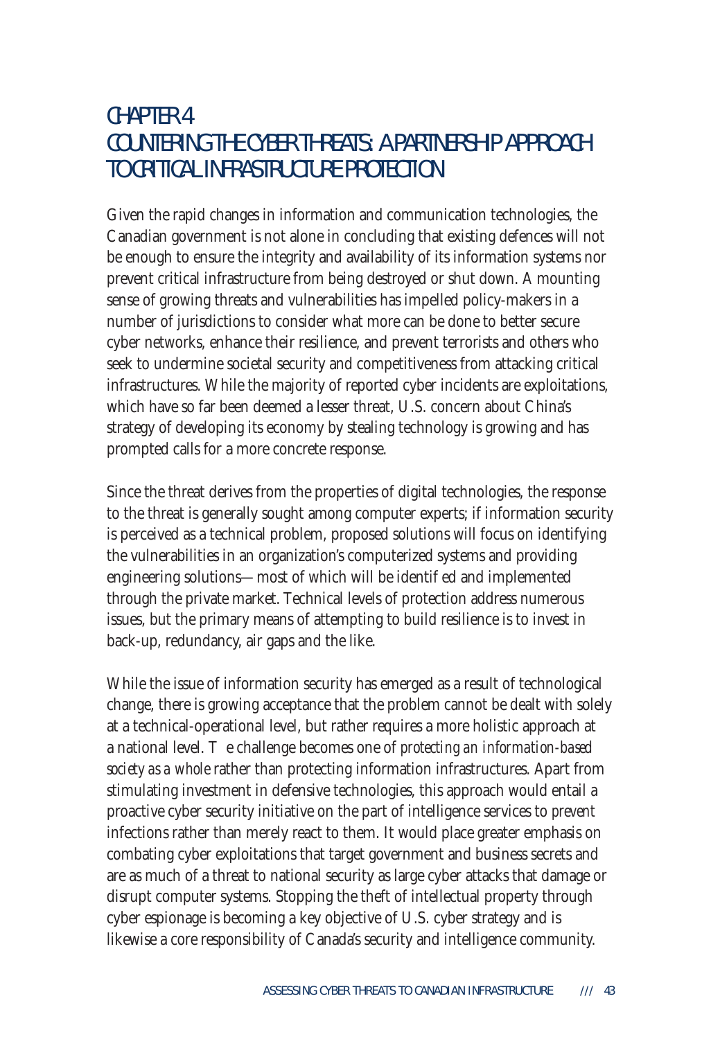# CHAPTER 4
# COUNTERING THE CYBER THREATS: A PARTNERSHIP APPROACH TO CRITICAL INFRASTRUCTURE PROTECTION

Given the rapid changes in information and communication technologies, the Canadian government is not alone in concluding that existing defences will not be enough to ensure the integrity and availability of its information systems nor prevent critical infrastructure from being destroyed or shut down. A mounting sense of growing threats and vulnerabilities has impelled policy-makers in a number of jurisdictions to consider what more can be done to better secure cyber networks, enhance their resilience, and prevent terrorists and others who seek to undermine societal security and competitiveness from attacking critical infrastructures. While the majority of reported cyber incidents are exploitations, which have so far been deemed a lesser threat, U.S. concern about China's strategy of developing its economy by stealing technology is growing and has prompted calls for a more concrete response.

Since the threat derives from the properties of digital technologies, the response to the threat is generally sought among computer experts; if information security is perceived as a technical problem, proposed solutions will focus on identifying the vulnerabilities in an organization's computerized systems and providing engineering solutions—most of which will be identif ed and implemented through the private market. Technical levels of protection address numerous issues, but the primary means of attempting to build resilience is to invest in back-up, redundancy, air gaps and the like.

While the issue of information security has emerged as a result of technological change, there is growing acceptance that the problem cannot be dealt with solely at a technical-operational level, but rather requires a more holistic approach at a national level. T e challenge becomes one of *protecting an information-based society as a whole* rather than protecting information infrastructures. Apart from stimulating investment in defensive technologies, this approach would entail a proactive cyber security initiative on the part of intelligence services to *prevent* infections rather than merely react to them. It would place greater emphasis on combating cyber exploitations that target government and business secrets and are as much of a threat to national security as large cyber attacks that damage or disrupt computer systems. Stopping the theft of intellectual property through cyber espionage is becoming a key objective of U.S. cyber strategy and is likewise a core responsibility of Canada's security and intelligence community.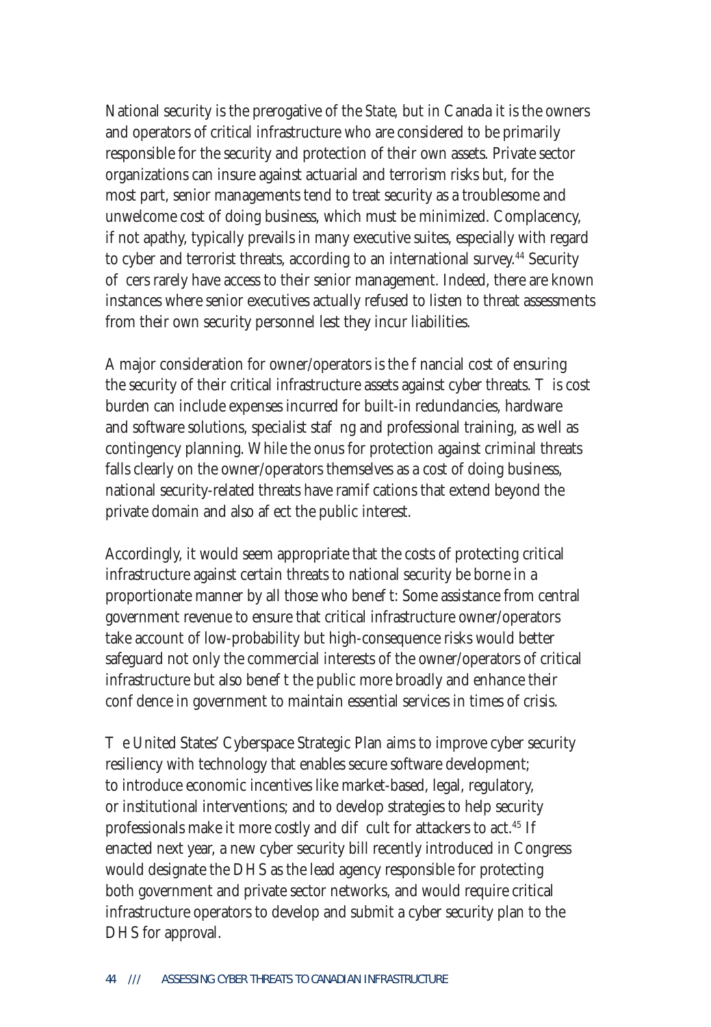National security is the prerogative of the State, but in Canada it is the owners and operators of critical infrastructure who are considered to be primarily responsible for the security and protection of their own assets. Private sector organizations can insure against actuarial and terrorism risks but, for the most part, senior managements tend to treat security as a troublesome and unwelcome cost of doing business, which must be minimized. Complacency, if not apathy, typically prevails in many executive suites, especially with regard to cyber and terrorist threats, according to an international survey.[44] Security officers rarely have access to their senior management. Indeed, there are known instances where senior executives actually refused to listen to threat assessments from their own security personnel lest they incur liabilities.

A major consideration for owner/operators is the financial cost of ensuring the security of their critical infrastructure assets against cyber threats. This cost burden can include expenses incurred for built-in redundancies, hardware and software solutions, specialist staffing and professional training, as well as contingency planning. While the onus for protection against criminal threats falls clearly on the owner/operators themselves as a cost of doing business, national security-related threats have ramifications that extend beyond the private domain and also affect the public interest.

Accordingly, it would seem appropriate that the costs of protecting critical infrastructure against certain threats to national security be borne in a proportionate manner by all those who benefit: Some assistance from central government revenue to ensure that critical infrastructure owner/operators take account of low-probability but high-consequence risks would better safeguard not only the commercial interests of the owner/operators of critical infrastructure but also benefit the public more broadly and enhance their confidence in government to maintain essential services in times of crisis.

The United States' Cyberspace Strategic Plan aims to improve cyber security resiliency with technology that enables secure software development; to introduce economic incentives like market-based, legal, regulatory, or institutional interventions; and to develop strategies to help security professionals make it more costly and difficult for attackers to act.[45] If enacted next year, a new cyber security bill recently introduced in Congress would designate the DHS as the lead agency responsible for protecting both government and private sector networks, and would require critical infrastructure operators to develop and submit a cyber security plan to the DHS for approval.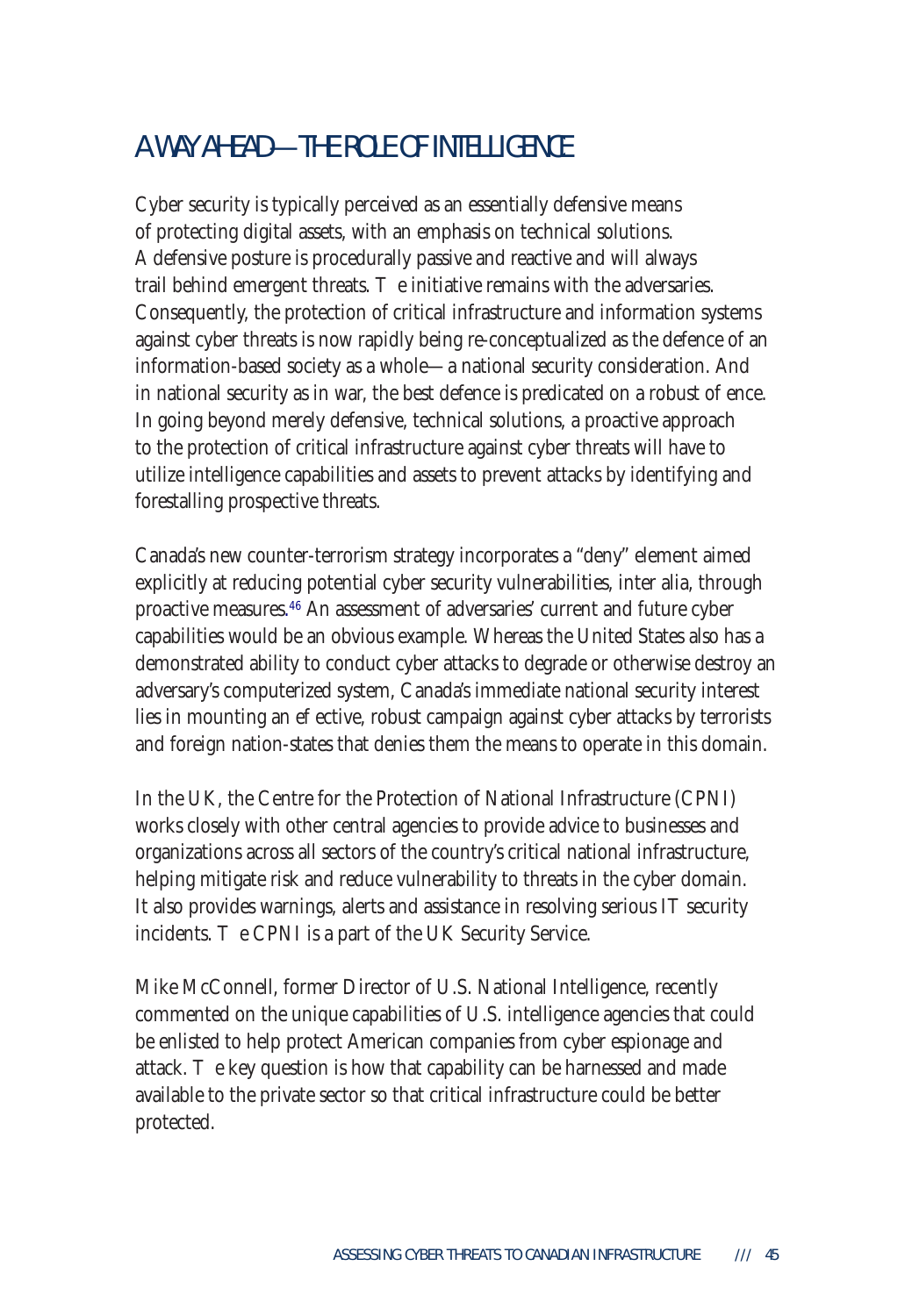## A WAY AHEAD—THE ROLE OF INTELLIGENCE

Cyber security is typically perceived as an essentially defensive means of protecting digital assets, with an emphasis on technical solutions. A defensive posture is procedurally passive and reactive and will always trail behind emergent threats. The initiative remains with the adversaries. Consequently, the protection of critical infrastructure and information systems against cyber threats is now rapidly being re-conceptualized as the defence of an information-based society as a whole—a national security consideration. And in national security as in war, the best defence is predicated on a robust offence. In going beyond merely defensive, technical solutions, a proactive approach to the protection of critical infrastructure against cyber threats will have to utilize intelligence capabilities and assets to prevent attacks by identifying and forestalling prospective threats.

Canada's new counter-terrorism strategy incorporates a "deny" element aimed explicitly at reducing potential cyber security vulnerabilities, inter alia, through proactive measures.[46] An assessment of adversaries' current and future cyber capabilities would be an obvious example. Whereas the United States also has a demonstrated ability to conduct cyber attacks to degrade or otherwise destroy an adversary's computerized system, Canada's immediate national security interest lies in mounting an effective, robust campaign against cyber attacks by terrorists and foreign nation-states that denies them the means to operate in this domain.

In the UK, the Centre for the Protection of National Infrastructure (CPNI) works closely with other central agencies to provide advice to businesses and organizations across all sectors of the country's critical national infrastructure, helping mitigate risk and reduce vulnerability to threats in the cyber domain. It also provides warnings, alerts and assistance in resolving serious IT security incidents. The CPNI is a part of the UK Security Service.

Mike McConnell, former Director of U.S. National Intelligence, recently commented on the unique capabilities of U.S. intelligence agencies that could be enlisted to help protect American companies from cyber espionage and attack. The key question is how that capability can be harnessed and made available to the private sector so that critical infrastructure could be better protected.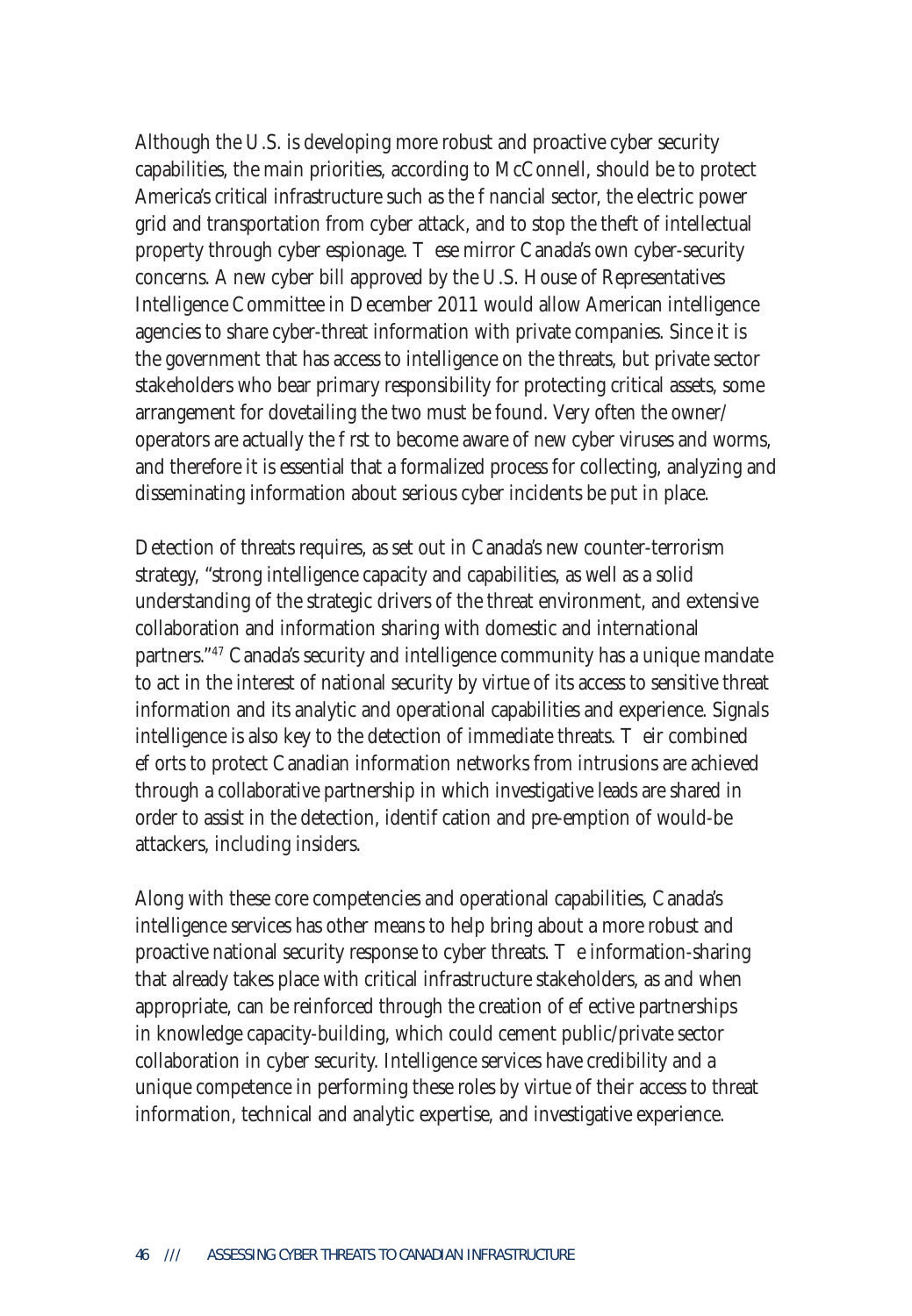Although the U.S. is developing more robust and proactive cyber security capabilities, the main priorities, according to McConnell, should be to protect America's critical infrastructure such as the financial sector, the electric power grid and transportation from cyber attack, and to stop the theft of intellectual property through cyber espionage. These mirror Canada's own cyber-security concerns. A new cyber bill approved by the U.S. House of Representatives Intelligence Committee in December 2011 would allow American intelligence agencies to share cyber-threat information with private companies. Since it is the government that has access to intelligence on the threats, but private sector stakeholders who bear primary responsibility for protecting critical assets, some arrangement for dovetailing the two must be found. Very often the owner/operators are actually the first to become aware of new cyber viruses and worms, and therefore it is essential that a formalized process for collecting, analyzing and disseminating information about serious cyber incidents be put in place.

Detection of threats requires, as set out in Canada's new counter-terrorism strategy, "strong intelligence capacity and capabilities, as well as a solid understanding of the strategic drivers of the threat environment, and extensive collaboration and information sharing with domestic and international partners."[47] Canada's security and intelligence community has a unique mandate to act in the interest of national security by virtue of its access to sensitive threat information and its analytic and operational capabilities and experience. Signals intelligence is also key to the detection of immediate threats. Their combined efforts to protect Canadian information networks from intrusions are achieved through a collaborative partnership in which investigative leads are shared in order to assist in the detection, identification and pre-emption of would-be attackers, including insiders.

Along with these core competencies and operational capabilities, Canada's intelligence services has other means to help bring about a more robust and proactive national security response to cyber threats. The information-sharing that already takes place with critical infrastructure stakeholders, as and when appropriate, can be reinforced through the creation of effective partnerships in knowledge capacity-building, which could cement public/private sector collaboration in cyber security. Intelligence services have credibility and a unique competence in performing these roles by virtue of their access to threat information, technical and analytic expertise, and investigative experience.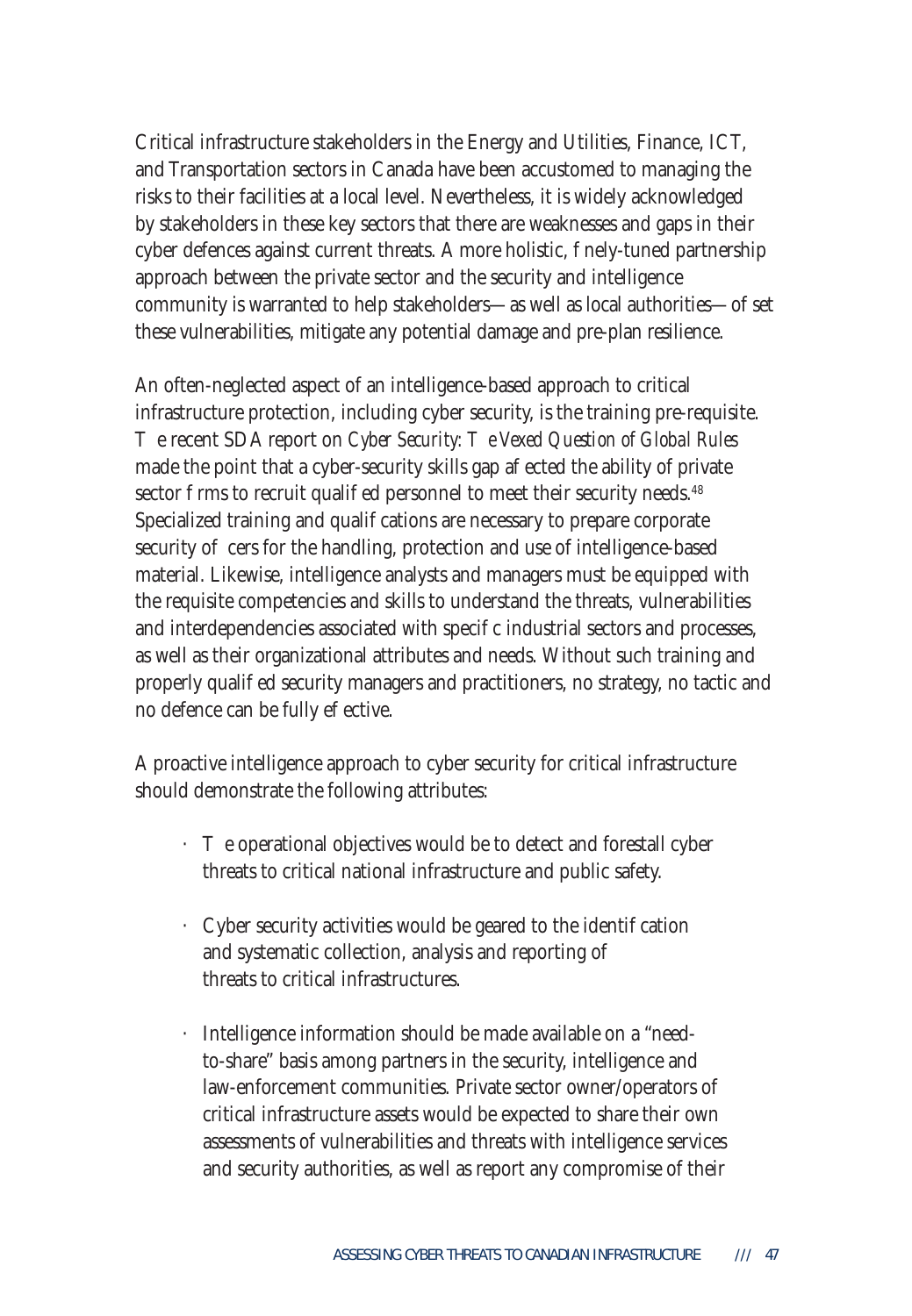Critical infrastructure stakeholders in the Energy and Utilities, Finance, ICT, and Transportation sectors in Canada have been accustomed to managing the risks to their facilities at a local level. Nevertheless, it is widely acknowledged by stakeholders in these key sectors that there are weaknesses and gaps in their cyber defences against current threats. A more holistic, finely-tuned partnership approach between the private sector and the security and intelligence community is warranted to help stakeholders—as well as local authorities—offset these vulnerabilities, mitigate any potential damage and pre-plan resilience.

An often-neglected aspect of an intelligence-based approach to critical infrastructure protection, including cyber security, is the training pre-requisite. The recent SDA report on *Cyber Security: The Vexed Question of Global Rules* made the point that a cyber-security skills gap affected the ability of private sector firms to recruit qualified personnel to meet their security needs.[48] Specialized training and qualifications are necessary to prepare corporate security officers for the handling, protection and use of intelligence-based material. Likewise, intelligence analysts and managers must be equipped with the requisite competencies and skills to understand the threats, vulnerabilities and interdependencies associated with specific industrial sectors and processes, as well as their organizational attributes and needs. Without such training and properly qualified security managers and practitioners, no strategy, no tactic and no defence can be fully effective.

A proactive intelligence approach to cyber security for critical infrastructure should demonstrate the following attributes:

- The operational objectives would be to detect and forestall cyber threats to critical national infrastructure and public safety.
- Cyber security activities would be geared to the identification and systematic collection, analysis and reporting of threats to critical infrastructures.
- Intelligence information should be made available on a "need-to-share" basis among partners in the security, intelligence and law-enforcement communities. Private sector owner/operators of critical infrastructure assets would be expected to share their own assessments of vulnerabilities and threats with intelligence services and security authorities, as well as report any compromise of their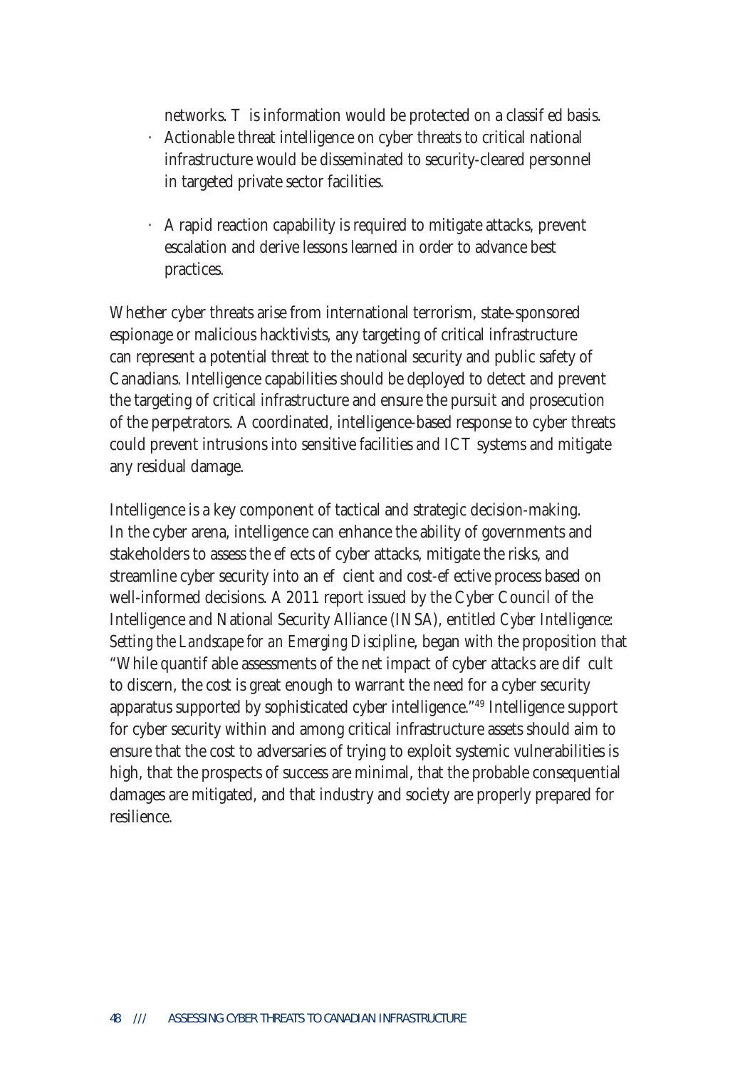networks. This information would be protected on a classified basis.

- Actionable threat intelligence on cyber threats to critical national infrastructure would be disseminated to security-cleared personnel in targeted private sector facilities.

- A rapid reaction capability is required to mitigate attacks, prevent escalation and derive lessons learned in order to advance best practices.

Whether cyber threats arise from international terrorism, state-sponsored espionage or malicious hacktivists, any targeting of critical infrastructure can represent a potential threat to the national security and public safety of Canadians. Intelligence capabilities should be deployed to detect and prevent the targeting of critical infrastructure and ensure the pursuit and prosecution of the perpetrators. A coordinated, intelligence-based response to cyber threats could prevent intrusions into sensitive facilities and ICT systems and mitigate any residual damage.

Intelligence is a key component of tactical and strategic decision-making. In the cyber arena, intelligence can enhance the ability of governments and stakeholders to assess the effects of cyber attacks, mitigate the risks, and streamline cyber security into an efficient and cost-effective process based on well-informed decisions. A 2011 report issued by the Cyber Council of the Intelligence and National Security Alliance (INSA), entitled *Cyber Intelligence: Setting the Landscape for an Emerging Discipline*, began with the proposition that "While quantifiable assessments of the net impact of cyber attacks are difficult to discern, the cost is great enough to warrant the need for a cyber security apparatus supported by sophisticated cyber intelligence."[49] Intelligence support for cyber security within and among critical infrastructure assets should aim to ensure that the cost to adversaries of trying to exploit systemic vulnerabilities is high, that the prospects of success are minimal, that the probable consequential damages are mitigated, and that industry and society are properly prepared for resilience.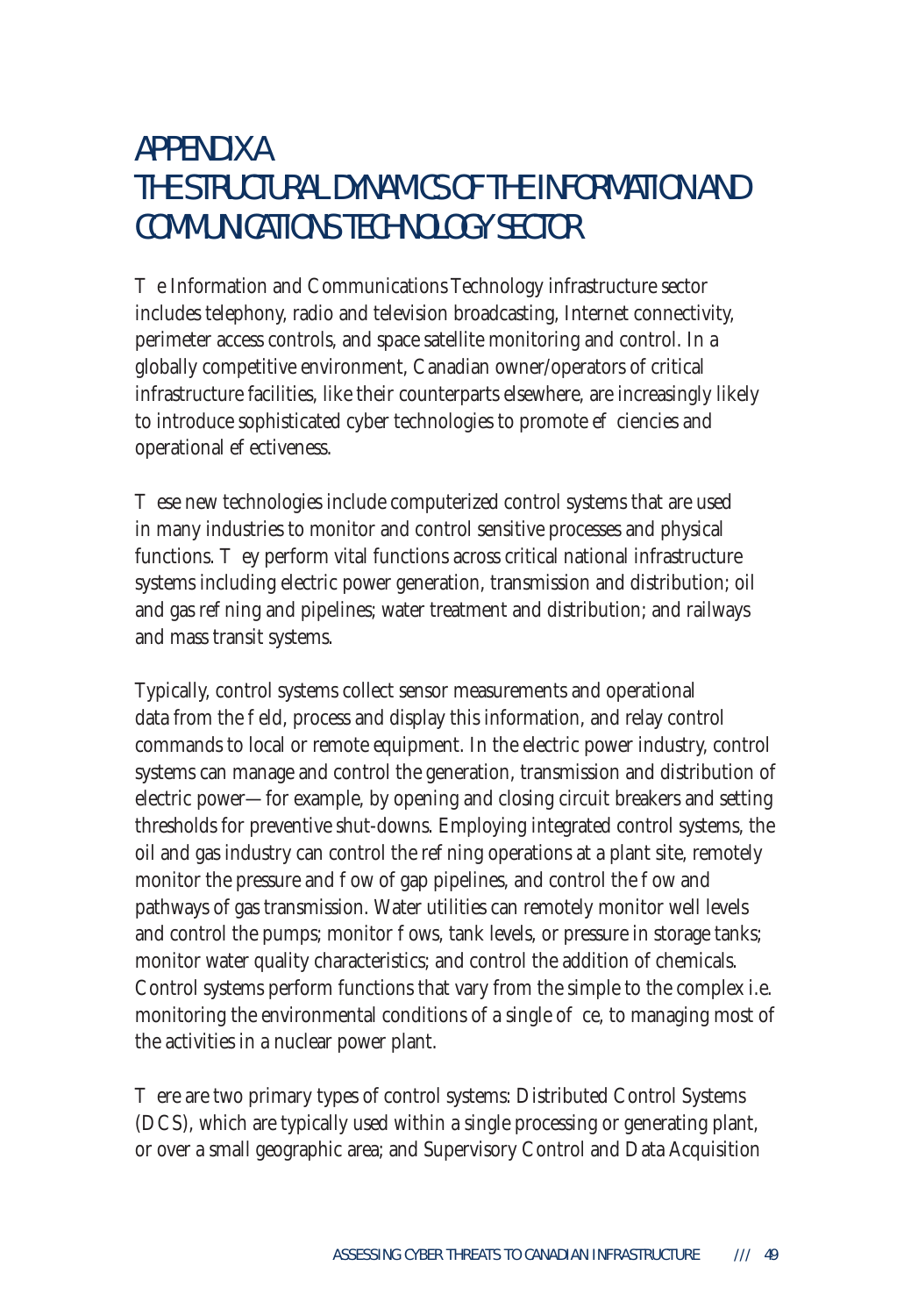# APPENDIX A
# THE STRUCTURAL DYNAMICS OF THE INFORMATION AND COMMUNICATIONS TECHNOLOGY SECTOR

The Information and Communications Technology infrastructure sector includes telephony, radio and television broadcasting, Internet connectivity, perimeter access controls, and space satellite monitoring and control. In a globally competitive environment, Canadian owner/operators of critical infrastructure facilities, like their counterparts elsewhere, are increasingly likely to introduce sophisticated cyber technologies to promote efficiencies and operational effectiveness.

These new technologies include computerized control systems that are used in many industries to monitor and control sensitive processes and physical functions. They perform vital functions across critical national infrastructure systems including electric power generation, transmission and distribution; oil and gas refining and pipelines; water treatment and distribution; and railways and mass transit systems.

Typically, control systems collect sensor measurements and operational data from the field, process and display this information, and relay control commands to local or remote equipment. In the electric power industry, control systems can manage and control the generation, transmission and distribution of electric power—for example, by opening and closing circuit breakers and setting thresholds for preventive shut-downs. Employing integrated control systems, the oil and gas industry can control the refining operations at a plant site, remotely monitor the pressure and flow of gap pipelines, and control the flow and pathways of gas transmission. Water utilities can remotely monitor well levels and control the pumps; monitor flows, tank levels, or pressure in storage tanks; monitor water quality characteristics; and control the addition of chemicals. Control systems perform functions that vary from the simple to the complex i.e. monitoring the environmental conditions of a single office, to managing most of the activities in a nuclear power plant.

There are two primary types of control systems: Distributed Control Systems (DCS), which are typically used within a single processing or generating plant, or over a small geographic area; and Supervisory Control and Data Acquisition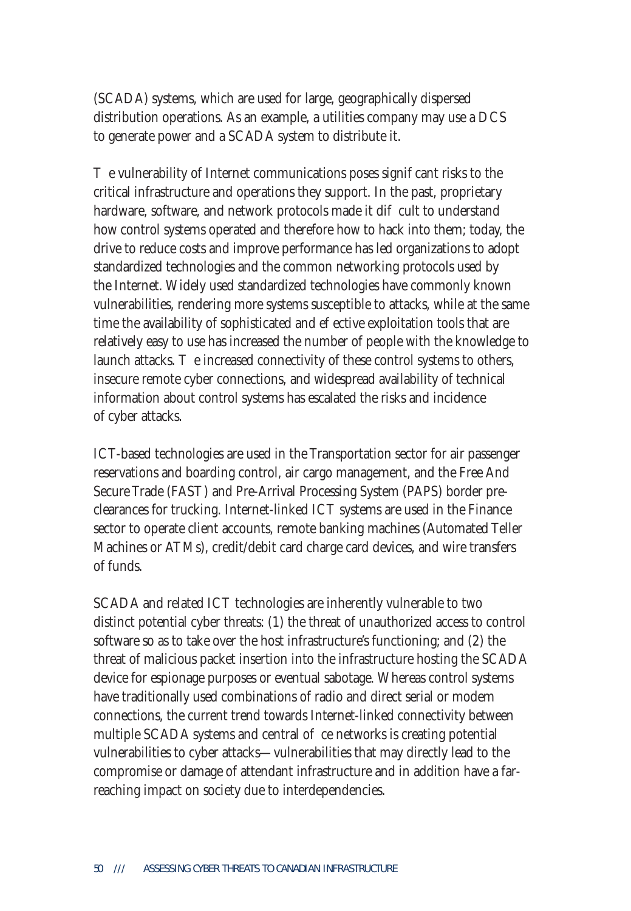(SCADA) systems, which are used for large, geographically dispersed distribution operations. As an example, a utilities company may use a DCS to generate power and a SCADA system to distribute it.

The vulnerability of Internet communications poses significant risks to the critical infrastructure and operations they support. In the past, proprietary hardware, software, and network protocols made it difficult to understand how control systems operated and therefore how to hack into them; today, the drive to reduce costs and improve performance has led organizations to adopt standardized technologies and the common networking protocols used by the Internet. Widely used standardized technologies have commonly known vulnerabilities, rendering more systems susceptible to attacks, while at the same time the availability of sophisticated and effective exploitation tools that are relatively easy to use has increased the number of people with the knowledge to launch attacks. The increased connectivity of these control systems to others, insecure remote cyber connections, and widespread availability of technical information about control systems has escalated the risks and incidence of cyber attacks.

ICT-based technologies are used in the Transportation sector for air passenger reservations and boarding control, air cargo management, and the Free And Secure Trade (FAST) and Pre-Arrival Processing System (PAPS) border pre-clearances for trucking. Internet-linked ICT systems are used in the Finance sector to operate client accounts, remote banking machines (Automated Teller Machines or ATMs), credit/debit card charge card devices, and wire transfers of funds.

SCADA and related ICT technologies are inherently vulnerable to two distinct potential cyber threats: (1) the threat of unauthorized access to control software so as to take over the host infrastructure's functioning; and (2) the threat of malicious packet insertion into the infrastructure hosting the SCADA device for espionage purposes or eventual sabotage. Whereas control systems have traditionally used combinations of radio and direct serial or modem connections, the current trend towards Internet-linked connectivity between multiple SCADA systems and central office networks is creating potential vulnerabilities to cyber attacks—vulnerabilities that may directly lead to the compromise or damage of attendant infrastructure and in addition have a far-reaching impact on society due to interdependencies.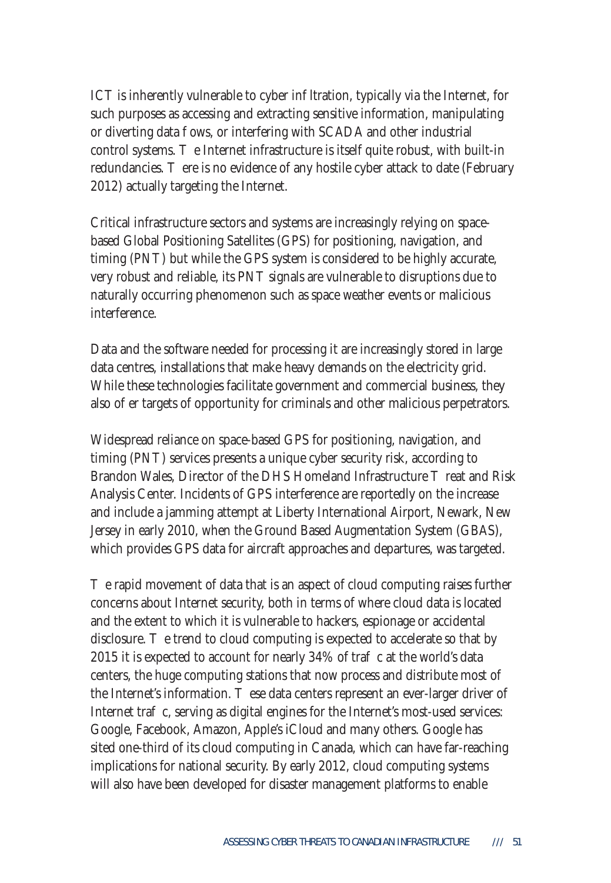ICT is inherently vulnerable to cyber infiltration, typically via the Internet, for such purposes as accessing and extracting sensitive information, manipulating or diverting data flows, or interfering with SCADA and other industrial control systems. The Internet infrastructure is itself quite robust, with built-in redundancies. There is no evidence of any hostile cyber attack to date (February 2012) actually targeting the Internet.

Critical infrastructure sectors and systems are increasingly relying on space-based Global Positioning Satellites (GPS) for positioning, navigation, and timing (PNT) but while the GPS system is considered to be highly accurate, very robust and reliable, its PNT signals are vulnerable to disruptions due to naturally occurring phenomenon such as space weather events or malicious interference.

Data and the software needed for processing it are increasingly stored in large data centres, installations that make heavy demands on the electricity grid. While these technologies facilitate government and commercial business, they also offer targets of opportunity for criminals and other malicious perpetrators.

Widespread reliance on space-based GPS for positioning, navigation, and timing (PNT) services presents a unique cyber security risk, according to Brandon Wales, Director of the DHS Homeland Infrastructure Threat and Risk Analysis Center. Incidents of GPS interference are reportedly on the increase and include a jamming attempt at Liberty International Airport, Newark, New Jersey in early 2010, when the Ground Based Augmentation System (GBAS), which provides GPS data for aircraft approaches and departures, was targeted.

The rapid movement of data that is an aspect of cloud computing raises further concerns about Internet security, both in terms of where cloud data is located and the extent to which it is vulnerable to hackers, espionage or accidental disclosure. The trend to cloud computing is expected to accelerate so that by 2015 it is expected to account for nearly 34% of traffic at the world's data centers, the huge computing stations that now process and distribute most of the Internet's information. These data centers represent an ever-larger driver of Internet traffic, serving as digital engines for the Internet's most-used services: Google, Facebook, Amazon, Apple's iCloud and many others. Google has sited one-third of its cloud computing in Canada, which can have far-reaching implications for national security. By early 2012, cloud computing systems will also have been developed for disaster management platforms to enable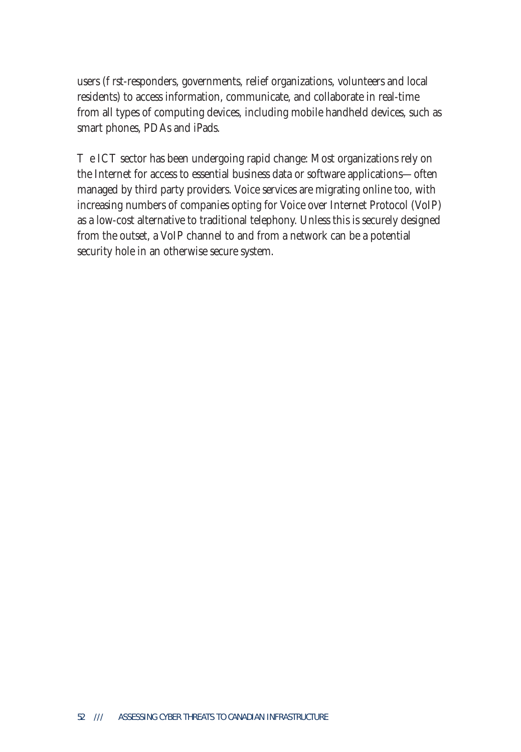users (first-responders, governments, relief organizations, volunteers and local residents) to access information, communicate, and collaborate in real-time from all types of computing devices, including mobile handheld devices, such as smart phones, PDAs and iPads.

The ICT sector has been undergoing rapid change: Most organizations rely on the Internet for access to essential business data or software applications—often managed by third party providers. Voice services are migrating online too, with increasing numbers of companies opting for Voice over Internet Protocol (VoIP) as a low-cost alternative to traditional telephony. Unless this is securely designed from the outset, a VoIP channel to and from a network can be a potential security hole in an otherwise secure system.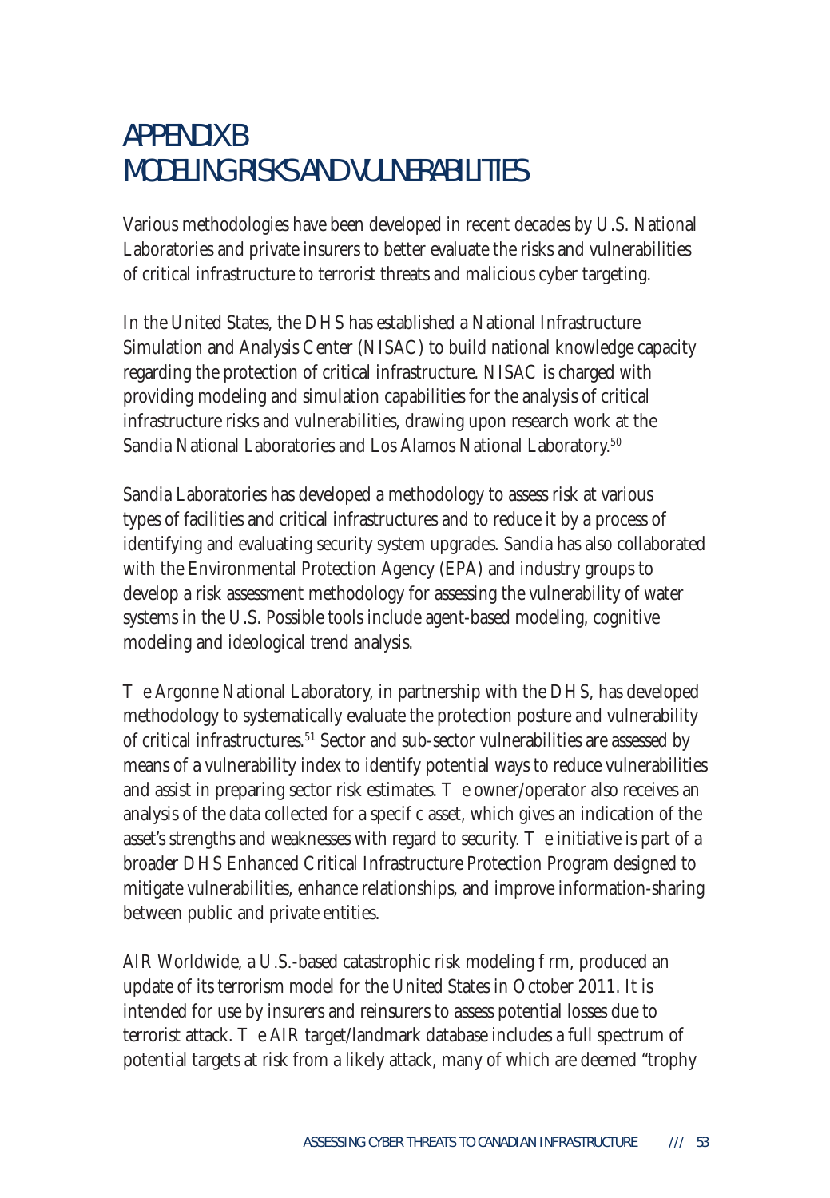# APPENDIX B
# MODELING RISKS AND VULNERABILITIES

Various methodologies have been developed in recent decades by U.S. National Laboratories and private insurers to better evaluate the risks and vulnerabilities of critical infrastructure to terrorist threats and malicious cyber targeting.

In the United States, the DHS has established a National Infrastructure Simulation and Analysis Center (NISAC) to build national knowledge capacity regarding the protection of critical infrastructure. NISAC is charged with providing modeling and simulation capabilities for the analysis of critical infrastructure risks and vulnerabilities, drawing upon research work at the Sandia National Laboratories and Los Alamos National Laboratory.[50]

Sandia Laboratories has developed a methodology to assess risk at various types of facilities and critical infrastructures and to reduce it by a process of identifying and evaluating security system upgrades. Sandia has also collaborated with the Environmental Protection Agency (EPA) and industry groups to develop a risk assessment methodology for assessing the vulnerability of water systems in the U.S. Possible tools include agent-based modeling, cognitive modeling and ideological trend analysis.

The Argonne National Laboratory, in partnership with the DHS, has developed methodology to systematically evaluate the protection posture and vulnerability of critical infrastructures.[51] Sector and sub-sector vulnerabilities are assessed by means of a vulnerability index to identify potential ways to reduce vulnerabilities and assist in preparing sector risk estimates. The owner/operator also receives an analysis of the data collected for a specific asset, which gives an indication of the asset's strengths and weaknesses with regard to security. The initiative is part of a broader DHS Enhanced Critical Infrastructure Protection Program designed to mitigate vulnerabilities, enhance relationships, and improve information-sharing between public and private entities.

AIR Worldwide, a U.S.-based catastrophic risk modeling firm, produced an update of its terrorism model for the United States in October 2011. It is intended for use by insurers and reinsurers to assess potential losses due to terrorist attack. The AIR target/landmark database includes a full spectrum of potential targets at risk from a likely attack, many of which are deemed "trophy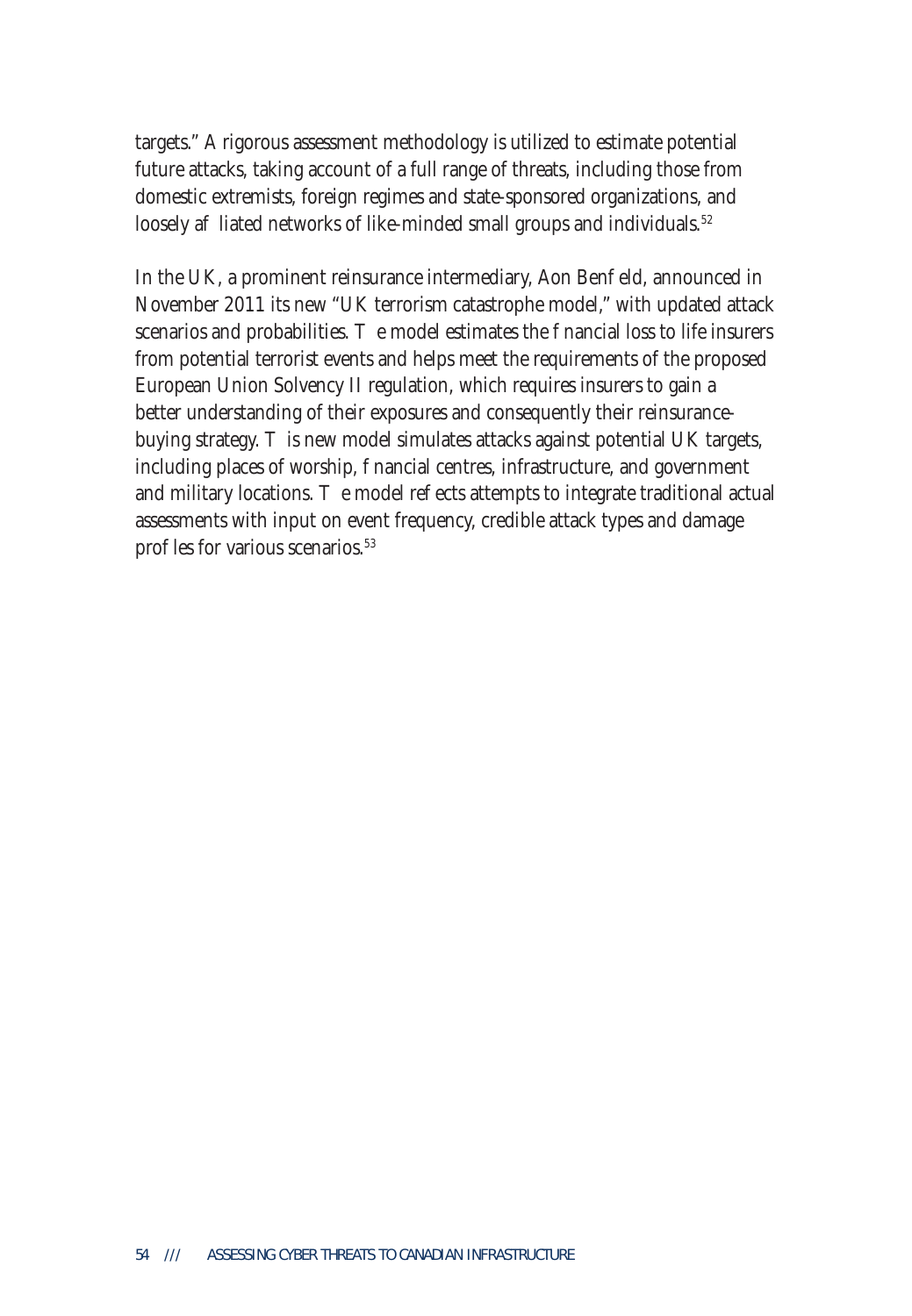targets." A rigorous assessment methodology is utilized to estimate potential future attacks, taking account of a full range of threats, including those from domestic extremists, foreign regimes and state-sponsored organizations, and loosely affiliated networks of like-minded small groups and individuals.[52]

In the UK, a prominent reinsurance intermediary, Aon Benfield, announced in November 2011 its new "UK terrorism catastrophe model," with updated attack scenarios and probabilities. The model estimates the financial loss to life insurers from potential terrorist events and helps meet the requirements of the proposed European Union Solvency II regulation, which requires insurers to gain a better understanding of their exposures and consequently their reinsurance-buying strategy. This new model simulates attacks against potential UK targets, including places of worship, financial centres, infrastructure, and government and military locations. The model reflects attempts to integrate traditional actual assessments with input on event frequency, credible attack types and damage profiles for various scenarios.[53]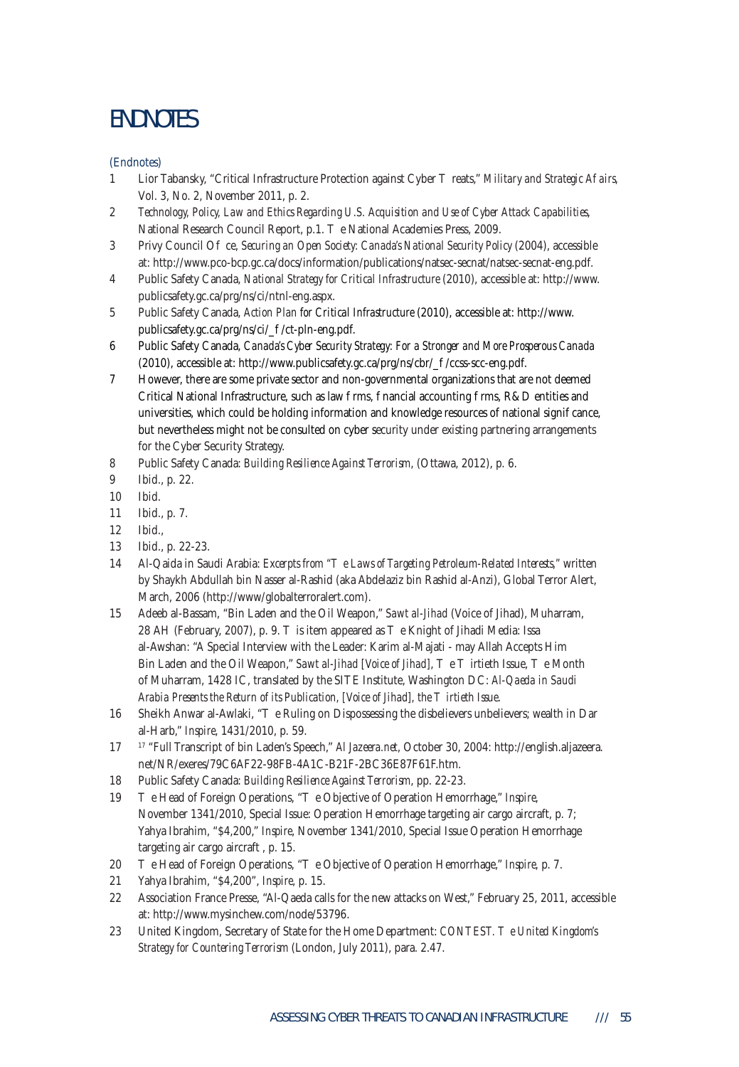# ENDNOTES

(Endnotes)

1. Lior Tabansky, "Critical Infrastructure Protection against Cyber T reats," *Military and Strategic Af airs*, Vol. 3, No. 2, November 2011, p. 2.
2. *Technology, Policy, Law and Ethics Regarding U.S. Acquisition and Use of Cyber Attack Capabilities*, National Research Council Report, p.1. T e National Academies Press, 2009.
3. Privy Council Of ce, *Securing an Open Society: Canada's National Security Policy* (2004), accessible at: http://www.pco-bcp.gc.ca/docs/information/publications/natsec-secnat/natsec-secnat-eng.pdf.
4. Public Safety Canada, *National Strategy for Critical Infrastructure* (2010), accessible at: http://www.publicsafety.gc.ca/prg/ns/ci/ntnl-eng.aspx.
5. Public Safety Canada, *Action Plan* for Critical Infrastructure (2010), accessible at: http://www.publicsafety.gc.ca/prg/ns/ci/_f /ct-pln-eng.pdf.
6. Public Safety Canada, *Canada's Cyber Security Strategy: For a Stronger and More Prosperous Canada* (2010), accessible at: http://www.publicsafety.gc.ca/prg/ns/cbr/_f /ccss-scc-eng.pdf.
7. However, there are some private sector and non-governmental organizations that are not deemed Critical National Infrastructure, such as law f rms, f nancial accounting f rms, R&D entities and universities, which could be holding information and knowledge resources of national signif cance, but nevertheless might not be consulted on cyber security under existing partnering arrangements for the Cyber Security Strategy.
8. Public Safety Canada: *Building Resilience Against Terrorism*, (Ottawa, 2012), p. 6.
9. Ibid., p. 22.
10. Ibid.
11. Ibid., p. 7.
12. Ibid.,
13. Ibid., p. 22-23.
14. Al-Qaida in Saudi Arabia: *Excerpts from "T e Laws of Targeting Petroleum-Related Interests,"* written by Shaykh Abdullah bin Nasser al-Rashid (aka Abdelaziz bin Rashid al-Anzi), Global Terror Alert, March, 2006 (http://www/globalterroralert.com).
15. Adeeb al-Bassam, "Bin Laden and the Oil Weapon," *Sawt al-Jihad* (Voice of Jihad), Muharram, 28 AH (February, 2007), p. 9. T is item appeared as T e Knight of Jihadi Media: Issa al-Awshan: "A Special Interview with the Leader: Karim al-Majati - may Allah Accepts Him Bin Laden and the Oil Weapon," *Sawt al-Jihad* [*Voice of Jihad*], T e T irtieth Issue, T e Month of Muharram, 1428 IC, translated by the SITE Institute, Washington DC: *Al-Qaeda in Saudi Arabia Presents the Return of its Publication, [Voice of Jihad], the T irtieth Issue*.
16. Sheikh Anwar al-Awlaki, "T e Ruling on Dispossessing the disbelievers unbelievers; wealth in Dar al-Harb," *Inspire*, 1431/2010, p. 59.
17. [17] "Full Transcript of bin Laden's Speech," *Al Jazeera.net*, October 30, 2004: http://english.aljazeera.net/NR/exeres/79C6AF22-98FB-4A1C-B21F-2BC36E87F61F.htm.
18. Public Safety Canada: *Building Resilience Against Terrorism*, pp. 22-23.
19. T e Head of Foreign Operations, "T e Objective of Operation Hemorrhage," *Inspire*, November 1341/2010, Special Issue: Operation Hemorrhage targeting air cargo aircraft, p. 7; Yahya Ibrahim, "$4,200," *Inspire*, November 1341/2010, Special Issue Operation Hemorrhage targeting air cargo aircraft , p. 15.
20. T e Head of Foreign Operations, "T e Objective of Operation Hemorrhage," *Inspire*, p. 7.
21. Yahya Ibrahim, "$4,200", *Inspire*, p. 15.
22. Association France Presse, "Al-Qaeda calls for the new attacks on West," February 25, 2011, accessible at: http://www.mysinchew.com/node/53796.
23. United Kingdom, Secretary of State for the Home Department: *CONTEST. T e United Kingdom's Strategy for Countering Terrorism* (London, July 2011), para. 2.47.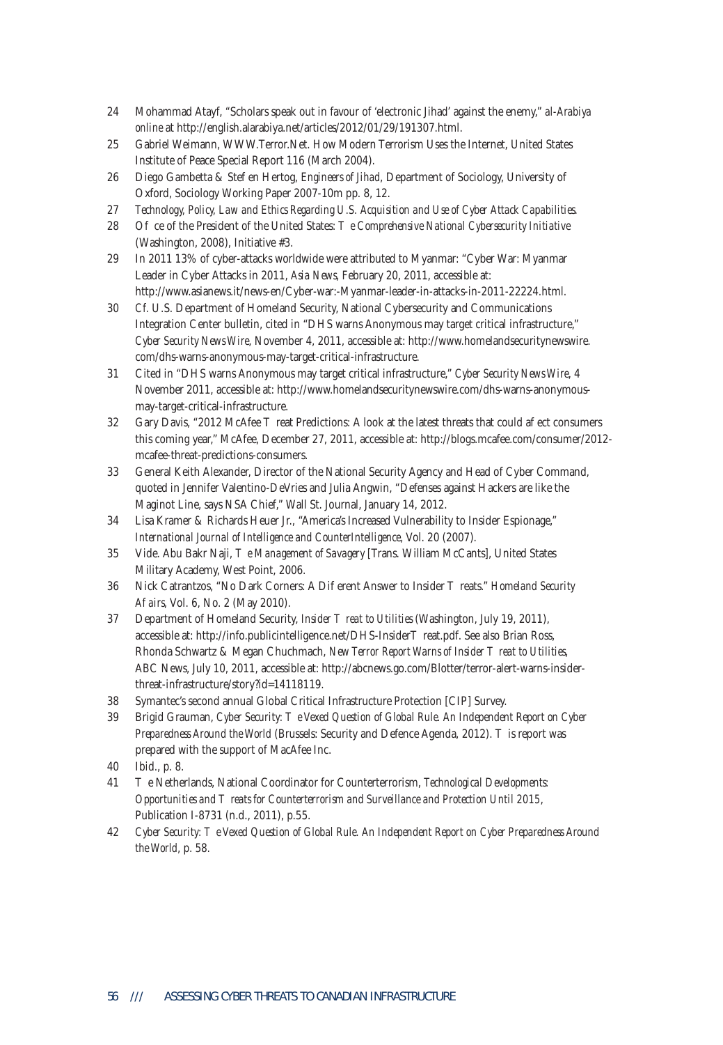24 Mohammad Atayf, "Scholars speak out in favour of 'electronic Jihad' against the enemy," *al-Arabiya online* at http://english.alarabiya.net/articles/2012/01/29/191307.html.

25 Gabriel Weimann, WWW.Terror.Net. How Modern Terrorism Uses the Internet, United States Institute of Peace Special Report 116 (March 2004).

26 Diego Gambetta & Stef en Hertog, *Engineers of Jihad*, Department of Sociology, University of Oxford, Sociology Working Paper 2007-10m pp. 8, 12.

27 *Technology, Policy, Law and Ethics Regarding U.S. Acquisition and Use of Cyber Attack Capabilities.*

28 Of ce of the President of the United States: *T e Comprehensive National Cybersecurity Initiative* (Washington, 2008), Initiative #3.

29 In 2011 13% of cyber-attacks worldwide were attributed to Myanmar: "Cyber War: Myanmar Leader in Cyber Attacks in 2011, *Asia News*, February 20, 2011, accessible at: http://www.asianews.it/news-en/Cyber-war:-Myanmar-leader-in-attacks-in-2011-22224.html.

30 Cf. U.S. Department of Homeland Security, National Cybersecurity and Communications Integration Center bulletin, cited in "DHS warns Anonymous may target critical infrastructure," *Cyber Security News Wire*, November 4, 2011, accessible at: http://www.homelandsecuritynewswire.com/dhs-warns-anonymous-may-target-critical-infrastructure.

31 Cited in "DHS warns Anonymous may target critical infrastructure," *Cyber Security News Wire*, 4 November 2011, accessible at: http://www.homelandsecuritynewswire.com/dhs-warns-anonymous-may-target-critical-infrastructure.

32 Gary Davis, "2012 McAfee T reat Predictions: A look at the latest threats that could af ect consumers this coming year," McAfee, December 27, 2011, accessible at: http://blogs.mcafee.com/consumer/2012-mcafee-threat-predictions-consumers.

33 General Keith Alexander, Director of the National Security Agency and Head of Cyber Command, quoted in Jennifer Valentino-DeVries and Julia Angwin, "Defenses against Hackers are like the Maginot Line, says NSA Chief," Wall St. Journal, January 14, 2012.

34 Lisa Kramer & Richards Heuer Jr., "America's Increased Vulnerability to Insider Espionage," *International Journal of Intelligence and CounterIntelligence*, Vol. 20 (2007).

35 Vide. Abu Bakr Naji, *T e Management of Savagery* [Trans. William McCants], United States Military Academy, West Point, 2006.

36 Nick Catrantzos, "No Dark Corners: A Dif erent Answer to Insider T reats." *Homeland Security Af airs*, Vol. 6, No. 2 (May 2010).

37 Department of Homeland Security, *Insider T reat to Utilities* (Washington, July 19, 2011), accessible at: http://info.publicintelligence.net/DHS-InsiderT reat.pdf. See also Brian Ross, Rhonda Schwartz & Megan Chuchmach, *New Terror Report Warns of Insider T reat to Utilities*, ABC News, July 10, 2011, accessible at: http://abcnews.go.com/Blotter/terror-alert-warns-insider-threat-infrastructure/story?id=14118119.

38 Symantec's second annual Global Critical Infrastructure Protection [CIP] Survey.

39 Brigid Grauman, *Cyber Security: T e Vexed Question of Global Rule. An Independent Report on Cyber Preparedness Around the World* (Brussels: Security and Defence Agenda, 2012). T is report was prepared with the support of MacAfee Inc.

40 Ibid., p. 8.

41 T e Netherlands, National Coordinator for Counterterrorism, *Technological Developments: Opportunities and T reats for Counterterrorism and Surveillance and Protection Until 2015*, Publication I-8731 (n.d., 2011), p.55.

42 *Cyber Security: T e Vexed Question of Global Rule. An Independent Report on Cyber Preparedness Around the World*, p. 58.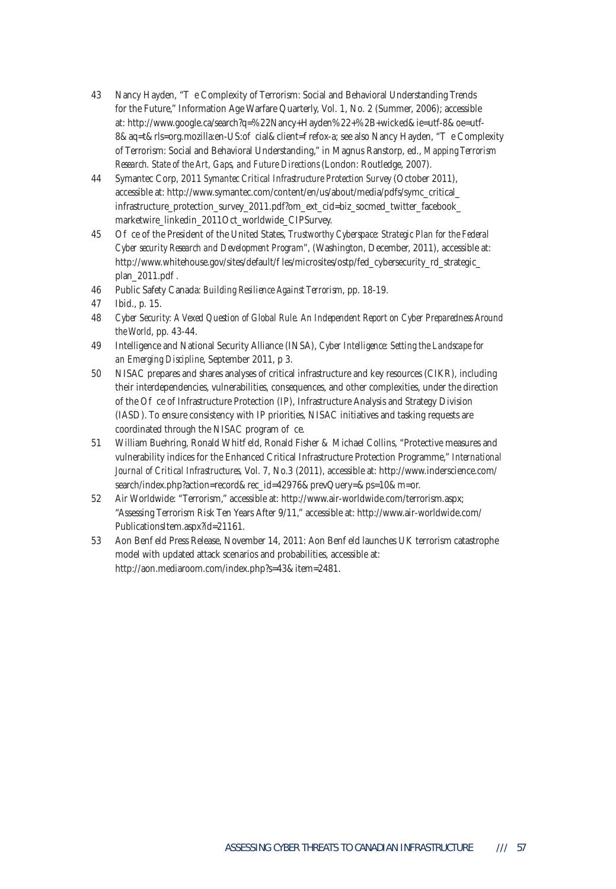43 Nancy Hayden, "T e Complexity of Terrorism: Social and Behavioral Understanding Trends for the Future," Information Age Warfare Quarterly, Vol. 1, No. 2 (Summer, 2006); accessible at: http://www.google.ca/search?q=%22Nancy+Hayden%22+%2B+wicked&ie=utf-8&oe=utf-8&aq=t&rls=org.mozilla:en-US:of cial&client=f refox-a; see also Nancy Hayden, "T e Complexity of Terrorism: Social and Behavioral Understanding," in Magnus Ranstorp, ed., *Mapping Terrorism Research. State of the Art, Gaps, and Future Directions* (London: Routledge, 2007).

44 Symantec Corp, 2011 *Symantec Critical Infrastructure Protection Survey* (October 2011), accessible at: http://www.symantec.com/content/en/us/about/media/pdfs/symc_critical_infrastructure_protection_survey_2011.pdf?om_ext_cid=biz_socmed_twitter_facebook_marketwire_linkedin_2011Oct_worldwide_CIPSurvey.

45 Of ce of the President of the United States, *Trustworthy Cyberspace: Strategic Plan for the Federal Cyber security Research and Development Program*", (Washington, December, 2011), accessible at: http://www.whitehouse.gov/sites/default/f les/microsites/ostp/fed_cybersecurity_rd_strategic_plan_2011.pdf .

46 Public Safety Canada: *Building Resilience Against Terrorism*, pp. 18-19.

47 Ibid., p. 15.

48 *Cyber Security: A Vexed Question of Global Rule. An Independent Report on Cyber Preparedness Around the World*, pp. 43-44.

49 Intelligence and National Security Alliance (INSA), *Cyber Intelligence: Setting the Landscape for an Emerging Discipline*, September 2011, p 3.

50 NISAC prepares and shares analyses of critical infrastructure and key resources (CIKR), including their interdependencies, vulnerabilities, consequences, and other complexities, under the direction of the Of ce of Infrastructure Protection (IP), Infrastructure Analysis and Strategy Division (IASD). To ensure consistency with IP priorities, NISAC initiatives and tasking requests are coordinated through the NISAC program of ce.

51 William Buehring, Ronald Whitf eld, Ronald Fisher & Michael Collins, "Protective measures and vulnerability indices for the Enhanced Critical Infrastructure Protection Programme," *International Journal of Critical Infrastructures*, Vol. 7, No.3 (2011), accessible at: http://www.inderscience.com/search/index.php?action=record&rec_id=42976&prevQuery=&ps=10&m=or.

52 Air Worldwide: "Terrorism," accessible at: http://www.air-worldwide.com/terrorism.aspx; "Assessing Terrorism Risk Ten Years After 9/11," accessible at: http://www.air-worldwide.com/PublicationsItem.aspx?id=21161.

53 Aon Benf eld Press Release, November 14, 2011: Aon Benf eld launches UK terrorism catastrophe model with updated attack scenarios and probabilities, accessible at: http://aon.mediaroom.com/index.php?s=43&item=2481.